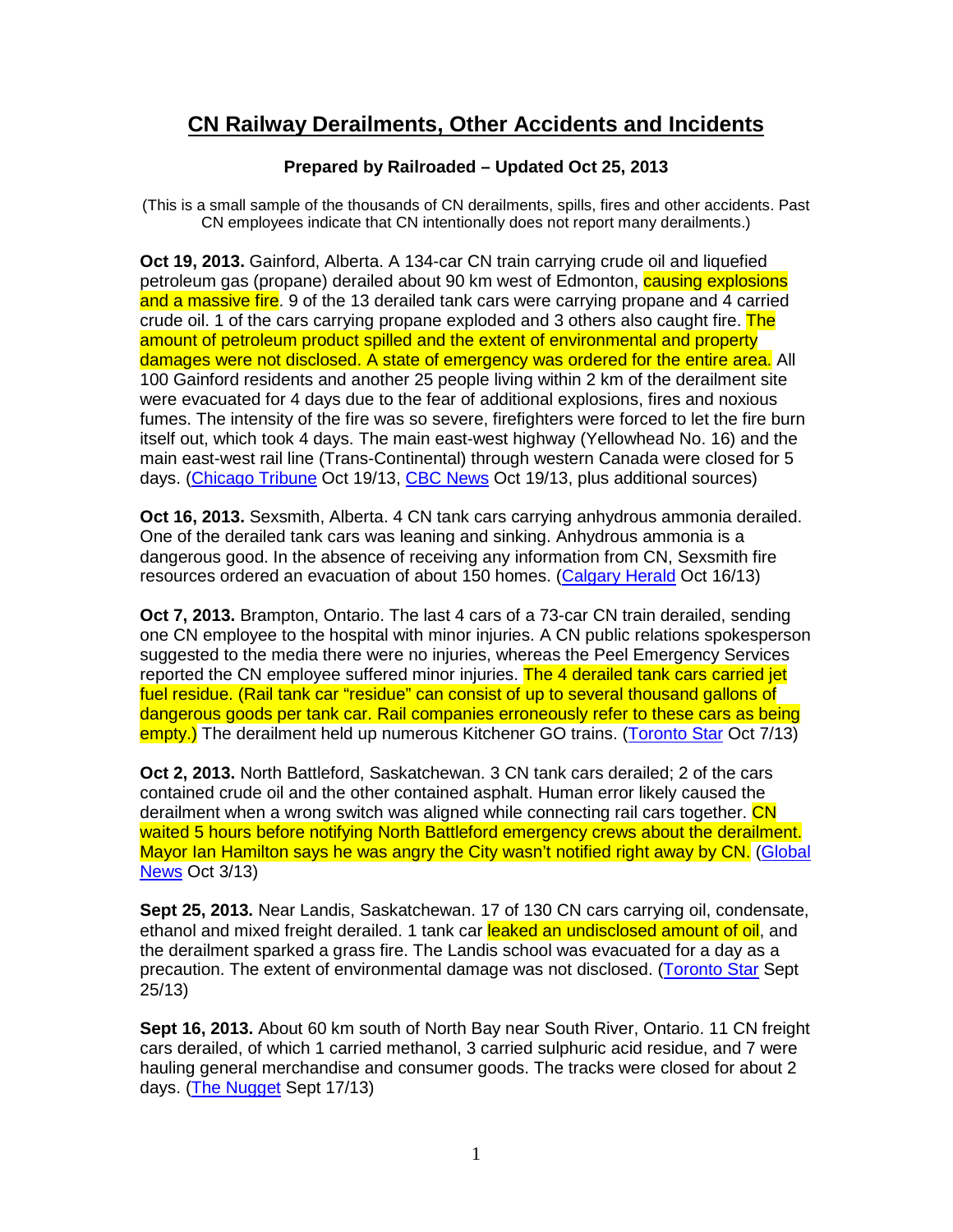# CN Railway Derailments, Other Accidents and Incidents

**Prepared by Railroaded – Updated Oct 25, 2013**

(This is a small sample of the thousands of CN derailments, spills, fires and other accidents. Past CN employees indicate that CN intentionally does not report many derailments.)

**Oct 19, 2013.** Gainford, Alberta. A 134-car CN train carrying crude oil and liquefied petroleum gas (propane) derailed about 90 km west of Edmonton, causing explosions and a massive fire. 9 of the 13 derailed tank cars were carrying propane and 4 carried crude oil. 1 of the cars carrying propane exploded and 3 others also caught fire. The amount of petroleum product spilled and the extent of environmental and property damages were not disclosed. A state of emergency was ordered for the entire area. All 100 Gainford residents and another 25 people living within 2 km of the derailment site were evacuated for 4 days due to the fear of additional explosions, fires and noxious fumes. The intensity of the fire was so severe, firefighters were forced to let the fire burn itself out, which took 4 days. The main east-west highway (Yellowhead No. 16) and the main east-west rail line (Trans-Continental) through western Canada were closed for 5 days. (Chicago Tribune Oct 19/13, CBC News Oct 19/13, plus additional sources)

**Oct 16, 2013.** Sexsmith, Alberta. 4 CN tank cars carrying anhydrous ammonia derailed. One of the derailed tank cars was leaning and sinking. Anhydrous ammonia is a dangerous good. In the absence of receiving any information from CN, Sexsmith fire resources ordered an evacuation of about 150 homes. (Calgary Herald Oct 16/13)

**Oct 7, 2013.** Brampton, Ontario. The last 4 cars of a 73-car CN train derailed, sending one CN employee to the hospital with minor injuries. A CN public relations spokesperson suggested to the media there were no injuries, whereas the Peel Emergency Services reported the CN employee suffered minor injuries. The 4 derailed tank cars carried jet fuel residue. (Rail tank car "residue" can consist of up to several thousand gallons of dangerous goods per tank car. Rail companies erroneously refer to these cars as being empty.) The derailment held up numerous Kitchener GO trains. (Toronto Star Oct 7/13)

**Oct 2, 2013.** North Battleford, Saskatchewan. 3 CN tank cars derailed; 2 of the cars contained crude oil and the other contained asphalt. Human error likely caused the derailment when a wrong switch was aligned while connecting rail cars together. CN waited 5 hours before notifying North Battleford emergency crews about the derailment. Mayor Ian Hamilton says he was angry the City wasn't notified right away by CN. (Global News Oct 3/13)

**Sept 25, 2013.** Near Landis, Saskatchewan. 17 of 130 CN cars carrying oil, condensate, ethanol and mixed freight derailed. 1 tank car leaked an undisclosed amount of oil, and the derailment sparked a grass fire. The Landis school was evacuated for a day as a precaution. The extent of environmental damage was not disclosed. (Toronto Star Sept 25/13)

**Sept 16, 2013.** About 60 km south of North Bay near South River, Ontario. 11 CN freight cars derailed, of which 1 carried methanol, 3 carried sulphuric acid residue, and 7 were hauling general merchandise and consumer goods. The tracks were closed for about 2 days. (The Nugget Sept 17/13)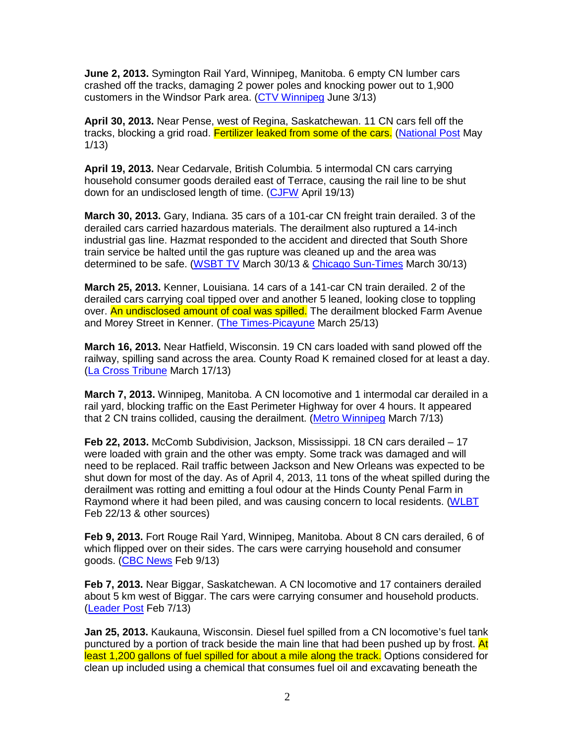**June 2, 2013.** Symington Rail Yard, Winnipeg, Manitoba. 6 empty CN lumber cars crashed off the tracks, damaging 2 power poles and knocking power out to 1,900 customers in the Windsor Park area. (CTV Winnipeg June 3/13)

**April 30, 2013.** Near Pense, west of Regina, Saskatchewan. 11 CN cars fell off the tracks, blocking a grid road. Fertilizer leaked from some of the cars. (National Post May 1/13)

**April 19, 2013.** Near Cedarvale, British Columbia. 5 intermodal CN cars carrying household consumer goods derailed east of Terrace, causing the rail line to be shut down for an undisclosed length of time. (CJFW April 19/13)

**March 30, 2013.** Gary, Indiana. 35 cars of a 101-car CN freight train derailed. 3 of the derailed cars carried hazardous materials. The derailment also ruptured a 14-inch industrial gas line. Hazmat responded to the accident and directed that South Shore train service be halted until the gas rupture was cleaned up and the area was determined to be safe. (WSBT TV March 30/13 & Chicago Sun-Times March 30/13)

**March 25, 2013.** Kenner, Louisiana. 14 cars of a 141-car CN train derailed. 2 of the derailed cars carrying coal tipped over and another 5 leaned, looking close to toppling over. An undisclosed amount of coal was spilled. The derailment blocked Farm Avenue and Morey Street in Kenner. (The Times-Picayune March 25/13)

**March 16, 2013.** Near Hatfield, Wisconsin. 19 CN cars loaded with sand plowed off the railway, spilling sand across the area. County Road K remained closed for at least a day. (La Cross Tribune March 17/13)

**March 7, 2013.** Winnipeg, Manitoba. A CN locomotive and 1 intermodal car derailed in a rail yard, blocking traffic on the East Perimeter Highway for over 4 hours. It appeared that 2 CN trains collided, causing the derailment. (Metro Winnipeg March 7/13)

**Feb 22, 2013.** McComb Subdivision, Jackson, Mississippi. 18 CN cars derailed – 17 were loaded with grain and the other was empty. Some track was damaged and will need to be replaced. Rail traffic between Jackson and New Orleans was expected to be shut down for most of the day. As of April 4, 2013, 11 tons of the wheat spilled during the derailment was rotting and emitting a foul odour at the Hinds County Penal Farm in Raymond where it had been piled, and was causing concern to local residents. (WLBT Feb 22/13 & other sources)

**Feb 9, 2013.** Fort Rouge Rail Yard, Winnipeg, Manitoba. About 8 CN cars derailed, 6 of which flipped over on their sides. The cars were carrying household and consumer goods. (CBC News Feb 9/13)

**Feb 7, 2013.** Near Biggar, Saskatchewan. A CN locomotive and 17 containers derailed about 5 km west of Biggar. The cars were carrying consumer and household products. (Leader Post Feb 7/13)

**Jan 25, 2013.** Kaukauna, Wisconsin. Diesel fuel spilled from a CN locomotive's fuel tank punctured by a portion of track beside the main line that had been pushed up by frost. At least 1,200 gallons of fuel spilled for about a mile along the track. Options considered for clean up included using a chemical that consumes fuel oil and excavating beneath the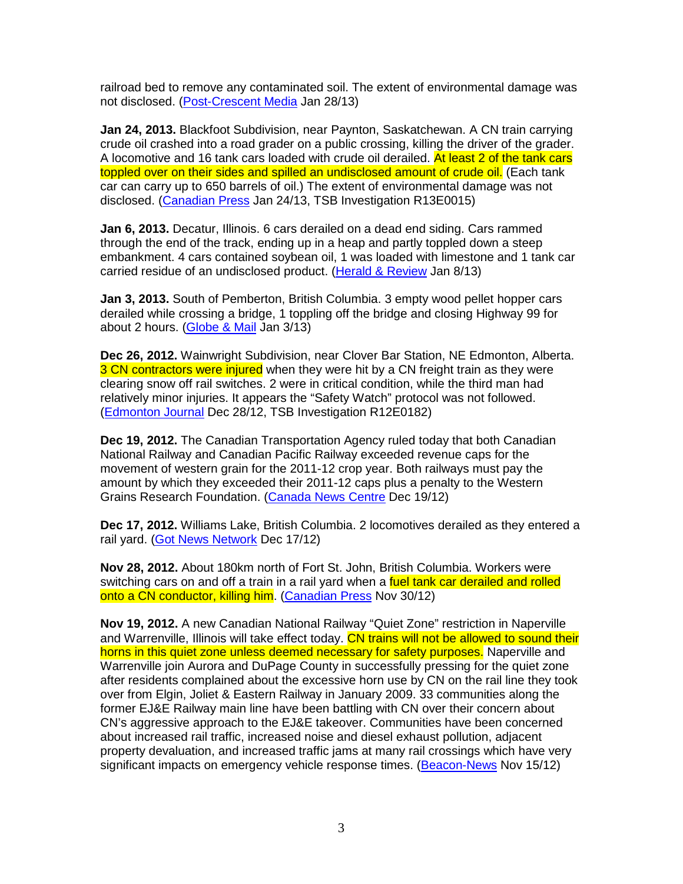railroad bed to remove any contaminated soil. The extent of environmental damage was not disclosed. (Post-Crescent Media Jan 28/13)

**Jan 24, 2013.** Blackfoot Subdivision, near Paynton, Saskatchewan. A CN train carrying crude oil crashed into a road grader on a public crossing, killing the driver of the grader. A locomotive and 16 tank cars loaded with crude oil derailed. At least 2 of the tank cars toppled over on their sides and spilled an undisclosed amount of crude oil. (Each tank car can carry up to 650 barrels of oil.) The extent of environmental damage was not disclosed. (Canadian Press Jan 24/13, TSB Investigation R13E0015)

**Jan 6, 2013.** Decatur, Illinois. 6 cars derailed on a dead end siding. Cars rammed through the end of the track, ending up in a heap and partly toppled down a steep embankment. 4 cars contained soybean oil, 1 was loaded with limestone and 1 tank car carried residue of an undisclosed product. (Herald & Review Jan 8/13)

**Jan 3, 2013.** South of Pemberton, British Columbia. 3 empty wood pellet hopper cars derailed while crossing a bridge, 1 toppling off the bridge and closing Highway 99 for about 2 hours. (Globe & Mail Jan 3/13)

**Dec 26, 2012.** Wainwright Subdivision, near Clover Bar Station, NE Edmonton, Alberta. 3 CN contractors were injured when they were hit by a CN freight train as they were clearing snow off rail switches. 2 were in critical condition, while the third man had relatively minor injuries. It appears the "Safety Watch" protocol was not followed. (Edmonton Journal Dec 28/12, TSB Investigation R12E0182)

**Dec 19, 2012.** The Canadian Transportation Agency ruled today that both Canadian National Railway and Canadian Pacific Railway exceeded revenue caps for the movement of western grain for the 2011-12 crop year. Both railways must pay the amount by which they exceeded their 2011-12 caps plus a penalty to the Western Grains Research Foundation. (Canada News Centre Dec 19/12)

**Dec 17, 2012.** Williams Lake, British Columbia. 2 locomotives derailed as they entered a rail yard. (Got News Network Dec 17/12)

**Nov 28, 2012.** About 180km north of Fort St. John, British Columbia. Workers were switching cars on and off a train in a rail yard when a fuel tank car derailed and rolled onto a CN conductor, killing him. (Canadian Press Nov 30/12)

**Nov 19, 2012.** A new Canadian National Railway "Quiet Zone" restriction in Naperville and Warrenville, Illinois will take effect today. CN trains will not be allowed to sound their horns in this quiet zone unless deemed necessary for safety purposes. Naperville and Warrenville join Aurora and DuPage County in successfully pressing for the quiet zone after residents complained about the excessive horn use by CN on the rail line they took over from Elgin, Joliet & Eastern Railway in January 2009. 33 communities along the former EJ&E Railway main line have been battling with CN over their concern about CN's aggressive approach to the EJ&E takeover. Communities have been concerned about increased rail traffic, increased noise and diesel exhaust pollution, adjacent property devaluation, and increased traffic jams at many rail crossings which have very significant impacts on emergency vehicle response times. (Beacon-News Nov 15/12)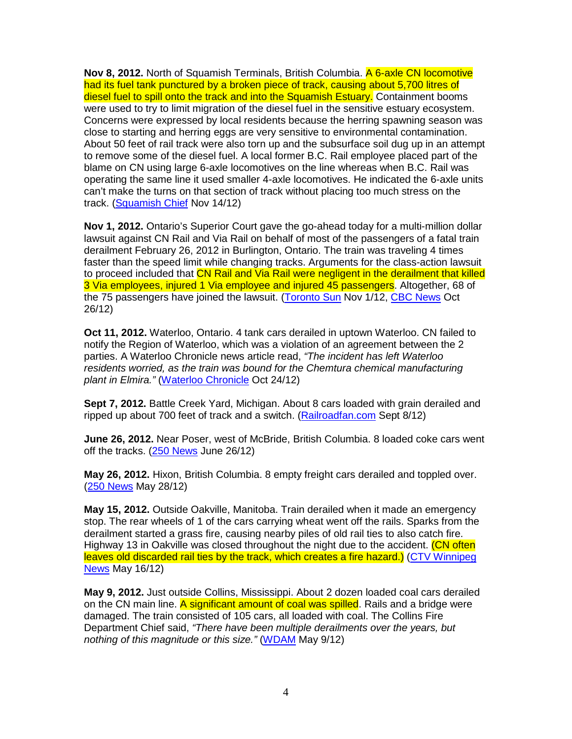**Nov 8, 2012.** North of Squamish Terminals, British Columbia. A 6-axle CN locomotive had its fuel tank punctured by a broken piece of track, causing about 5,700 litres of diesel fuel to spill onto the track and into the Squamish Estuary. Containment booms were used to try to limit migration of the diesel fuel in the sensitive estuary ecosystem. Concerns were expressed by local residents because the herring spawning season was close to starting and herring eggs are very sensitive to environmental contamination. About 50 feet of rail track were also torn up and the subsurface soil dug up in an attempt to remove some of the diesel fuel. A local former B.C. Rail employee placed part of the blame on CN using large 6-axle locomotives on the line whereas when B.C. Rail was operating the same line it used smaller 4-axle locomotives. He indicated the 6-axle units can't make the turns on that section of track without placing too much stress on the track. (Squamish Chief Nov 14/12)

**Nov 1, 2012.** Ontario's Superior Court gave the go-ahead today for a multi-million dollar lawsuit against CN Rail and Via Rail on behalf of most of the passengers of a fatal train derailment February 26, 2012 in Burlington, Ontario. The train was traveling 4 times faster than the speed limit while changing tracks. Arguments for the class-action lawsuit to proceed included that CN Rail and Via Rail were negligent in the derailment that killed 3 Via employees, injured 1 Via employee and injured 45 passengers. Altogether, 68 of the 75 passengers have joined the lawsuit. (Toronto Sun Nov 1/12, CBC News Oct 26/12)

**Oct 11, 2012.** Waterloo, Ontario. 4 tank cars derailed in uptown Waterloo. CN failed to notify the Region of Waterloo, which was a violation of an agreement between the 2 parties. A Waterloo Chronicle news article read, *"The incident has left Waterloo residents worried, as the train was bound for the Chemtura chemical manufacturing plant in Elmira."* (Waterloo Chronicle Oct 24/12)

**Sept 7, 2012.** Battle Creek Yard, Michigan. About 8 cars loaded with grain derailed and ripped up about 700 feet of track and a switch. (Railroadfan.com Sept 8/12)

**June 26, 2012.** Near Poser, west of McBride, British Columbia. 8 loaded coke cars went off the tracks. (250 News June 26/12)

**May 26, 2012.** Hixon, British Columbia. 8 empty freight cars derailed and toppled over. (250 News May 28/12)

**May 15, 2012.** Outside Oakville, Manitoba. Train derailed when it made an emergency stop. The rear wheels of 1 of the cars carrying wheat went off the rails. Sparks from the derailment started a grass fire, causing nearby piles of old rail ties to also catch fire. Highway 13 in Oakville was closed throughout the night due to the accident. (CN often leaves old discarded rail ties by the track, which creates a fire hazard.) (CTV Winnipeg News May 16/12)

**May 9, 2012.** Just outside Collins, Mississippi. About 2 dozen loaded coal cars derailed on the CN main line. A significant amount of coal was spilled. Rails and a bridge were damaged. The train consisted of 105 cars, all loaded with coal. The Collins Fire Department Chief said, *"There have been multiple derailments over the years, but nothing of this magnitude or this size."* (WDAM May 9/12)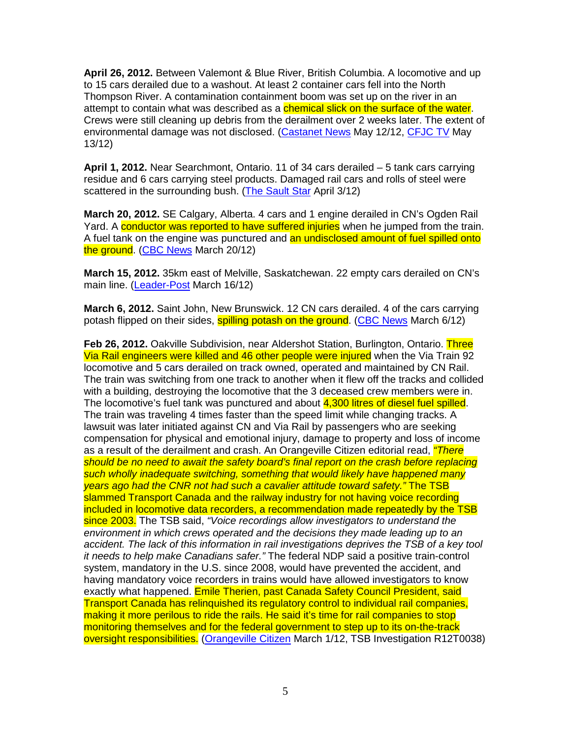**April 26, 2012.** Between Valemont & Blue River, British Columbia. A locomotive and up to 15 cars derailed due to a washout. At least 2 container cars fell into the North Thompson River. A contamination containment boom was set up on the river in an attempt to contain what was described as a chemical slick on the surface of the water. Crews were still cleaning up debris from the derailment over 2 weeks later. The extent of environmental damage was not disclosed. (Castanet News May 12/12, CFJC TV May 13/12)

**April 1, 2012.** Near Searchmont, Ontario. 11 of 34 cars derailed – 5 tank cars carrying residue and 6 cars carrying steel products. Damaged rail cars and rolls of steel were scattered in the surrounding bush. (The Sault Star April 3/12)

**March 20, 2012.** SE Calgary, Alberta. 4 cars and 1 engine derailed in CN's Ogden Rail Yard. A conductor was reported to have suffered injuries when he jumped from the train. A fuel tank on the engine was punctured and an undisclosed amount of fuel spilled onto the ground. (CBC News March 20/12)

**March 15, 2012.** 35km east of Melville, Saskatchewan. 22 empty cars derailed on CN's main line. (Leader-Post March 16/12)

**March 6, 2012.** Saint John, New Brunswick. 12 CN cars derailed. 4 of the cars carrying potash flipped on their sides, spilling potash on the ground. (CBC News March 6/12)

**Feb 26, 2012.** Oakville Subdivision, near Aldershot Station, Burlington, Ontario. Three Via Rail engineers were killed and 46 other people were injured when the Via Train 92 locomotive and 5 cars derailed on track owned, operated and maintained by CN Rail. The train was switching from one track to another when it flew off the tracks and collided with a building, destroying the locomotive that the 3 deceased crew members were in. The locomotive's fuel tank was punctured and about 4,300 litres of diesel fuel spilled. The train was traveling 4 times faster than the speed limit while changing tracks. A lawsuit was later initiated against CN and Via Rail by passengers who are seeking compensation for physical and emotional injury, damage to property and loss of income as a result of the derailment and crash. An Orangeville Citizen editorial read, *"There should be no need to await the safety board's final report on the crash before replacing such wholly inadequate switching, something that would likely have happened many years ago had the CNR not had such a cavalier attitude toward safety."* The TSB slammed Transport Canada and the railway industry for not having voice recording included in locomotive data recorders, a recommendation made repeatedly by the TSB since 2003. The TSB said, *"Voice recordings allow investigators to understand the environment in which crews operated and the decisions they made leading up to an accident. The lack of this information in rail investigations deprives the TSB of a key tool it needs to help make Canadians safer."* The federal NDP said a positive train-control system, mandatory in the U.S. since 2008, would have prevented the accident, and having mandatory voice recorders in trains would have allowed investigators to know exactly what happened. Emile Therien, past Canada Safety Council President, said Transport Canada has relinquished its regulatory control to individual rail companies, making it more perilous to ride the rails. He said it's time for rail companies to stop monitoring themselves and for the federal government to step up to its on-the-track oversight responsibilities. (Orangeville Citizen March 1/12, TSB Investigation R12T0038)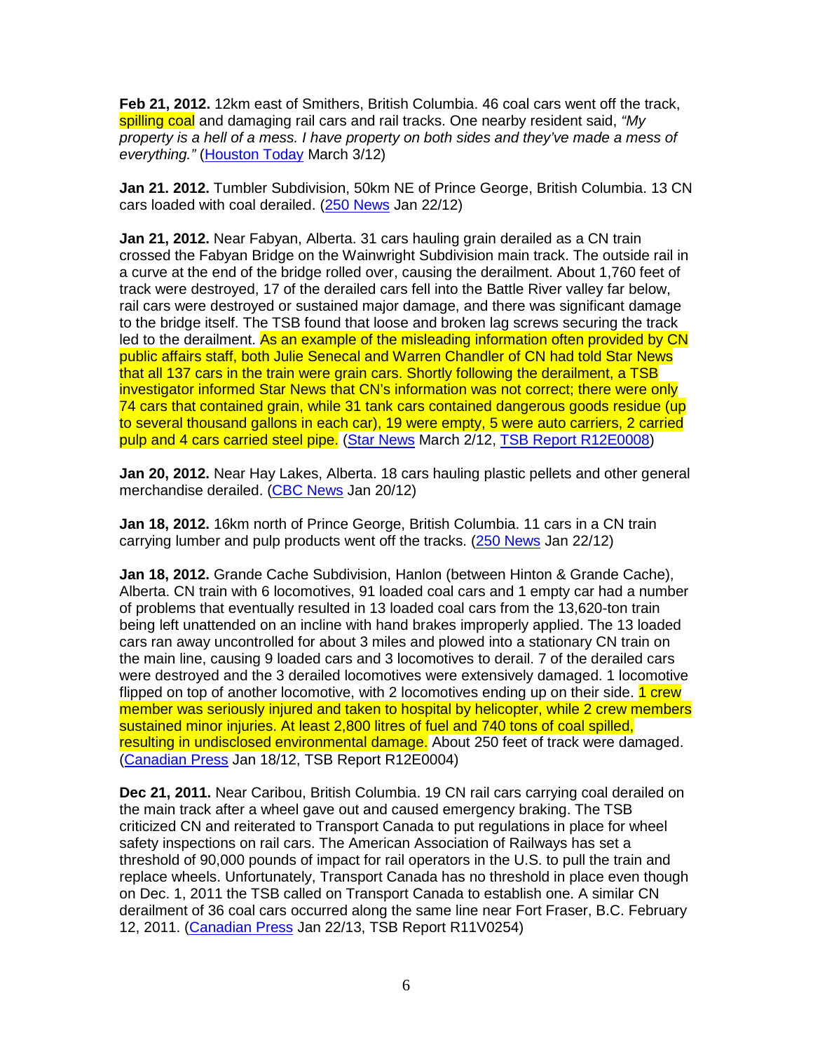**Feb 21, 2012.** 12km east of Smithers, British Columbia. 46 coal cars went off the track, spilling coal and damaging rail cars and rail tracks. One nearby resident said, *"My property is a hell of a mess. I have property on both sides and they've made a mess of everything."* (Houston Today March 3/12)

**Jan 21. 2012.** Tumbler Subdivision, 50km NE of Prince George, British Columbia. 13 CN cars loaded with coal derailed. (250 News Jan 22/12)

**Jan 21, 2012.** Near Fabyan, Alberta. 31 cars hauling grain derailed as a CN train crossed the Fabyan Bridge on the Wainwright Subdivision main track. The outside rail in a curve at the end of the bridge rolled over, causing the derailment. About 1,760 feet of track were destroyed, 17 of the derailed cars fell into the Battle River valley far below, rail cars were destroyed or sustained major damage, and there was significant damage to the bridge itself. The TSB found that loose and broken lag screws securing the track led to the derailment. As an example of the misleading information often provided by CN public affairs staff, both Julie Senecal and Warren Chandler of CN had told Star News that all 137 cars in the train were grain cars. Shortly following the derailment, a TSB investigator informed Star News that CN's information was not correct; there were only 74 cars that contained grain, while 31 tank cars contained dangerous goods residue (up to several thousand gallons in each car), 19 were empty, 5 were auto carriers, 2 carried pulp and 4 cars carried steel pipe. (Star News March 2/12, TSB Report R12E0008)

**Jan 20, 2012.** Near Hay Lakes, Alberta. 18 cars hauling plastic pellets and other general merchandise derailed. (CBC News Jan 20/12)

**Jan 18, 2012.** 16km north of Prince George, British Columbia. 11 cars in a CN train carrying lumber and pulp products went off the tracks. (250 News Jan 22/12)

**Jan 18, 2012.** Grande Cache Subdivision, Hanlon (between Hinton & Grande Cache), Alberta. CN train with 6 locomotives, 91 loaded coal cars and 1 empty car had a number of problems that eventually resulted in 13 loaded coal cars from the 13,620-ton train being left unattended on an incline with hand brakes improperly applied. The 13 loaded cars ran away uncontrolled for about 3 miles and plowed into a stationary CN train on the main line, causing 9 loaded cars and 3 locomotives to derail. 7 of the derailed cars were destroyed and the 3 derailed locomotives were extensively damaged. 1 locomotive flipped on top of another locomotive, with 2 locomotives ending up on their side. 1 crew member was seriously injured and taken to hospital by helicopter, while 2 crew members sustained minor injuries. At least 2,800 litres of fuel and 740 tons of coal spilled, resulting in undisclosed environmental damage. About 250 feet of track were damaged. (Canadian Press Jan 18/12, TSB Report R12E0004)

**Dec 21, 2011.** Near Caribou, British Columbia. 19 CN rail cars carrying coal derailed on the main track after a wheel gave out and caused emergency braking. The TSB criticized CN and reiterated to Transport Canada to put regulations in place for wheel safety inspections on rail cars. The American Association of Railways has set a threshold of 90,000 pounds of impact for rail operators in the U.S. to pull the train and replace wheels. Unfortunately, Transport Canada has no threshold in place even though on Dec. 1, 2011 the TSB called on Transport Canada to establish one. A similar CN derailment of 36 coal cars occurred along the same line near Fort Fraser, B.C. February 12, 2011. (Canadian Press Jan 22/13, TSB Report R11V0254)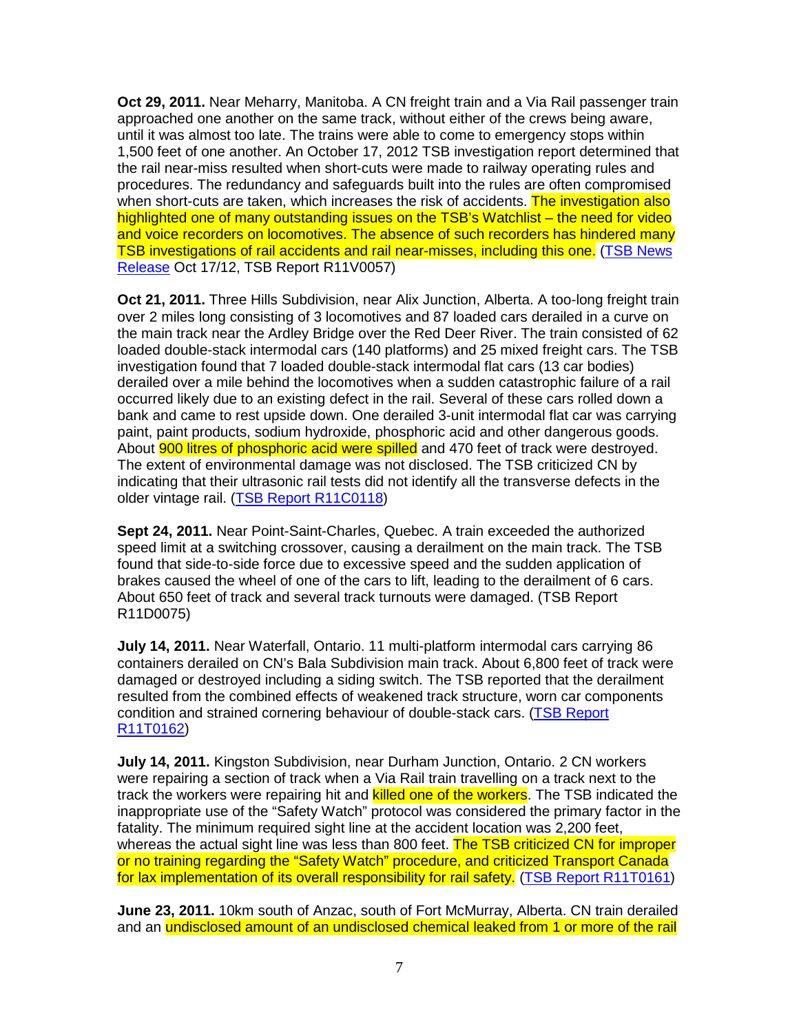**Oct 29, 2011.** Near Meharry, Manitoba. A CN freight train and a Via Rail passenger train approached one another on the same track, without either of the crews being aware, until it was almost too late. The trains were able to come to emergency stops within 1,500 feet of one another. An October 17, 2012 TSB investigation report determined that the rail near-miss resulted when short-cuts were made to railway operating rules and procedures. The redundancy and safeguards built into the rules are often compromised when short-cuts are taken, which increases the risk of accidents. The investigation also highlighted one of many outstanding issues on the TSB's Watchlist – the need for video and voice recorders on locomotives. The absence of such recorders has hindered many TSB investigations of rail accidents and rail near-misses, including this one. (TSB News Release Oct 17/12, TSB Report R11V0057)

**Oct 21, 2011.** Three Hills Subdivision, near Alix Junction, Alberta. A too-long freight train over 2 miles long consisting of 3 locomotives and 87 loaded cars derailed in a curve on the main track near the Ardley Bridge over the Red Deer River. The train consisted of 62 loaded double-stack intermodal cars (140 platforms) and 25 mixed freight cars. The TSB investigation found that 7 loaded double-stack intermodal flat cars (13 car bodies) derailed over a mile behind the locomotives when a sudden catastrophic failure of a rail occurred likely due to an existing defect in the rail. Several of these cars rolled down a bank and came to rest upside down. One derailed 3-unit intermodal flat car was carrying paint, paint products, sodium hydroxide, phosphoric acid and other dangerous goods. About 900 litres of phosphoric acid were spilled and 470 feet of track were destroyed. The extent of environmental damage was not disclosed. The TSB criticized CN by indicating that their ultrasonic rail tests did not identify all the transverse defects in the older vintage rail. (TSB Report R11C0118)

**Sept 24, 2011.** Near Point-Saint-Charles, Quebec. A train exceeded the authorized speed limit at a switching crossover, causing a derailment on the main track. The TSB found that side-to-side force due to excessive speed and the sudden application of brakes caused the wheel of one of the cars to lift, leading to the derailment of 6 cars. About 650 feet of track and several track turnouts were damaged. (TSB Report R11D0075)

**July 14, 2011.** Near Waterfall, Ontario. 11 multi-platform intermodal cars carrying 86 containers derailed on CN's Bala Subdivision main track. About 6,800 feet of track were damaged or destroyed including a siding switch. The TSB reported that the derailment resulted from the combined effects of weakened track structure, worn car components condition and strained cornering behaviour of double-stack cars. (TSB Report R11T0162)

**July 14, 2011.** Kingston Subdivision, near Durham Junction, Ontario. 2 CN workers were repairing a section of track when a Via Rail train travelling on a track next to the track the workers were repairing hit and killed one of the workers. The TSB indicated the inappropriate use of the "Safety Watch" protocol was considered the primary factor in the fatality. The minimum required sight line at the accident location was 2,200 feet, whereas the actual sight line was less than 800 feet. The TSB criticized CN for improper or no training regarding the "Safety Watch" procedure, and criticized Transport Canada for lax implementation of its overall responsibility for rail safety. (TSB Report R11T0161)

**June 23, 2011.** 10km south of Anzac, south of Fort McMurray, Alberta. CN train derailed and an undisclosed amount of an undisclosed chemical leaked from 1 or more of the rail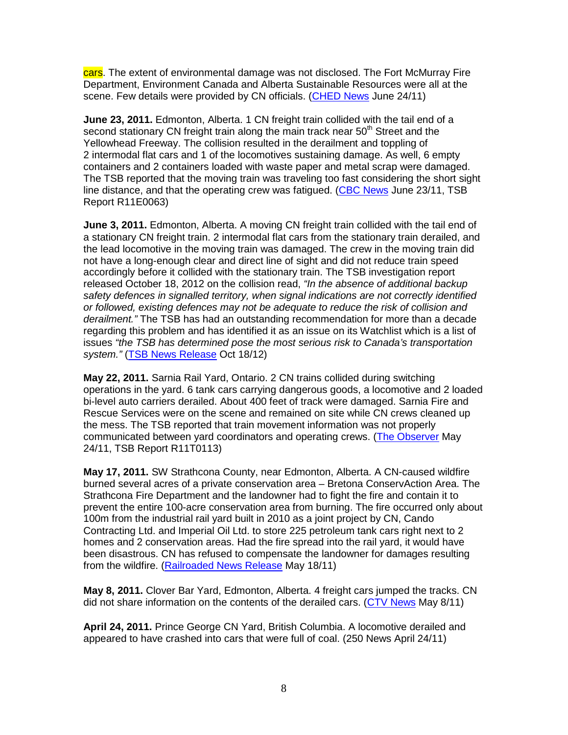cars. The extent of environmental damage was not disclosed. The Fort McMurray Fire Department, Environment Canada and Alberta Sustainable Resources were all at the scene. Few details were provided by CN officials. (CHED News June 24/11)

**June 23, 2011.** Edmonton, Alberta. 1 CN freight train collided with the tail end of a second stationary CN freight train along the main track near 50th Street and the Yellowhead Freeway. The collision resulted in the derailment and toppling of 2 intermodal flat cars and 1 of the locomotives sustaining damage. As well, 6 empty containers and 2 containers loaded with waste paper and metal scrap were damaged. The TSB reported that the moving train was traveling too fast considering the short sight line distance, and that the operating crew was fatigued. (CBC News June 23/11, TSB Report R11E0063)

**June 3, 2011.** Edmonton, Alberta. A moving CN freight train collided with the tail end of a stationary CN freight train. 2 intermodal flat cars from the stationary train derailed, and the lead locomotive in the moving train was damaged. The crew in the moving train did not have a long-enough clear and direct line of sight and did not reduce train speed accordingly before it collided with the stationary train. The TSB investigation report released October 18, 2012 on the collision read, *"In the absence of additional backup safety defences in signalled territory, when signal indications are not correctly identified or followed, existing defences may not be adequate to reduce the risk of collision and derailment."* The TSB has had an outstanding recommendation for more than a decade regarding this problem and has identified it as an issue on its Watchlist which is a list of issues *"the TSB has determined pose the most serious risk to Canada's transportation system."* (TSB News Release Oct 18/12)

**May 22, 2011.** Sarnia Rail Yard, Ontario. 2 CN trains collided during switching operations in the yard. 6 tank cars carrying dangerous goods, a locomotive and 2 loaded bi-level auto carriers derailed. About 400 feet of track were damaged. Sarnia Fire and Rescue Services were on the scene and remained on site while CN crews cleaned up the mess. The TSB reported that train movement information was not properly communicated between yard coordinators and operating crews. (The Observer May 24/11, TSB Report R11T0113)

**May 17, 2011.** SW Strathcona County, near Edmonton, Alberta. A CN-caused wildfire burned several acres of a private conservation area – Bretona ConservAction Area. The Strathcona Fire Department and the landowner had to fight the fire and contain it to prevent the entire 100-acre conservation area from burning. The fire occurred only about 100m from the industrial rail yard built in 2010 as a joint project by CN, Cando Contracting Ltd. and Imperial Oil Ltd. to store 225 petroleum tank cars right next to 2 homes and 2 conservation areas. Had the fire spread into the rail yard, it would have been disastrous. CN has refused to compensate the landowner for damages resulting from the wildfire. (Railroaded News Release May 18/11)

**May 8, 2011.** Clover Bar Yard, Edmonton, Alberta. 4 freight cars jumped the tracks. CN did not share information on the contents of the derailed cars. (CTV News May 8/11)

**April 24, 2011.** Prince George CN Yard, British Columbia. A locomotive derailed and appeared to have crashed into cars that were full of coal. (250 News April 24/11)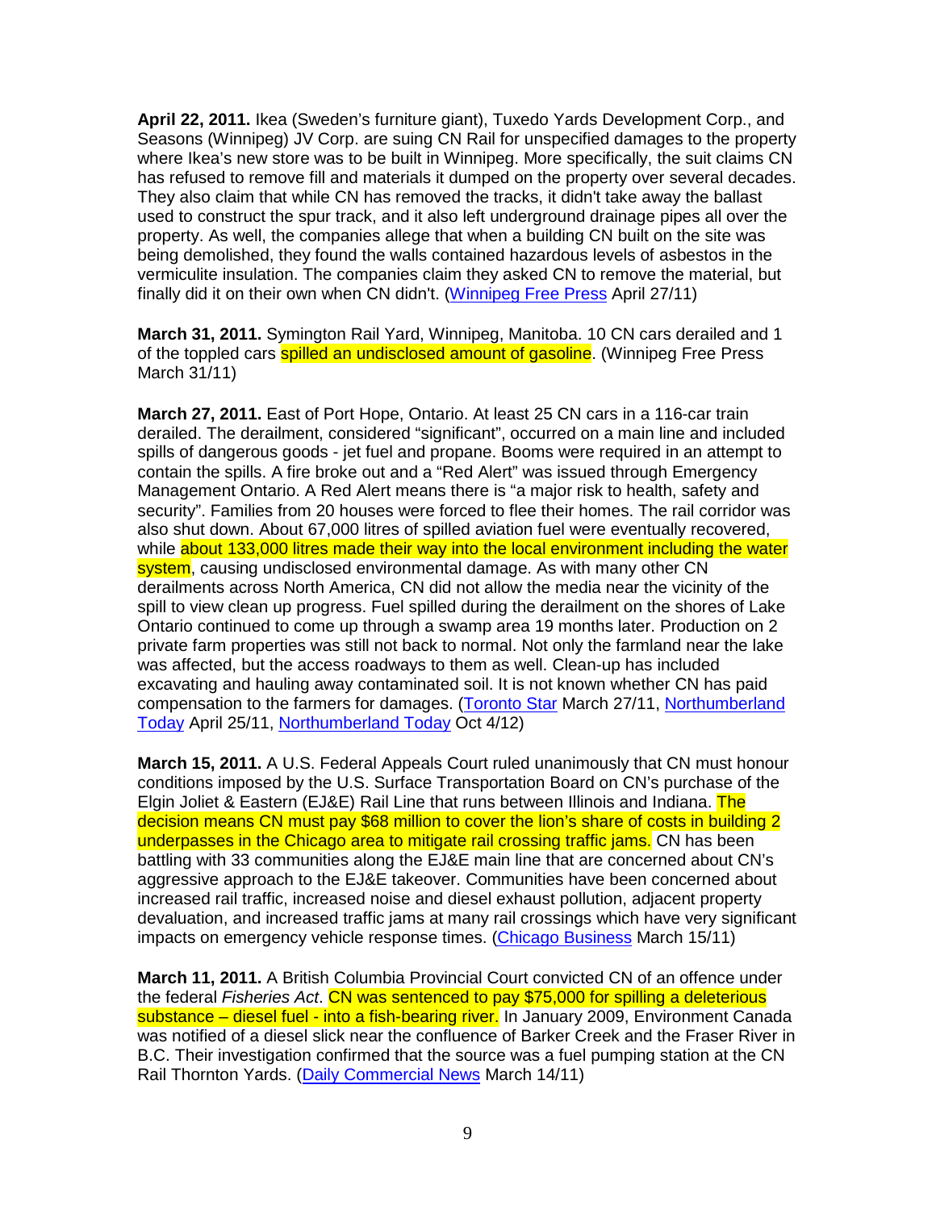**April 22, 2011.** Ikea (Sweden's furniture giant), Tuxedo Yards Development Corp., and Seasons (Winnipeg) JV Corp. are suing CN Rail for unspecified damages to the property where Ikea's new store was to be built in Winnipeg. More specifically, the suit claims CN has refused to remove fill and materials it dumped on the property over several decades. They also claim that while CN has removed the tracks, it didn't take away the ballast used to construct the spur track, and it also left underground drainage pipes all over the property. As well, the companies allege that when a building CN built on the site was being demolished, they found the walls contained hazardous levels of asbestos in the vermiculite insulation. The companies claim they asked CN to remove the material, but finally did it on their own when CN didn't. (Winnipeg Free Press April 27/11)

**March 31, 2011.** Symington Rail Yard, Winnipeg, Manitoba. 10 CN cars derailed and 1 of the toppled cars spilled an undisclosed amount of gasoline. (Winnipeg Free Press March 31/11)

**March 27, 2011.** East of Port Hope, Ontario. At least 25 CN cars in a 116-car train derailed. The derailment, considered "significant", occurred on a main line and included spills of dangerous goods - jet fuel and propane. Booms were required in an attempt to contain the spills. A fire broke out and a "Red Alert" was issued through Emergency Management Ontario. A Red Alert means there is "a major risk to health, safety and security". Families from 20 houses were forced to flee their homes. The rail corridor was also shut down. About 67,000 litres of spilled aviation fuel were eventually recovered, while about 133,000 litres made their way into the local environment including the water system, causing undisclosed environmental damage. As with many other CN derailments across North America, CN did not allow the media near the vicinity of the spill to view clean up progress. Fuel spilled during the derailment on the shores of Lake Ontario continued to come up through a swamp area 19 months later. Production on 2 private farm properties was still not back to normal. Not only the farmland near the lake was affected, but the access roadways to them as well. Clean-up has included excavating and hauling away contaminated soil. It is not known whether CN has paid compensation to the farmers for damages. (Toronto Star March 27/11, Northumberland Today April 25/11, Northumberland Today Oct 4/12)

**March 15, 2011.** A U.S. Federal Appeals Court ruled unanimously that CN must honour conditions imposed by the U.S. Surface Transportation Board on CN's purchase of the Elgin Joliet & Eastern (EJ&E) Rail Line that runs between Illinois and Indiana. The decision means CN must pay $68 million to cover the lion's share of costs in building 2 underpasses in the Chicago area to mitigate rail crossing traffic jams. CN has been battling with 33 communities along the EJ&E main line that are concerned about CN's aggressive approach to the EJ&E takeover. Communities have been concerned about increased rail traffic, increased noise and diesel exhaust pollution, adjacent property devaluation, and increased traffic jams at many rail crossings which have very significant impacts on emergency vehicle response times. (Chicago Business March 15/11)

**March 11, 2011.** A British Columbia Provincial Court convicted CN of an offence under the federal *Fisheries Act*. CN was sentenced to pay $75,000 for spilling a deleterious substance – diesel fuel - into a fish-bearing river. In January 2009, Environment Canada was notified of a diesel slick near the confluence of Barker Creek and the Fraser River in B.C. Their investigation confirmed that the source was a fuel pumping station at the CN Rail Thornton Yards. (Daily Commercial News March 14/11)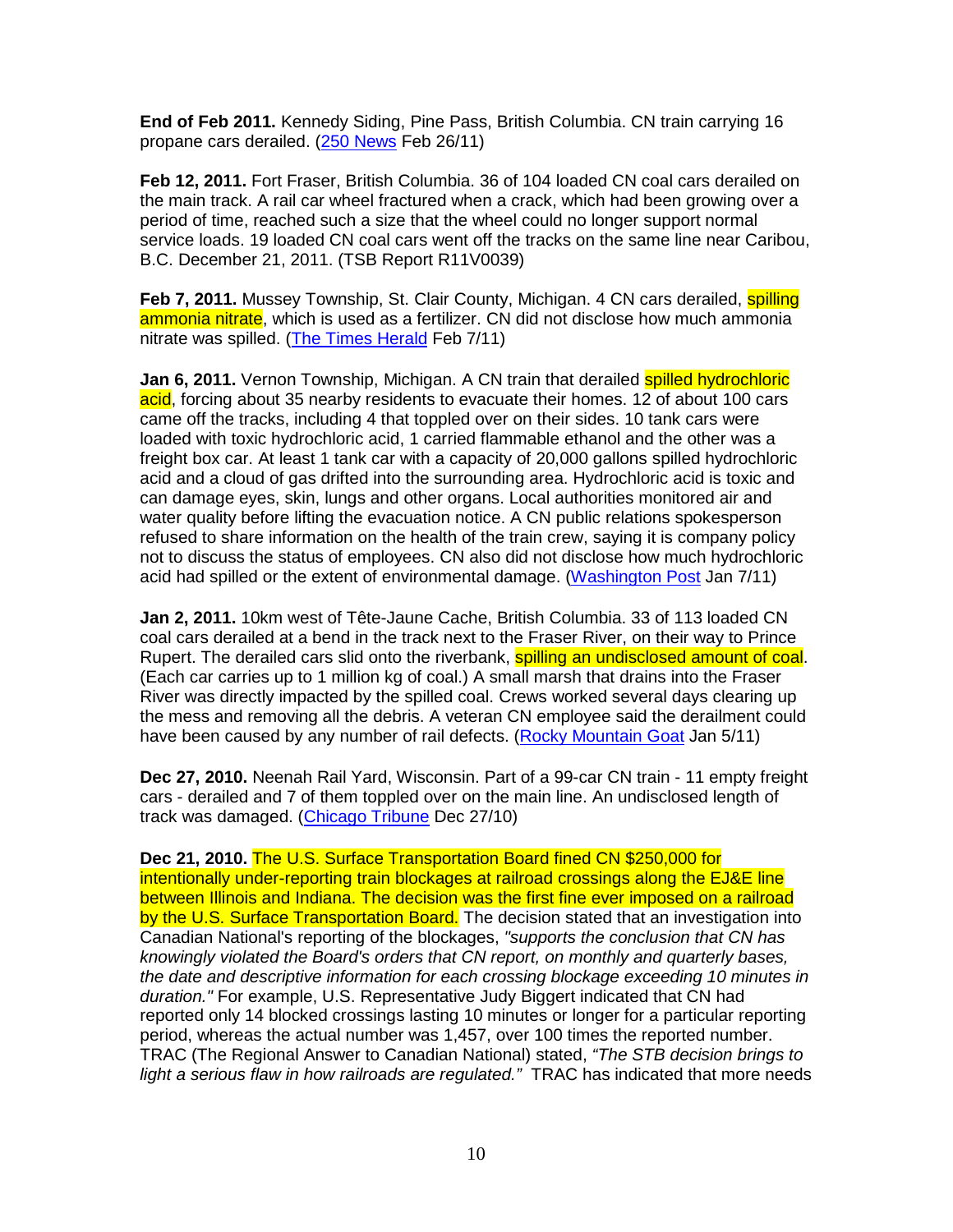**End of Feb 2011.** Kennedy Siding, Pine Pass, British Columbia. CN train carrying 16 propane cars derailed. (250 News Feb 26/11)

**Feb 12, 2011.** Fort Fraser, British Columbia. 36 of 104 loaded CN coal cars derailed on the main track. A rail car wheel fractured when a crack, which had been growing over a period of time, reached such a size that the wheel could no longer support normal service loads. 19 loaded CN coal cars went off the tracks on the same line near Caribou, B.C. December 21, 2011. (TSB Report R11V0039)

**Feb 7, 2011.** Mussey Township, St. Clair County, Michigan. 4 CN cars derailed, spilling ammonia nitrate, which is used as a fertilizer. CN did not disclose how much ammonia nitrate was spilled. (The Times Herald Feb 7/11)

**Jan 6, 2011.** Vernon Township, Michigan. A CN train that derailed spilled hydrochloric acid, forcing about 35 nearby residents to evacuate their homes. 12 of about 100 cars came off the tracks, including 4 that toppled over on their sides. 10 tank cars were loaded with toxic hydrochloric acid, 1 carried flammable ethanol and the other was a freight box car. At least 1 tank car with a capacity of 20,000 gallons spilled hydrochloric acid and a cloud of gas drifted into the surrounding area. Hydrochloric acid is toxic and can damage eyes, skin, lungs and other organs. Local authorities monitored air and water quality before lifting the evacuation notice. A CN public relations spokesperson refused to share information on the health of the train crew, saying it is company policy not to discuss the status of employees. CN also did not disclose how much hydrochloric acid had spilled or the extent of environmental damage. (Washington Post Jan 7/11)

**Jan 2, 2011.** 10km west of Tête-Jaune Cache, British Columbia. 33 of 113 loaded CN coal cars derailed at a bend in the track next to the Fraser River, on their way to Prince Rupert. The derailed cars slid onto the riverbank, spilling an undisclosed amount of coal. (Each car carries up to 1 million kg of coal.) A small marsh that drains into the Fraser River was directly impacted by the spilled coal. Crews worked several days clearing up the mess and removing all the debris. A veteran CN employee said the derailment could have been caused by any number of rail defects. (Rocky Mountain Goat Jan 5/11)

**Dec 27, 2010.** Neenah Rail Yard, Wisconsin. Part of a 99-car CN train - 11 empty freight cars - derailed and 7 of them toppled over on the main line. An undisclosed length of track was damaged. (Chicago Tribune Dec 27/10)

**Dec 21, 2010.** The U.S. Surface Transportation Board fined CN $250,000 for intentionally under-reporting train blockages at railroad crossings along the EJ&E line between Illinois and Indiana. The decision was the first fine ever imposed on a railroad by the U.S. Surface Transportation Board. The decision stated that an investigation into Canadian National's reporting of the blockages, *"supports the conclusion that CN has knowingly violated the Board's orders that CN report, on monthly and quarterly bases, the date and descriptive information for each crossing blockage exceeding 10 minutes in duration."* For example, U.S. Representative Judy Biggert indicated that CN had reported only 14 blocked crossings lasting 10 minutes or longer for a particular reporting period, whereas the actual number was 1,457, over 100 times the reported number. TRAC (The Regional Answer to Canadian National) stated, *"The STB decision brings to light a serious flaw in how railroads are regulated."* TRAC has indicated that more needs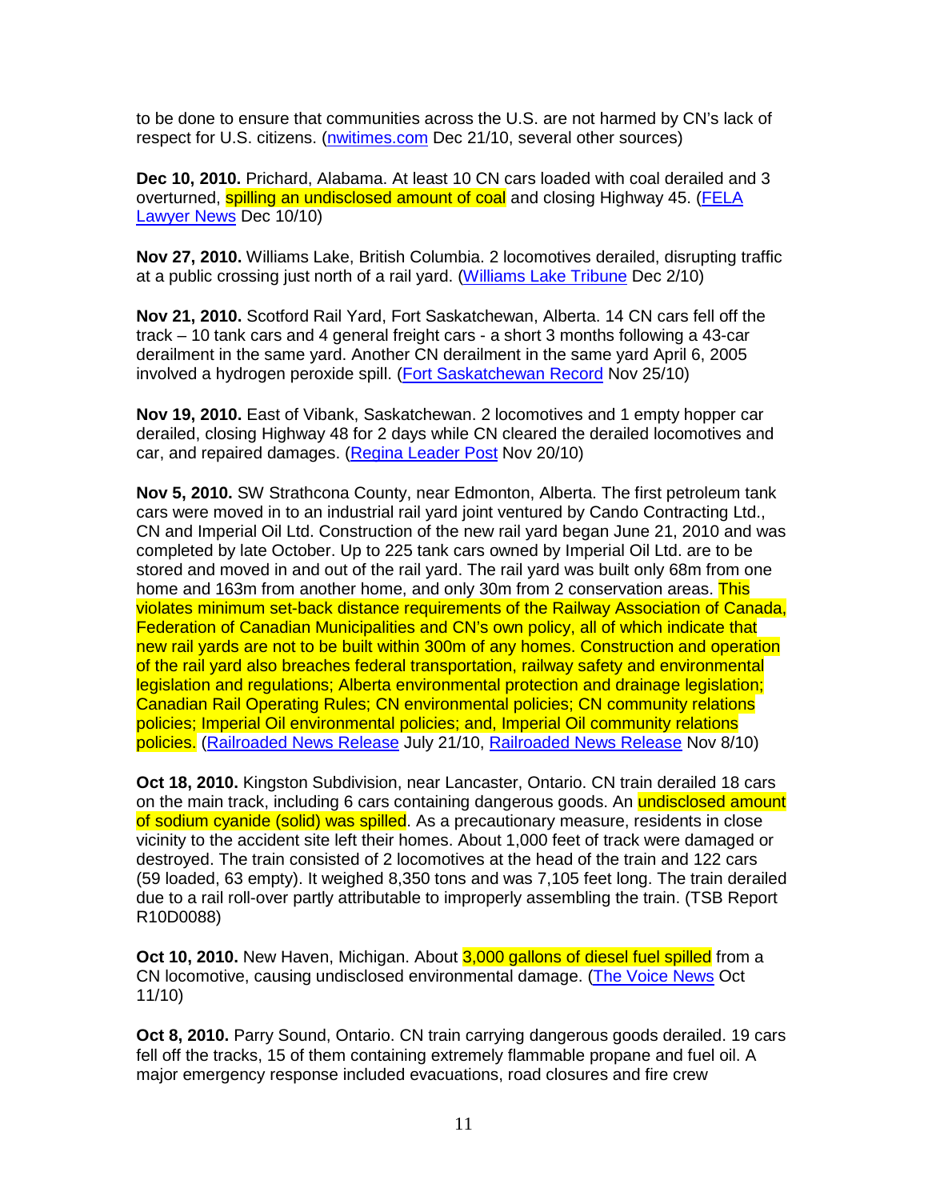to be done to ensure that communities across the U.S. are not harmed by CN's lack of respect for U.S. citizens. (nwitimes.com Dec 21/10, several other sources)

**Dec 10, 2010.** Prichard, Alabama. At least 10 CN cars loaded with coal derailed and 3 overturned, spilling an undisclosed amount of coal and closing Highway 45. (FELA Lawyer News Dec 10/10)

**Nov 27, 2010.** Williams Lake, British Columbia. 2 locomotives derailed, disrupting traffic at a public crossing just north of a rail yard. (Williams Lake Tribune Dec 2/10)

**Nov 21, 2010.** Scotford Rail Yard, Fort Saskatchewan, Alberta. 14 CN cars fell off the track – 10 tank cars and 4 general freight cars - a short 3 months following a 43-car derailment in the same yard. Another CN derailment in the same yard April 6, 2005 involved a hydrogen peroxide spill. (Fort Saskatchewan Record Nov 25/10)

**Nov 19, 2010.** East of Vibank, Saskatchewan. 2 locomotives and 1 empty hopper car derailed, closing Highway 48 for 2 days while CN cleared the derailed locomotives and car, and repaired damages. (Regina Leader Post Nov 20/10)

**Nov 5, 2010.** SW Strathcona County, near Edmonton, Alberta. The first petroleum tank cars were moved in to an industrial rail yard joint ventured by Cando Contracting Ltd., CN and Imperial Oil Ltd. Construction of the new rail yard began June 21, 2010 and was completed by late October. Up to 225 tank cars owned by Imperial Oil Ltd. are to be stored and moved in and out of the rail yard. The rail yard was built only 68m from one home and 163m from another home, and only 30m from 2 conservation areas. This violates minimum set-back distance requirements of the Railway Association of Canada, Federation of Canadian Municipalities and CN's own policy, all of which indicate that new rail yards are not to be built within 300m of any homes. Construction and operation of the rail yard also breaches federal transportation, railway safety and environmental legislation and regulations; Alberta environmental protection and drainage legislation; Canadian Rail Operating Rules; CN environmental policies; CN community relations policies; Imperial Oil environmental policies; and, Imperial Oil community relations policies. (Railroaded News Release July 21/10, Railroaded News Release Nov 8/10)

**Oct 18, 2010.** Kingston Subdivision, near Lancaster, Ontario. CN train derailed 18 cars on the main track, including 6 cars containing dangerous goods. An undisclosed amount of sodium cyanide (solid) was spilled. As a precautionary measure, residents in close vicinity to the accident site left their homes. About 1,000 feet of track were damaged or destroyed. The train consisted of 2 locomotives at the head of the train and 122 cars (59 loaded, 63 empty). It weighed 8,350 tons and was 7,105 feet long. The train derailed due to a rail roll-over partly attributable to improperly assembling the train. (TSB Report R10D0088)

**Oct 10, 2010.** New Haven, Michigan. About 3,000 gallons of diesel fuel spilled from a CN locomotive, causing undisclosed environmental damage. (The Voice News Oct 11/10)

**Oct 8, 2010.** Parry Sound, Ontario. CN train carrying dangerous goods derailed. 19 cars fell off the tracks, 15 of them containing extremely flammable propane and fuel oil. A major emergency response included evacuations, road closures and fire crew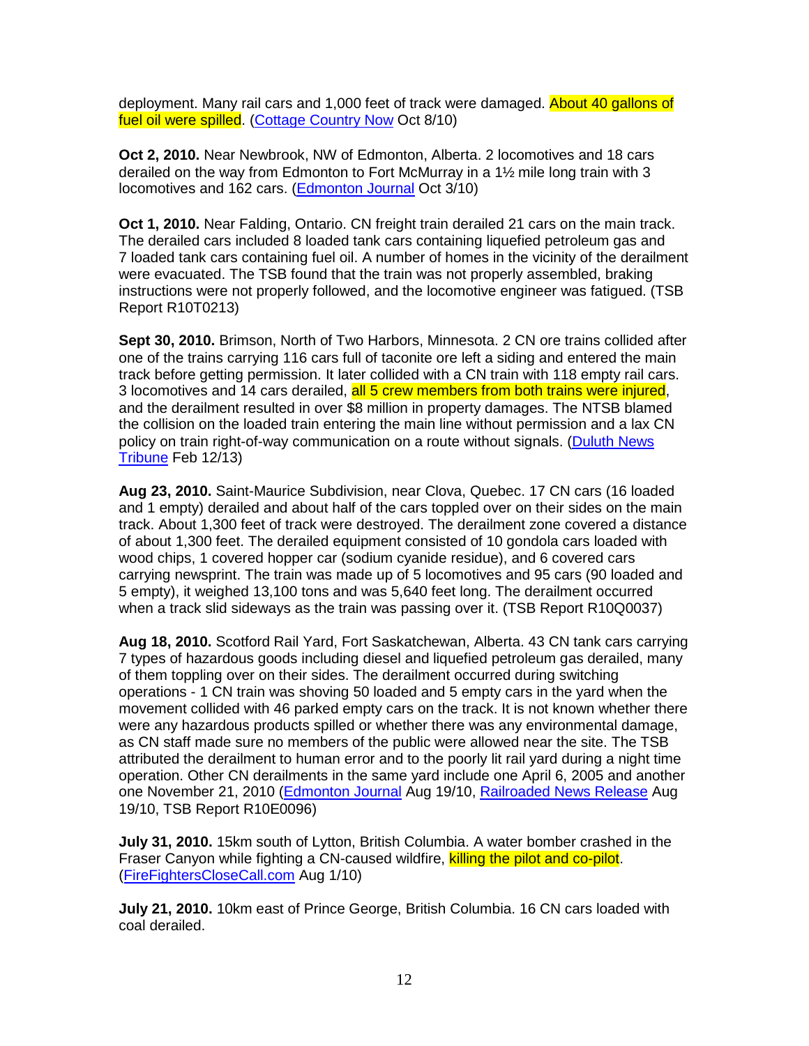deployment. Many rail cars and 1,000 feet of track were damaged. About 40 gallons of fuel oil were spilled. (Cottage Country Now Oct 8/10)

**Oct 2, 2010.** Near Newbrook, NW of Edmonton, Alberta. 2 locomotives and 18 cars derailed on the way from Edmonton to Fort McMurray in a 1½ mile long train with 3 locomotives and 162 cars. (Edmonton Journal Oct 3/10)

**Oct 1, 2010.** Near Falding, Ontario. CN freight train derailed 21 cars on the main track. The derailed cars included 8 loaded tank cars containing liquefied petroleum gas and 7 loaded tank cars containing fuel oil. A number of homes in the vicinity of the derailment were evacuated. The TSB found that the train was not properly assembled, braking instructions were not properly followed, and the locomotive engineer was fatigued. (TSB Report R10T0213)

**Sept 30, 2010.** Brimson, North of Two Harbors, Minnesota. 2 CN ore trains collided after one of the trains carrying 116 cars full of taconite ore left a siding and entered the main track before getting permission. It later collided with a CN train with 118 empty rail cars. 3 locomotives and 14 cars derailed, all 5 crew members from both trains were injured, and the derailment resulted in over $8 million in property damages. The NTSB blamed the collision on the loaded train entering the main line without permission and a lax CN policy on train right-of-way communication on a route without signals. (Duluth News Tribune Feb 12/13)

**Aug 23, 2010.** Saint-Maurice Subdivision, near Clova, Quebec. 17 CN cars (16 loaded and 1 empty) derailed and about half of the cars toppled over on their sides on the main track. About 1,300 feet of track were destroyed. The derailment zone covered a distance of about 1,300 feet. The derailed equipment consisted of 10 gondola cars loaded with wood chips, 1 covered hopper car (sodium cyanide residue), and 6 covered cars carrying newsprint. The train was made up of 5 locomotives and 95 cars (90 loaded and 5 empty), it weighed 13,100 tons and was 5,640 feet long. The derailment occurred when a track slid sideways as the train was passing over it. (TSB Report R10Q0037)

**Aug 18, 2010.** Scotford Rail Yard, Fort Saskatchewan, Alberta. 43 CN tank cars carrying 7 types of hazardous goods including diesel and liquefied petroleum gas derailed, many of them toppling over on their sides. The derailment occurred during switching operations - 1 CN train was shoving 50 loaded and 5 empty cars in the yard when the movement collided with 46 parked empty cars on the track. It is not known whether there were any hazardous products spilled or whether there was any environmental damage, as CN staff made sure no members of the public were allowed near the site. The TSB attributed the derailment to human error and to the poorly lit rail yard during a night time operation. Other CN derailments in the same yard include one April 6, 2005 and another one November 21, 2010 (Edmonton Journal Aug 19/10, Railroaded News Release Aug 19/10, TSB Report R10E0096)

**July 31, 2010.** 15km south of Lytton, British Columbia. A water bomber crashed in the Fraser Canyon while fighting a CN-caused wildfire, killing the pilot and co-pilot. (FireFightersCloseCall.com Aug 1/10)

**July 21, 2010.** 10km east of Prince George, British Columbia. 16 CN cars loaded with coal derailed.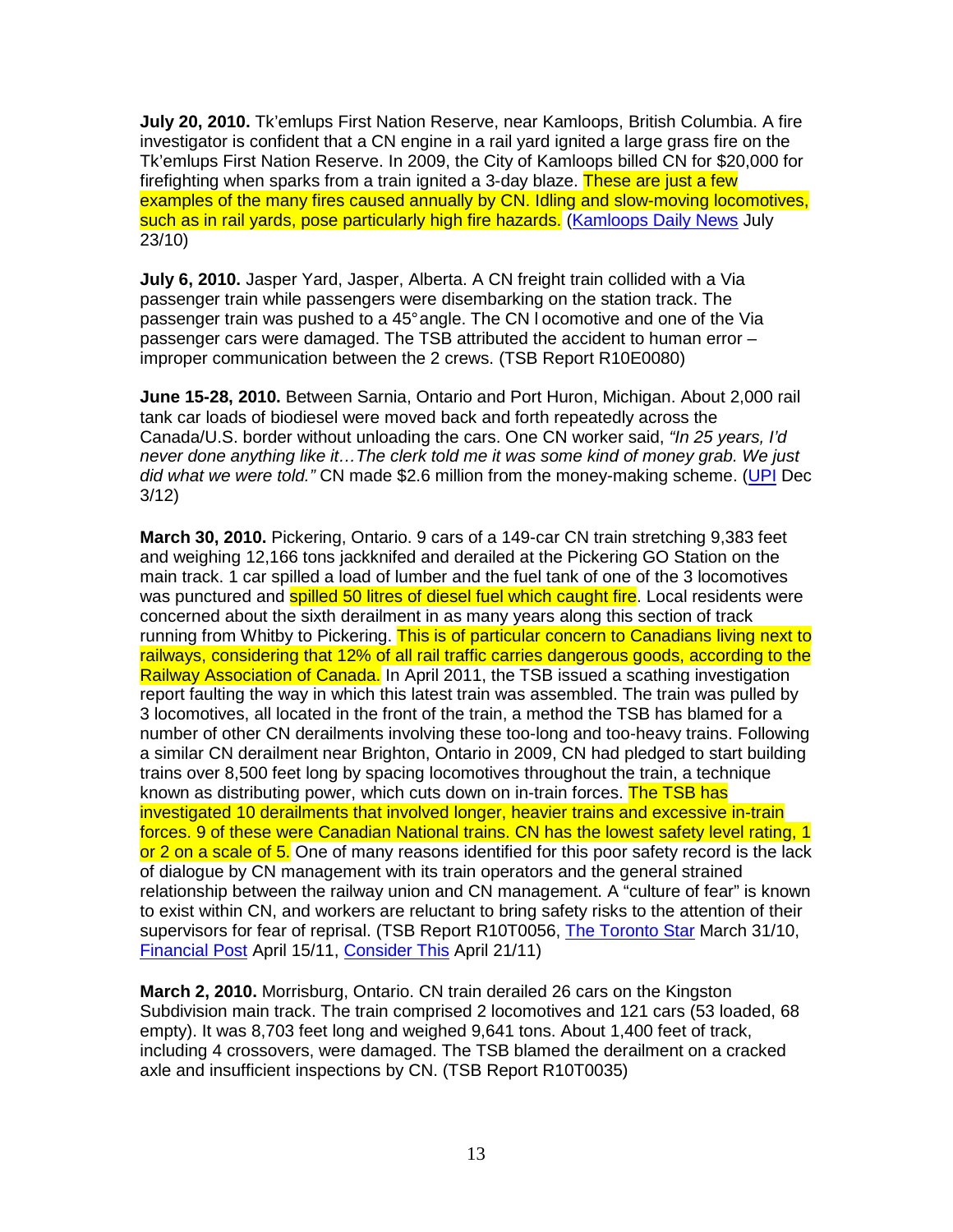**July 20, 2010.** Tk'emlups First Nation Reserve, near Kamloops, British Columbia. A fire investigator is confident that a CN engine in a rail yard ignited a large grass fire on the Tk'emlups First Nation Reserve. In 2009, the City of Kamloops billed CN for $20,000 for firefighting when sparks from a train ignited a 3-day blaze. These are just a few examples of the many fires caused annually by CN. Idling and slow-moving locomotives, such as in rail yards, pose particularly high fire hazards. (Kamloops Daily News July 23/10)

**July 6, 2010.** Jasper Yard, Jasper, Alberta. A CN freight train collided with a Via passenger train while passengers were disembarking on the station track. The passenger train was pushed to a 45° angle. The CN locomotive and one of the Via passenger cars were damaged. The TSB attributed the accident to human error – improper communication between the 2 crews. (TSB Report R10E0080)

**June 15-28, 2010.** Between Sarnia, Ontario and Port Huron, Michigan. About 2,000 rail tank car loads of biodiesel were moved back and forth repeatedly across the Canada/U.S. border without unloading the cars. One CN worker said, *"In 25 years, I'd never done anything like it…The clerk told me it was some kind of money grab. We just did what we were told."* CN made $2.6 million from the money-making scheme. (UPI Dec 3/12)

**March 30, 2010.** Pickering, Ontario. 9 cars of a 149-car CN train stretching 9,383 feet and weighing 12,166 tons jackknifed and derailed at the Pickering GO Station on the main track. 1 car spilled a load of lumber and the fuel tank of one of the 3 locomotives was punctured and spilled 50 litres of diesel fuel which caught fire. Local residents were concerned about the sixth derailment in as many years along this section of track running from Whitby to Pickering. This is of particular concern to Canadians living next to railways, considering that 12% of all rail traffic carries dangerous goods, according to the Railway Association of Canada. In April 2011, the TSB issued a scathing investigation report faulting the way in which this latest train was assembled. The train was pulled by 3 locomotives, all located in the front of the train, a method the TSB has blamed for a number of other CN derailments involving these too-long and too-heavy trains. Following a similar CN derailment near Brighton, Ontario in 2009, CN had pledged to start building trains over 8,500 feet long by spacing locomotives throughout the train, a technique known as distributing power, which cuts down on in-train forces. The TSB has investigated 10 derailments that involved longer, heavier trains and excessive in-train forces. 9 of these were Canadian National trains. CN has the lowest safety level rating, 1 or 2 on a scale of 5. One of many reasons identified for this poor safety record is the lack of dialogue by CN management with its train operators and the general strained relationship between the railway union and CN management. A "culture of fear" is known to exist within CN, and workers are reluctant to bring safety risks to the attention of their supervisors for fear of reprisal. (TSB Report R10T0056, The Toronto Star March 31/10, Financial Post April 15/11, Consider This April 21/11)

**March 2, 2010.** Morrisburg, Ontario. CN train derailed 26 cars on the Kingston Subdivision main track. The train comprised 2 locomotives and 121 cars (53 loaded, 68 empty). It was 8,703 feet long and weighed 9,641 tons. About 1,400 feet of track, including 4 crossovers, were damaged. The TSB blamed the derailment on a cracked axle and insufficient inspections by CN. (TSB Report R10T0035)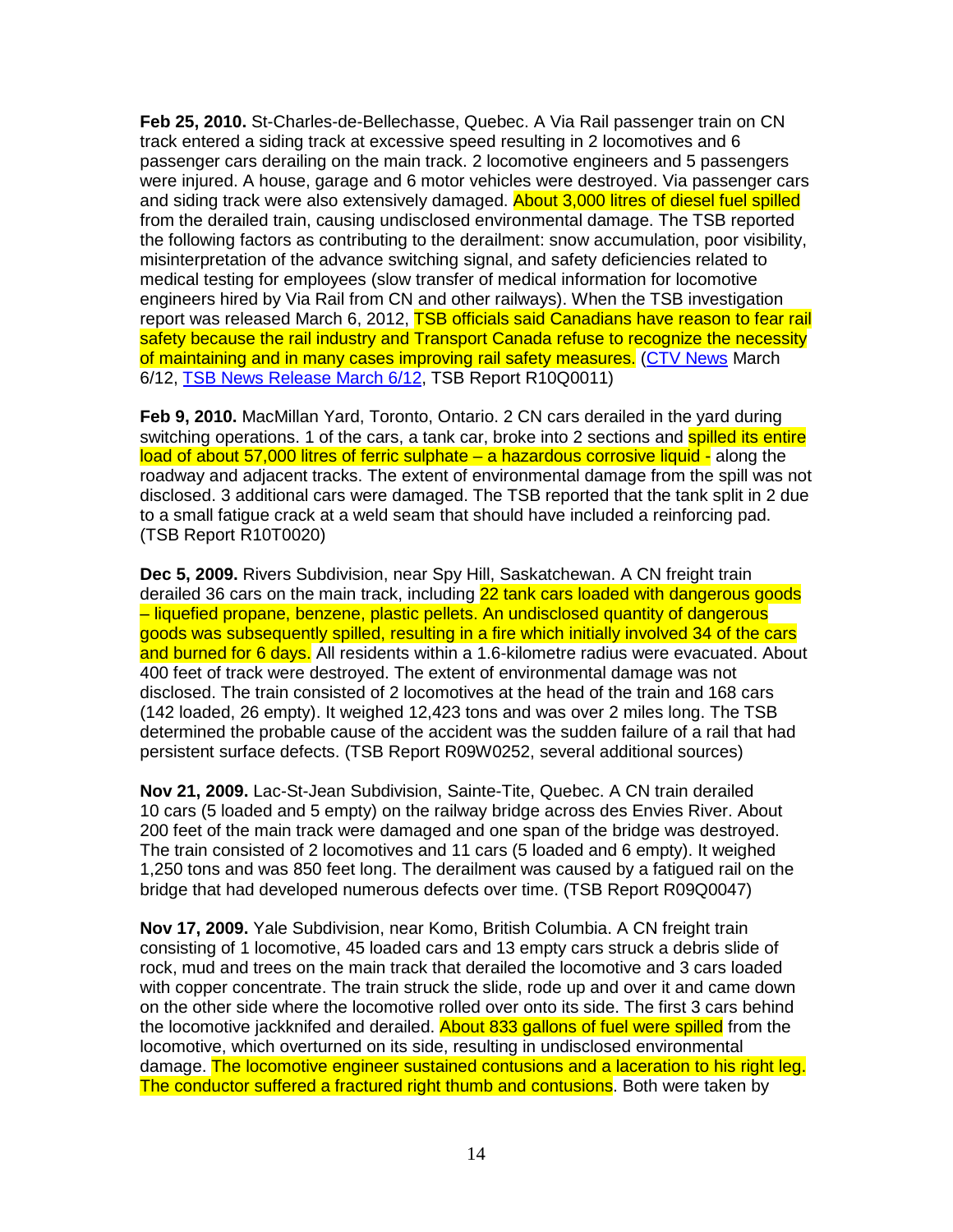**Feb 25, 2010.** St-Charles-de-Bellechasse, Quebec. A Via Rail passenger train on CN track entered a siding track at excessive speed resulting in 2 locomotives and 6 passenger cars derailing on the main track. 2 locomotive engineers and 5 passengers were injured. A house, garage and 6 motor vehicles were destroyed. Via passenger cars and siding track were also extensively damaged. About 3,000 litres of diesel fuel spilled from the derailed train, causing undisclosed environmental damage. The TSB reported the following factors as contributing to the derailment: snow accumulation, poor visibility, misinterpretation of the advance switching signal, and safety deficiencies related to medical testing for employees (slow transfer of medical information for locomotive engineers hired by Via Rail from CN and other railways). When the TSB investigation report was released March 6, 2012, TSB officials said Canadians have reason to fear rail safety because the rail industry and Transport Canada refuse to recognize the necessity of maintaining and in many cases improving rail safety measures. (CTV News March 6/12, TSB News Release March 6/12, TSB Report R10Q0011)

**Feb 9, 2010.** MacMillan Yard, Toronto, Ontario. 2 CN cars derailed in the yard during switching operations. 1 of the cars, a tank car, broke into 2 sections and spilled its entire load of about 57,000 litres of ferric sulphate – a hazardous corrosive liquid - along the roadway and adjacent tracks. The extent of environmental damage from the spill was not disclosed. 3 additional cars were damaged. The TSB reported that the tank split in 2 due to a small fatigue crack at a weld seam that should have included a reinforcing pad. (TSB Report R10T0020)

**Dec 5, 2009.** Rivers Subdivision, near Spy Hill, Saskatchewan. A CN freight train derailed 36 cars on the main track, including 22 tank cars loaded with dangerous goods – liquefied propane, benzene, plastic pellets. An undisclosed quantity of dangerous goods was subsequently spilled, resulting in a fire which initially involved 34 of the cars and burned for 6 days. All residents within a 1.6-kilometre radius were evacuated. About 400 feet of track were destroyed. The extent of environmental damage was not disclosed. The train consisted of 2 locomotives at the head of the train and 168 cars (142 loaded, 26 empty). It weighed 12,423 tons and was over 2 miles long. The TSB determined the probable cause of the accident was the sudden failure of a rail that had persistent surface defects. (TSB Report R09W0252, several additional sources)

**Nov 21, 2009.** Lac-St-Jean Subdivision, Sainte-Tite, Quebec. A CN train derailed 10 cars (5 loaded and 5 empty) on the railway bridge across des Envies River. About 200 feet of the main track were damaged and one span of the bridge was destroyed. The train consisted of 2 locomotives and 11 cars (5 loaded and 6 empty). It weighed 1,250 tons and was 850 feet long. The derailment was caused by a fatigued rail on the bridge that had developed numerous defects over time. (TSB Report R09Q0047)

**Nov 17, 2009.** Yale Subdivision, near Komo, British Columbia. A CN freight train consisting of 1 locomotive, 45 loaded cars and 13 empty cars struck a debris slide of rock, mud and trees on the main track that derailed the locomotive and 3 cars loaded with copper concentrate. The train struck the slide, rode up and over it and came down on the other side where the locomotive rolled over onto its side. The first 3 cars behind the locomotive jackknifed and derailed. About 833 gallons of fuel were spilled from the locomotive, which overturned on its side, resulting in undisclosed environmental damage. The locomotive engineer sustained contusions and a laceration to his right leg. The conductor suffered a fractured right thumb and contusions. Both were taken by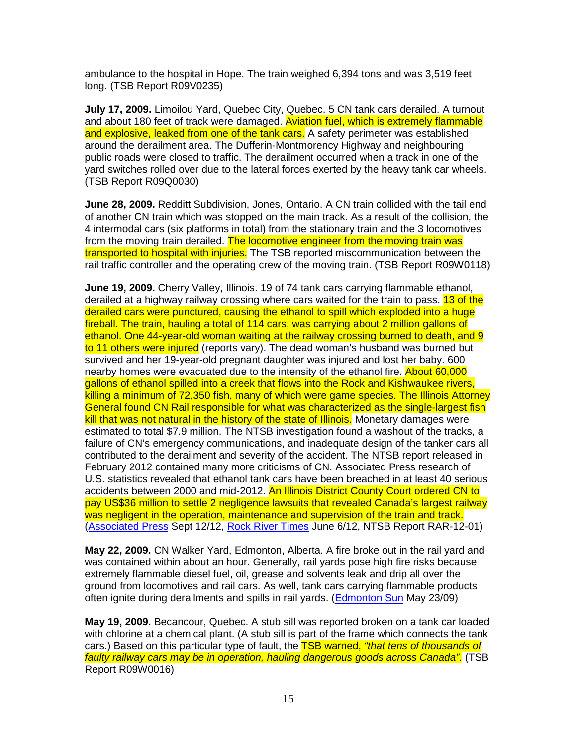ambulance to the hospital in Hope. The train weighed 6,394 tons and was 3,519 feet long. (TSB Report R09V0235)

**July 17, 2009.** Limoilou Yard, Quebec City, Quebec. 5 CN tank cars derailed. A turnout and about 180 feet of track were damaged. Aviation fuel, which is extremely flammable and explosive, leaked from one of the tank cars. A safety perimeter was established around the derailment area. The Dufferin-Montmorency Highway and neighbouring public roads were closed to traffic. The derailment occurred when a track in one of the yard switches rolled over due to the lateral forces exerted by the heavy tank car wheels. (TSB Report R09Q0030)

**June 28, 2009.** Redditt Subdivision, Jones, Ontario. A CN train collided with the tail end of another CN train which was stopped on the main track. As a result of the collision, the 4 intermodal cars (six platforms in total) from the stationary train and the 3 locomotives from the moving train derailed. The locomotive engineer from the moving train was transported to hospital with injuries. The TSB reported miscommunication between the rail traffic controller and the operating crew of the moving train. (TSB Report R09W0118)

**June 19, 2009.** Cherry Valley, Illinois. 19 of 74 tank cars carrying flammable ethanol, derailed at a highway railway crossing where cars waited for the train to pass. 13 of the derailed cars were punctured, causing the ethanol to spill which exploded into a huge fireball. The train, hauling a total of 114 cars, was carrying about 2 million gallons of ethanol. One 44-year-old woman waiting at the railway crossing burned to death, and 9 to 11 others were injured (reports vary). The dead woman's husband was burned but survived and her 19-year-old pregnant daughter was injured and lost her baby. 600 nearby homes were evacuated due to the intensity of the ethanol fire. About 60,000 gallons of ethanol spilled into a creek that flows into the Rock and Kishwaukee rivers, killing a minimum of 72,350 fish, many of which were game species. The Illinois Attorney General found CN Rail responsible for what was characterized as the single-largest fish kill that was not natural in the history of the state of Illinois. Monetary damages were estimated to total $7.9 million. The NTSB investigation found a washout of the tracks, a failure of CN's emergency communications, and inadequate design of the tanker cars all contributed to the derailment and severity of the accident. The NTSB report released in February 2012 contained many more criticisms of CN. Associated Press research of U.S. statistics revealed that ethanol tank cars have been breached in at least 40 serious accidents between 2000 and mid-2012. An Illinois District County Court ordered CN to pay US$36 million to settle 2 negligence lawsuits that revealed Canada's largest railway was negligent in the operation, maintenance and supervision of the train and track. (Associated Press Sept 12/12, Rock River Times June 6/12, NTSB Report RAR-12-01)

**May 22, 2009.** CN Walker Yard, Edmonton, Alberta. A fire broke out in the rail yard and was contained within about an hour. Generally, rail yards pose high fire risks because extremely flammable diesel fuel, oil, grease and solvents leak and drip all over the ground from locomotives and rail cars. As well, tank cars carrying flammable products often ignite during derailments and spills in rail yards. (Edmonton Sun May 23/09)

**May 19, 2009.** Becancour, Quebec. A stub sill was reported broken on a tank car loaded with chlorine at a chemical plant. (A stub sill is part of the frame which connects the tank cars.) Based on this particular type of fault, the TSB warned, *"that tens of thousands of faulty railway cars may be in operation, hauling dangerous goods across Canada"*. (TSB Report R09W0016)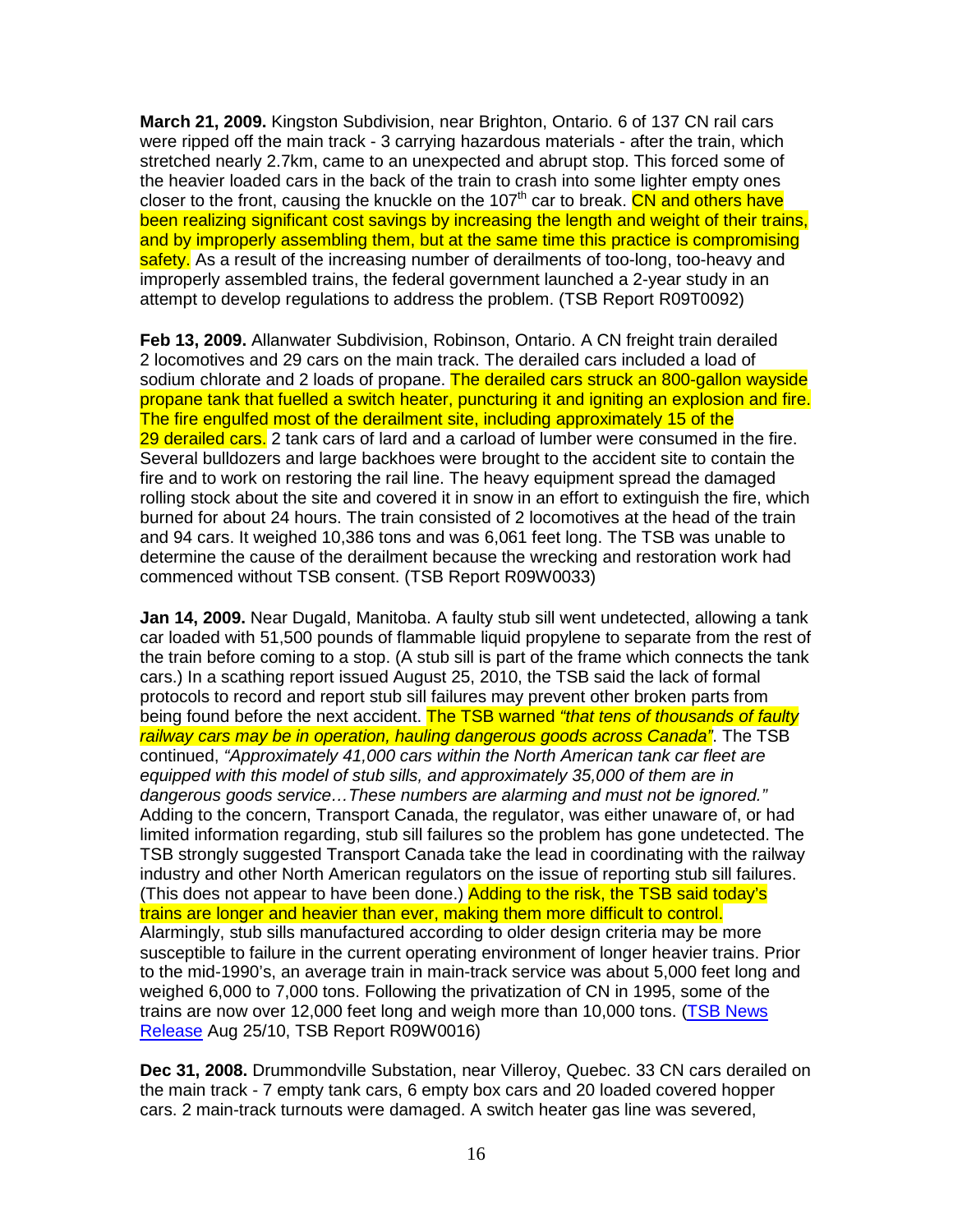**March 21, 2009.** Kingston Subdivision, near Brighton, Ontario. 6 of 137 CN rail cars were ripped off the main track - 3 carrying hazardous materials - after the train, which stretched nearly 2.7km, came to an unexpected and abrupt stop. This forced some of the heavier loaded cars in the back of the train to crash into some lighter empty ones closer to the front, causing the knuckle on the 107th car to break. CN and others have been realizing significant cost savings by increasing the length and weight of their trains, and by improperly assembling them, but at the same time this practice is compromising safety. As a result of the increasing number of derailments of too-long, too-heavy and improperly assembled trains, the federal government launched a 2-year study in an attempt to develop regulations to address the problem. (TSB Report R09T0092)

**Feb 13, 2009.** Allanwater Subdivision, Robinson, Ontario. A CN freight train derailed 2 locomotives and 29 cars on the main track. The derailed cars included a load of sodium chlorate and 2 loads of propane. The derailed cars struck an 800-gallon wayside propane tank that fuelled a switch heater, puncturing it and igniting an explosion and fire. The fire engulfed most of the derailment site, including approximately 15 of the 29 derailed cars. 2 tank cars of lard and a carload of lumber were consumed in the fire. Several bulldozers and large backhoes were brought to the accident site to contain the fire and to work on restoring the rail line. The heavy equipment spread the damaged rolling stock about the site and covered it in snow in an effort to extinguish the fire, which burned for about 24 hours. The train consisted of 2 locomotives at the head of the train and 94 cars. It weighed 10,386 tons and was 6,061 feet long. The TSB was unable to determine the cause of the derailment because the wrecking and restoration work had commenced without TSB consent. (TSB Report R09W0033)

**Jan 14, 2009.** Near Dugald, Manitoba. A faulty stub sill went undetected, allowing a tank car loaded with 51,500 pounds of flammable liquid propylene to separate from the rest of the train before coming to a stop. (A stub sill is part of the frame which connects the tank cars.) In a scathing report issued August 25, 2010, the TSB said the lack of formal protocols to record and report stub sill failures may prevent other broken parts from being found before the next accident. The TSB warned *"that tens of thousands of faulty railway cars may be in operation, hauling dangerous goods across Canada"*. The TSB continued, *"Approximately 41,000 cars within the North American tank car fleet are equipped with this model of stub sills, and approximately 35,000 of them are in dangerous goods service…These numbers are alarming and must not be ignored."* Adding to the concern, Transport Canada, the regulator, was either unaware of, or had limited information regarding, stub sill failures so the problem has gone undetected. The TSB strongly suggested Transport Canada take the lead in coordinating with the railway industry and other North American regulators on the issue of reporting stub sill failures. (This does not appear to have been done.) Adding to the risk, the TSB said today's trains are longer and heavier than ever, making them more difficult to control. Alarmingly, stub sills manufactured according to older design criteria may be more susceptible to failure in the current operating environment of longer heavier trains. Prior to the mid-1990's, an average train in main-track service was about 5,000 feet long and weighed 6,000 to 7,000 tons. Following the privatization of CN in 1995, some of the trains are now over 12,000 feet long and weigh more than 10,000 tons. (TSB News Release Aug 25/10, TSB Report R09W0016)

**Dec 31, 2008.** Drummondville Substation, near Villeroy, Quebec. 33 CN cars derailed on the main track - 7 empty tank cars, 6 empty box cars and 20 loaded covered hopper cars. 2 main-track turnouts were damaged. A switch heater gas line was severed,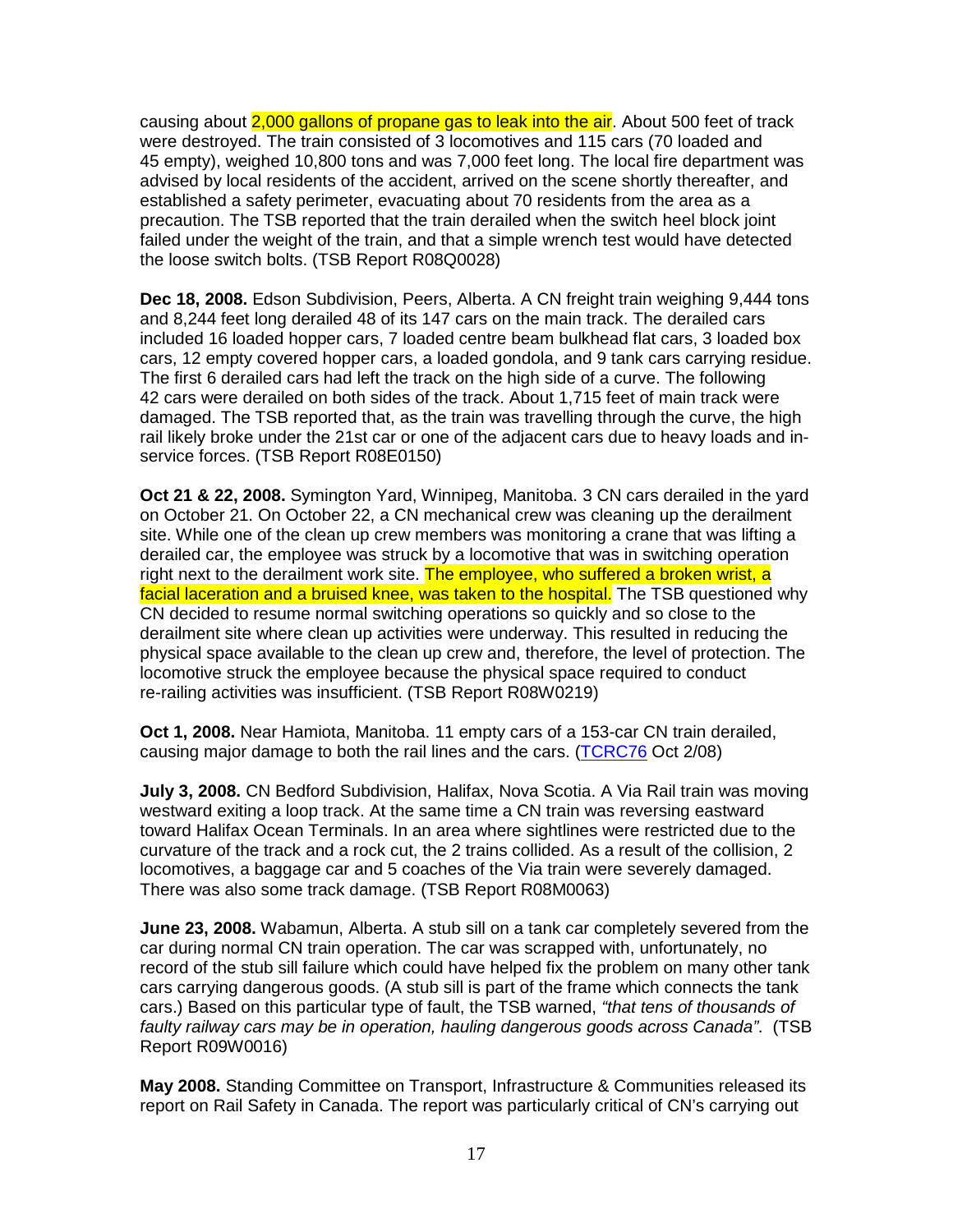causing about 2,000 gallons of propane gas to leak into the air. About 500 feet of track were destroyed. The train consisted of 3 locomotives and 115 cars (70 loaded and 45 empty), weighed 10,800 tons and was 7,000 feet long. The local fire department was advised by local residents of the accident, arrived on the scene shortly thereafter, and established a safety perimeter, evacuating about 70 residents from the area as a precaution. The TSB reported that the train derailed when the switch heel block joint failed under the weight of the train, and that a simple wrench test would have detected the loose switch bolts. (TSB Report R08Q0028)

**Dec 18, 2008.** Edson Subdivision, Peers, Alberta. A CN freight train weighing 9,444 tons and 8,244 feet long derailed 48 of its 147 cars on the main track. The derailed cars included 16 loaded hopper cars, 7 loaded centre beam bulkhead flat cars, 3 loaded box cars, 12 empty covered hopper cars, a loaded gondola, and 9 tank cars carrying residue. The first 6 derailed cars had left the track on the high side of a curve. The following 42 cars were derailed on both sides of the track. About 1,715 feet of main track were damaged. The TSB reported that, as the train was travelling through the curve, the high rail likely broke under the 21st car or one of the adjacent cars due to heavy loads and in-service forces. (TSB Report R08E0150)

**Oct 21 & 22, 2008.** Symington Yard, Winnipeg, Manitoba. 3 CN cars derailed in the yard on October 21. On October 22, a CN mechanical crew was cleaning up the derailment site. While one of the clean up crew members was monitoring a crane that was lifting a derailed car, the employee was struck by a locomotive that was in switching operation right next to the derailment work site. The employee, who suffered a broken wrist, a facial laceration and a bruised knee, was taken to the hospital. The TSB questioned why CN decided to resume normal switching operations so quickly and so close to the derailment site where clean up activities were underway. This resulted in reducing the physical space available to the clean up crew and, therefore, the level of protection. The locomotive struck the employee because the physical space required to conduct re-railing activities was insufficient. (TSB Report R08W0219)

**Oct 1, 2008.** Near Hamiota, Manitoba. 11 empty cars of a 153-car CN train derailed, causing major damage to both the rail lines and the cars. (TCRC76 Oct 2/08)

**July 3, 2008.** CN Bedford Subdivision, Halifax, Nova Scotia. A Via Rail train was moving westward exiting a loop track. At the same time a CN train was reversing eastward toward Halifax Ocean Terminals. In an area where sightlines were restricted due to the curvature of the track and a rock cut, the 2 trains collided. As a result of the collision, 2 locomotives, a baggage car and 5 coaches of the Via train were severely damaged. There was also some track damage. (TSB Report R08M0063)

**June 23, 2008.** Wabamun, Alberta. A stub sill on a tank car completely severed from the car during normal CN train operation. The car was scrapped with, unfortunately, no record of the stub sill failure which could have helped fix the problem on many other tank cars carrying dangerous goods. (A stub sill is part of the frame which connects the tank cars.) Based on this particular type of fault, the TSB warned, *"that tens of thousands of faulty railway cars may be in operation, hauling dangerous goods across Canada"*. (TSB Report R09W0016)

**May 2008.** Standing Committee on Transport, Infrastructure & Communities released its report on Rail Safety in Canada. The report was particularly critical of CN's carrying out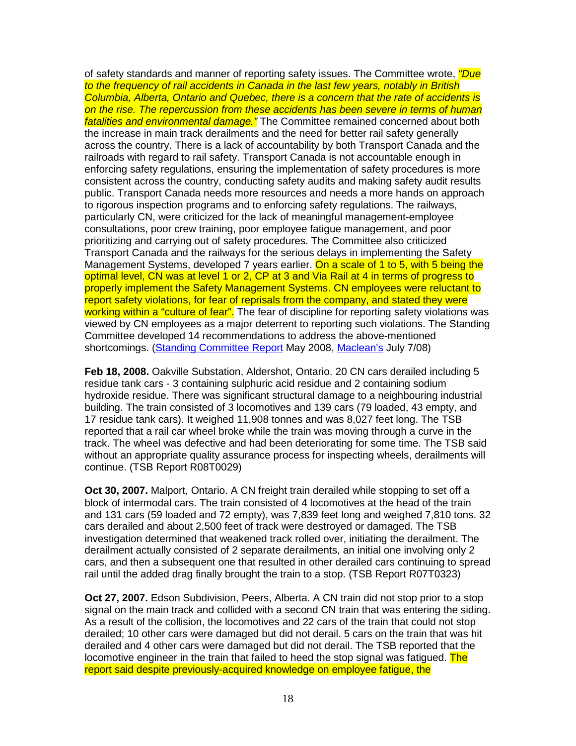of safety standards and manner of reporting safety issues. The Committee wrote, *"Due to the frequency of rail accidents in Canada in the last few years, notably in British Columbia, Alberta, Ontario and Quebec, there is a concern that the rate of accidents is on the rise. The repercussion from these accidents has been severe in terms of human fatalities and environmental damage."* The Committee remained concerned about both the increase in main track derailments and the need for better rail safety generally across the country. There is a lack of accountability by both Transport Canada and the railroads with regard to rail safety. Transport Canada is not accountable enough in enforcing safety regulations, ensuring the implementation of safety procedures is more consistent across the country, conducting safety audits and making safety audit results public. Transport Canada needs more resources and needs a more hands on approach to rigorous inspection programs and to enforcing safety regulations. The railways, particularly CN, were criticized for the lack of meaningful management-employee consultations, poor crew training, poor employee fatigue management, and poor prioritizing and carrying out of safety procedures. The Committee also criticized Transport Canada and the railways for the serious delays in implementing the Safety Management Systems, developed 7 years earlier. On a scale of 1 to 5, with 5 being the optimal level, CN was at level 1 or 2, CP at 3 and Via Rail at 4 in terms of progress to properly implement the Safety Management Systems. CN employees were reluctant to report safety violations, for fear of reprisals from the company, and stated they were working within a "culture of fear". The fear of discipline for reporting safety violations was viewed by CN employees as a major deterrent to reporting such violations. The Standing Committee developed 14 recommendations to address the above-mentioned shortcomings. (Standing Committee Report May 2008, Maclean's July 7/08)

**Feb 18, 2008.** Oakville Substation, Aldershot, Ontario. 20 CN cars derailed including 5 residue tank cars - 3 containing sulphuric acid residue and 2 containing sodium hydroxide residue. There was significant structural damage to a neighbouring industrial building. The train consisted of 3 locomotives and 139 cars (79 loaded, 43 empty, and 17 residue tank cars). It weighed 11,908 tonnes and was 8,027 feet long. The TSB reported that a rail car wheel broke while the train was moving through a curve in the track. The wheel was defective and had been deteriorating for some time. The TSB said without an appropriate quality assurance process for inspecting wheels, derailments will continue. (TSB Report R08T0029)

**Oct 30, 2007.** Malport, Ontario. A CN freight train derailed while stopping to set off a block of intermodal cars. The train consisted of 4 locomotives at the head of the train and 131 cars (59 loaded and 72 empty), was 7,839 feet long and weighed 7,810 tons. 32 cars derailed and about 2,500 feet of track were destroyed or damaged. The TSB investigation determined that weakened track rolled over, initiating the derailment. The derailment actually consisted of 2 separate derailments, an initial one involving only 2 cars, and then a subsequent one that resulted in other derailed cars continuing to spread rail until the added drag finally brought the train to a stop. (TSB Report R07T0323)

**Oct 27, 2007.** Edson Subdivision, Peers, Alberta. A CN train did not stop prior to a stop signal on the main track and collided with a second CN train that was entering the siding. As a result of the collision, the locomotives and 22 cars of the train that could not stop derailed; 10 other cars were damaged but did not derail. 5 cars on the train that was hit derailed and 4 other cars were damaged but did not derail. The TSB reported that the locomotive engineer in the train that failed to heed the stop signal was fatigued. The report said despite previously-acquired knowledge on employee fatigue, the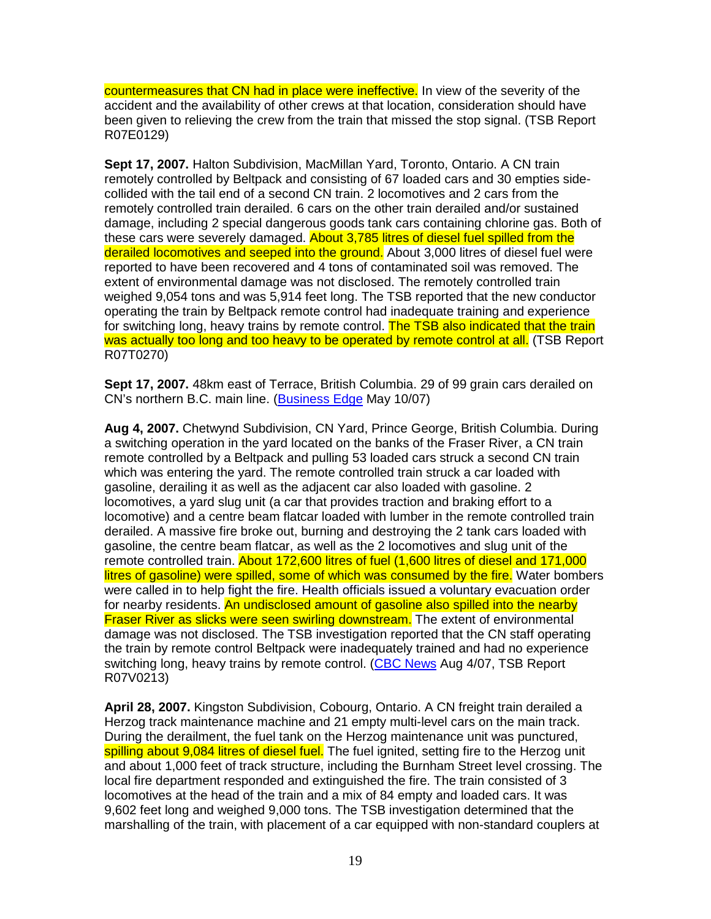countermeasures that CN had in place were ineffective. In view of the severity of the accident and the availability of other crews at that location, consideration should have been given to relieving the crew from the train that missed the stop signal. (TSB Report R07E0129)

**Sept 17, 2007.** Halton Subdivision, MacMillan Yard, Toronto, Ontario. A CN train remotely controlled by Beltpack and consisting of 67 loaded cars and 30 empties side-collided with the tail end of a second CN train. 2 locomotives and 2 cars from the remotely controlled train derailed. 6 cars on the other train derailed and/or sustained damage, including 2 special dangerous goods tank cars containing chlorine gas. Both of these cars were severely damaged. About 3,785 litres of diesel fuel spilled from the derailed locomotives and seeped into the ground. About 3,000 litres of diesel fuel were reported to have been recovered and 4 tons of contaminated soil was removed. The extent of environmental damage was not disclosed. The remotely controlled train weighed 9,054 tons and was 5,914 feet long. The TSB reported that the new conductor operating the train by Beltpack remote control had inadequate training and experience for switching long, heavy trains by remote control. The TSB also indicated that the train was actually too long and too heavy to be operated by remote control at all. (TSB Report R07T0270)

**Sept 17, 2007.** 48km east of Terrace, British Columbia. 29 of 99 grain cars derailed on CN's northern B.C. main line. (Business Edge May 10/07)

**Aug 4, 2007.** Chetwynd Subdivision, CN Yard, Prince George, British Columbia. During a switching operation in the yard located on the banks of the Fraser River, a CN train remote controlled by a Beltpack and pulling 53 loaded cars struck a second CN train which was entering the yard. The remote controlled train struck a car loaded with gasoline, derailing it as well as the adjacent car also loaded with gasoline. 2 locomotives, a yard slug unit (a car that provides traction and braking effort to a locomotive) and a centre beam flatcar loaded with lumber in the remote controlled train derailed. A massive fire broke out, burning and destroying the 2 tank cars loaded with gasoline, the centre beam flatcar, as well as the 2 locomotives and slug unit of the remote controlled train. About 172,600 litres of fuel (1,600 litres of diesel and 171,000 litres of gasoline) were spilled, some of which was consumed by the fire. Water bombers were called in to help fight the fire. Health officials issued a voluntary evacuation order for nearby residents. An undisclosed amount of gasoline also spilled into the nearby Fraser River as slicks were seen swirling downstream. The extent of environmental damage was not disclosed. The TSB investigation reported that the CN staff operating the train by remote control Beltpack were inadequately trained and had no experience switching long, heavy trains by remote control. (CBC News Aug 4/07, TSB Report R07V0213)

**April 28, 2007.** Kingston Subdivision, Cobourg, Ontario. A CN freight train derailed a Herzog track maintenance machine and 21 empty multi-level cars on the main track. During the derailment, the fuel tank on the Herzog maintenance unit was punctured, spilling about 9,084 litres of diesel fuel. The fuel ignited, setting fire to the Herzog unit and about 1,000 feet of track structure, including the Burnham Street level crossing. The local fire department responded and extinguished the fire. The train consisted of 3 locomotives at the head of the train and a mix of 84 empty and loaded cars. It was 9,602 feet long and weighed 9,000 tons. The TSB investigation determined that the marshalling of the train, with placement of a car equipped with non-standard couplers at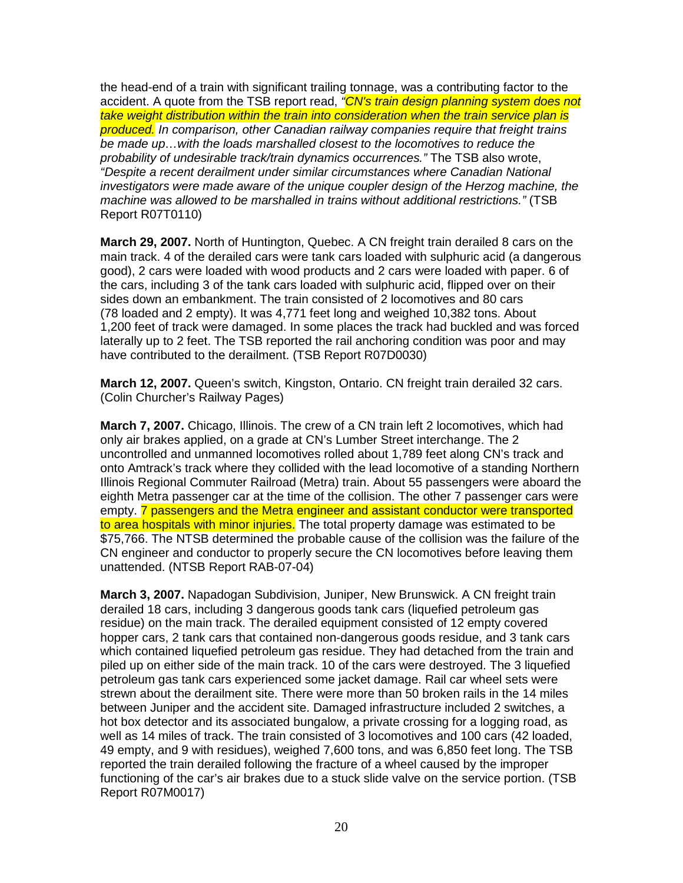the head-end of a train with significant trailing tonnage, was a contributing factor to the accident. A quote from the TSB report read, *"CN's train design planning system does not take weight distribution within the train into consideration when the train service plan is produced. In comparison, other Canadian railway companies require that freight trains be made up…with the loads marshalled closest to the locomotives to reduce the probability of undesirable track/train dynamics occurrences."* The TSB also wrote, *"Despite a recent derailment under similar circumstances where Canadian National investigators were made aware of the unique coupler design of the Herzog machine, the machine was allowed to be marshalled in trains without additional restrictions."* (TSB Report R07T0110)

**March 29, 2007.** North of Huntington, Quebec. A CN freight train derailed 8 cars on the main track. 4 of the derailed cars were tank cars loaded with sulphuric acid (a dangerous good), 2 cars were loaded with wood products and 2 cars were loaded with paper. 6 of the cars, including 3 of the tank cars loaded with sulphuric acid, flipped over on their sides down an embankment. The train consisted of 2 locomotives and 80 cars (78 loaded and 2 empty). It was 4,771 feet long and weighed 10,382 tons. About 1,200 feet of track were damaged. In some places the track had buckled and was forced laterally up to 2 feet. The TSB reported the rail anchoring condition was poor and may have contributed to the derailment. (TSB Report R07D0030)

**March 12, 2007.** Queen's switch, Kingston, Ontario. CN freight train derailed 32 cars. (Colin Churcher's Railway Pages)

**March 7, 2007.** Chicago, Illinois. The crew of a CN train left 2 locomotives, which had only air brakes applied, on a grade at CN's Lumber Street interchange. The 2 uncontrolled and unmanned locomotives rolled about 1,789 feet along CN's track and onto Amtrack's track where they collided with the lead locomotive of a standing Northern Illinois Regional Commuter Railroad (Metra) train. About 55 passengers were aboard the eighth Metra passenger car at the time of the collision. The other 7 passenger cars were empty. 7 passengers and the Metra engineer and assistant conductor were transported to area hospitals with minor injuries. The total property damage was estimated to be $75,766. The NTSB determined the probable cause of the collision was the failure of the CN engineer and conductor to properly secure the CN locomotives before leaving them unattended. (NTSB Report RAB-07-04)

**March 3, 2007.** Napadogan Subdivision, Juniper, New Brunswick. A CN freight train derailed 18 cars, including 3 dangerous goods tank cars (liquefied petroleum gas residue) on the main track. The derailed equipment consisted of 12 empty covered hopper cars, 2 tank cars that contained non-dangerous goods residue, and 3 tank cars which contained liquefied petroleum gas residue. They had detached from the train and piled up on either side of the main track. 10 of the cars were destroyed. The 3 liquefied petroleum gas tank cars experienced some jacket damage. Rail car wheel sets were strewn about the derailment site. There were more than 50 broken rails in the 14 miles between Juniper and the accident site. Damaged infrastructure included 2 switches, a hot box detector and its associated bungalow, a private crossing for a logging road, as well as 14 miles of track. The train consisted of 3 locomotives and 100 cars (42 loaded, 49 empty, and 9 with residues), weighed 7,600 tons, and was 6,850 feet long. The TSB reported the train derailed following the fracture of a wheel caused by the improper functioning of the car's air brakes due to a stuck slide valve on the service portion. (TSB Report R07M0017)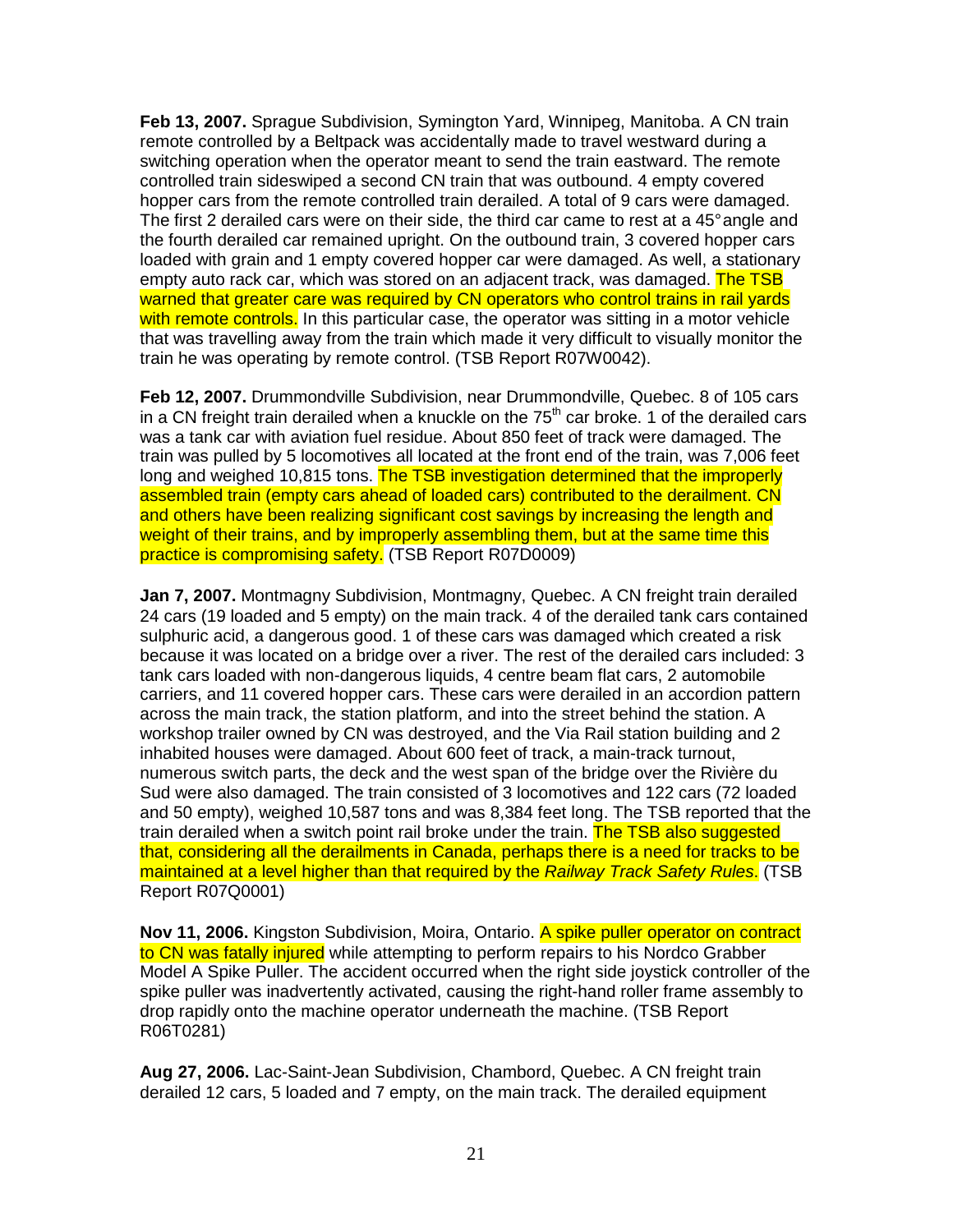**Feb 13, 2007.** Sprague Subdivision, Symington Yard, Winnipeg, Manitoba. A CN train remote controlled by a Beltpack was accidentally made to travel westward during a switching operation when the operator meant to send the train eastward. The remote controlled train sideswiped a second CN train that was outbound. 4 empty covered hopper cars from the remote controlled train derailed. A total of 9 cars were damaged. The first 2 derailed cars were on their side, the third car came to rest at a 45° angle and the fourth derailed car remained upright. On the outbound train, 3 covered hopper cars loaded with grain and 1 empty covered hopper car were damaged. As well, a stationary empty auto rack car, which was stored on an adjacent track, was damaged. The TSB warned that greater care was required by CN operators who control trains in rail yards with remote controls. In this particular case, the operator was sitting in a motor vehicle that was travelling away from the train which made it very difficult to visually monitor the train he was operating by remote control. (TSB Report R07W0042).

**Feb 12, 2007.** Drummondville Subdivision, near Drummondville, Quebec. 8 of 105 cars in a CN freight train derailed when a knuckle on the 75th car broke. 1 of the derailed cars was a tank car with aviation fuel residue. About 850 feet of track were damaged. The train was pulled by 5 locomotives all located at the front end of the train, was 7,006 feet long and weighed 10,815 tons. The TSB investigation determined that the improperly assembled train (empty cars ahead of loaded cars) contributed to the derailment. CN and others have been realizing significant cost savings by increasing the length and weight of their trains, and by improperly assembling them, but at the same time this practice is compromising safety. (TSB Report R07D0009)

**Jan 7, 2007.** Montmagny Subdivision, Montmagny, Quebec. A CN freight train derailed 24 cars (19 loaded and 5 empty) on the main track. 4 of the derailed tank cars contained sulphuric acid, a dangerous good. 1 of these cars was damaged which created a risk because it was located on a bridge over a river. The rest of the derailed cars included: 3 tank cars loaded with non-dangerous liquids, 4 centre beam flat cars, 2 automobile carriers, and 11 covered hopper cars. These cars were derailed in an accordion pattern across the main track, the station platform, and into the street behind the station. A workshop trailer owned by CN was destroyed, and the Via Rail station building and 2 inhabited houses were damaged. About 600 feet of track, a main-track turnout, numerous switch parts, the deck and the west span of the bridge over the Rivière du Sud were also damaged. The train consisted of 3 locomotives and 122 cars (72 loaded and 50 empty), weighed 10,587 tons and was 8,384 feet long. The TSB reported that the train derailed when a switch point rail broke under the train. The TSB also suggested that, considering all the derailments in Canada, perhaps there is a need for tracks to be maintained at a level higher than that required by the *Railway Track Safety Rules*. (TSB Report R07Q0001)

**Nov 11, 2006.** Kingston Subdivision, Moira, Ontario. A spike puller operator on contract to CN was fatally injured while attempting to perform repairs to his Nordco Grabber Model A Spike Puller. The accident occurred when the right side joystick controller of the spike puller was inadvertently activated, causing the right-hand roller frame assembly to drop rapidly onto the machine operator underneath the machine. (TSB Report R06T0281)

**Aug 27, 2006.** Lac-Saint-Jean Subdivision, Chambord, Quebec. A CN freight train derailed 12 cars, 5 loaded and 7 empty, on the main track. The derailed equipment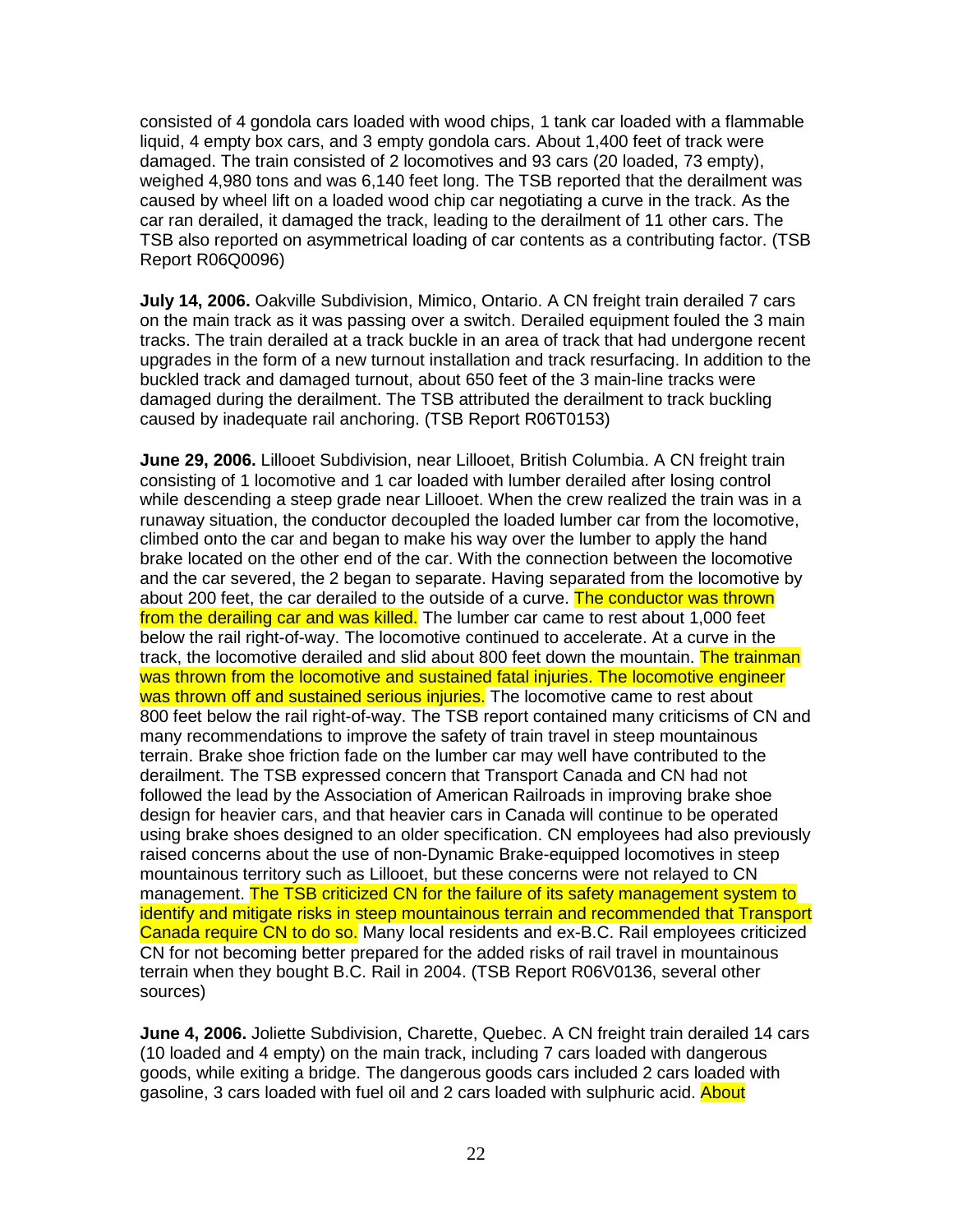consisted of 4 gondola cars loaded with wood chips, 1 tank car loaded with a flammable liquid, 4 empty box cars, and 3 empty gondola cars. About 1,400 feet of track were damaged. The train consisted of 2 locomotives and 93 cars (20 loaded, 73 empty), weighed 4,980 tons and was 6,140 feet long. The TSB reported that the derailment was caused by wheel lift on a loaded wood chip car negotiating a curve in the track. As the car ran derailed, it damaged the track, leading to the derailment of 11 other cars. The TSB also reported on asymmetrical loading of car contents as a contributing factor. (TSB Report R06Q0096)

**July 14, 2006.** Oakville Subdivision, Mimico, Ontario. A CN freight train derailed 7 cars on the main track as it was passing over a switch. Derailed equipment fouled the 3 main tracks. The train derailed at a track buckle in an area of track that had undergone recent upgrades in the form of a new turnout installation and track resurfacing. In addition to the buckled track and damaged turnout, about 650 feet of the 3 main-line tracks were damaged during the derailment. The TSB attributed the derailment to track buckling caused by inadequate rail anchoring. (TSB Report R06T0153)

**June 29, 2006.** Lillooet Subdivision, near Lillooet, British Columbia. A CN freight train consisting of 1 locomotive and 1 car loaded with lumber derailed after losing control while descending a steep grade near Lillooet. When the crew realized the train was in a runaway situation, the conductor decoupled the loaded lumber car from the locomotive, climbed onto the car and began to make his way over the lumber to apply the hand brake located on the other end of the car. With the connection between the locomotive and the car severed, the 2 began to separate. Having separated from the locomotive by about 200 feet, the car derailed to the outside of a curve. The conductor was thrown from the derailing car and was killed. The lumber car came to rest about 1,000 feet below the rail right-of-way. The locomotive continued to accelerate. At a curve in the track, the locomotive derailed and slid about 800 feet down the mountain. The trainman was thrown from the locomotive and sustained fatal injuries. The locomotive engineer was thrown off and sustained serious injuries. The locomotive came to rest about 800 feet below the rail right-of-way. The TSB report contained many criticisms of CN and many recommendations to improve the safety of train travel in steep mountainous terrain. Brake shoe friction fade on the lumber car may well have contributed to the derailment. The TSB expressed concern that Transport Canada and CN had not followed the lead by the Association of American Railroads in improving brake shoe design for heavier cars, and that heavier cars in Canada will continue to be operated using brake shoes designed to an older specification. CN employees had also previously raised concerns about the use of non-Dynamic Brake-equipped locomotives in steep mountainous territory such as Lillooet, but these concerns were not relayed to CN management. The TSB criticized CN for the failure of its safety management system to identify and mitigate risks in steep mountainous terrain and recommended that Transport Canada require CN to do so. Many local residents and ex-B.C. Rail employees criticized CN for not becoming better prepared for the added risks of rail travel in mountainous terrain when they bought B.C. Rail in 2004. (TSB Report R06V0136, several other sources)

**June 4, 2006.** Joliette Subdivision, Charette, Quebec. A CN freight train derailed 14 cars (10 loaded and 4 empty) on the main track, including 7 cars loaded with dangerous goods, while exiting a bridge. The dangerous goods cars included 2 cars loaded with gasoline, 3 cars loaded with fuel oil and 2 cars loaded with sulphuric acid. About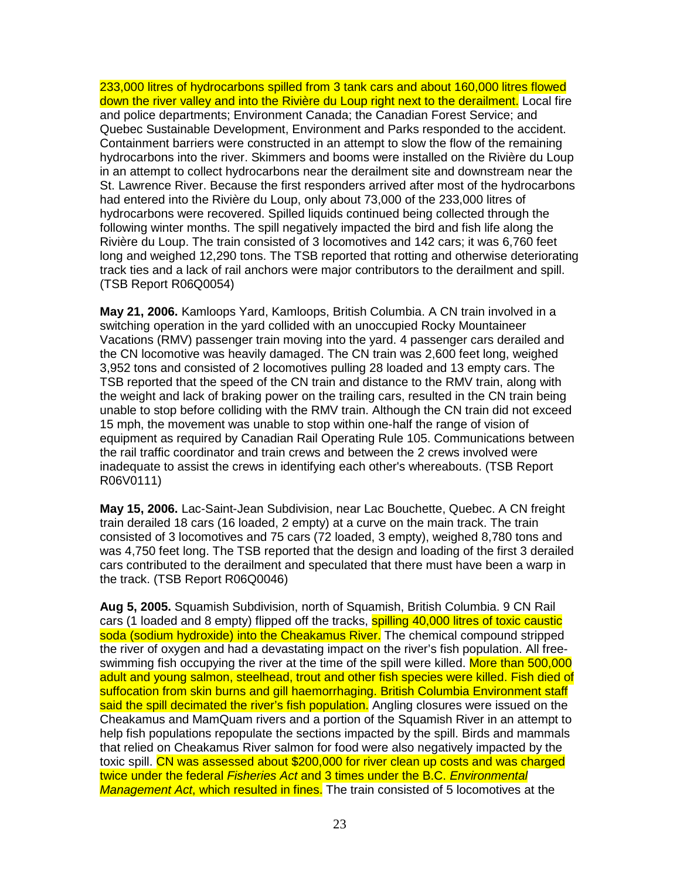233,000 litres of hydrocarbons spilled from 3 tank cars and about 160,000 litres flowed down the river valley and into the Rivière du Loup right next to the derailment. Local fire and police departments; Environment Canada; the Canadian Forest Service; and Quebec Sustainable Development, Environment and Parks responded to the accident. Containment barriers were constructed in an attempt to slow the flow of the remaining hydrocarbons into the river. Skimmers and booms were installed on the Rivière du Loup in an attempt to collect hydrocarbons near the derailment site and downstream near the St. Lawrence River. Because the first responders arrived after most of the hydrocarbons had entered into the Rivière du Loup, only about 73,000 of the 233,000 litres of hydrocarbons were recovered. Spilled liquids continued being collected through the following winter months. The spill negatively impacted the bird and fish life along the Rivière du Loup. The train consisted of 3 locomotives and 142 cars; it was 6,760 feet long and weighed 12,290 tons. The TSB reported that rotting and otherwise deteriorating track ties and a lack of rail anchors were major contributors to the derailment and spill. (TSB Report R06Q0054)

**May 21, 2006.** Kamloops Yard, Kamloops, British Columbia. A CN train involved in a switching operation in the yard collided with an unoccupied Rocky Mountaineer Vacations (RMV) passenger train moving into the yard. 4 passenger cars derailed and the CN locomotive was heavily damaged. The CN train was 2,600 feet long, weighed 3,952 tons and consisted of 2 locomotives pulling 28 loaded and 13 empty cars. The TSB reported that the speed of the CN train and distance to the RMV train, along with the weight and lack of braking power on the trailing cars, resulted in the CN train being unable to stop before colliding with the RMV train. Although the CN train did not exceed 15 mph, the movement was unable to stop within one-half the range of vision of equipment as required by Canadian Rail Operating Rule 105. Communications between the rail traffic coordinator and train crews and between the 2 crews involved were inadequate to assist the crews in identifying each other's whereabouts. (TSB Report R06V0111)

**May 15, 2006.** Lac-Saint-Jean Subdivision, near Lac Bouchette, Quebec. A CN freight train derailed 18 cars (16 loaded, 2 empty) at a curve on the main track. The train consisted of 3 locomotives and 75 cars (72 loaded, 3 empty), weighed 8,780 tons and was 4,750 feet long. The TSB reported that the design and loading of the first 3 derailed cars contributed to the derailment and speculated that there must have been a warp in the track. (TSB Report R06Q0046)

**Aug 5, 2005.** Squamish Subdivision, north of Squamish, British Columbia. 9 CN Rail cars (1 loaded and 8 empty) flipped off the tracks, spilling 40,000 litres of toxic caustic soda (sodium hydroxide) into the Cheakamus River. The chemical compound stripped the river of oxygen and had a devastating impact on the river's fish population. All free-swimming fish occupying the river at the time of the spill were killed. More than 500,000 adult and young salmon, steelhead, trout and other fish species were killed. Fish died of suffocation from skin burns and gill haemorrhaging. British Columbia Environment staff said the spill decimated the river's fish population. Angling closures were issued on the Cheakamus and MamQuam rivers and a portion of the Squamish River in an attempt to help fish populations repopulate the sections impacted by the spill. Birds and mammals that relied on Cheakamus River salmon for food were also negatively impacted by the toxic spill. CN was assessed about $200,000 for river clean up costs and was charged twice under the federal *Fisheries Act* and 3 times under the B.C. *Environmental Management Act*, which resulted in fines. The train consisted of 5 locomotives at the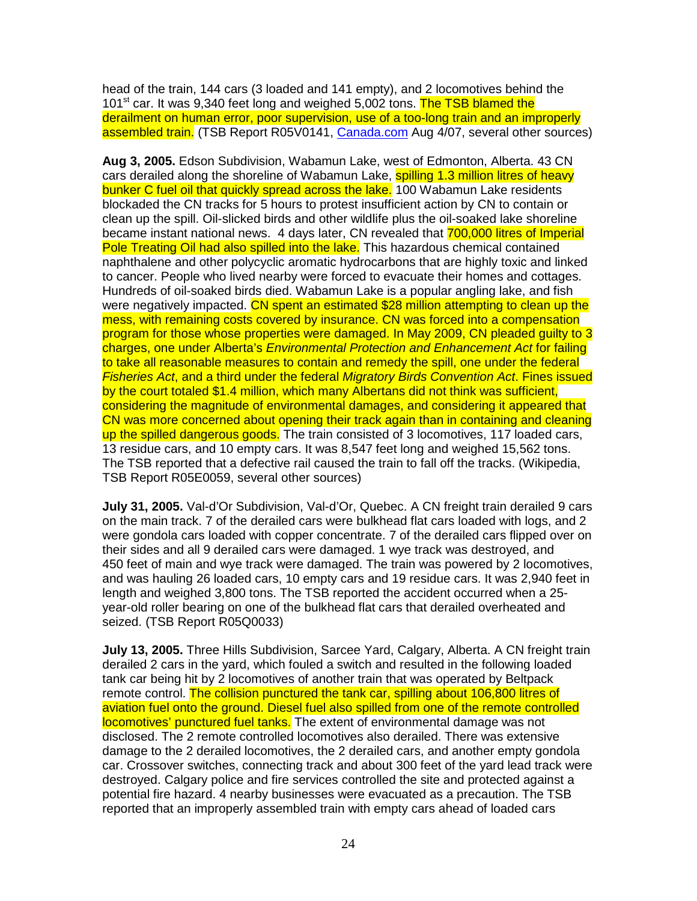head of the train, 144 cars (3 loaded and 141 empty), and 2 locomotives behind the 101st car. It was 9,340 feet long and weighed 5,002 tons. The TSB blamed the derailment on human error, poor supervision, use of a too-long train and an improperly assembled train. (TSB Report R05V0141, [Canada.com](http://Canada.com) Aug 4/07, several other sources)

**Aug 3, 2005.** Edson Subdivision, Wabamun Lake, west of Edmonton, Alberta. 43 CN cars derailed along the shoreline of Wabamun Lake, spilling 1.3 million litres of heavy bunker C fuel oil that quickly spread across the lake. 100 Wabamun Lake residents blockaded the CN tracks for 5 hours to protest insufficient action by CN to contain or clean up the spill. Oil-slicked birds and other wildlife plus the oil-soaked lake shoreline became instant national news. 4 days later, CN revealed that 700,000 litres of Imperial Pole Treating Oil had also spilled into the lake. This hazardous chemical contained naphthalene and other polycyclic aromatic hydrocarbons that are highly toxic and linked to cancer. People who lived nearby were forced to evacuate their homes and cottages. Hundreds of oil-soaked birds died. Wabamun Lake is a popular angling lake, and fish were negatively impacted. CN spent an estimated $28 million attempting to clean up the mess, with remaining costs covered by insurance. CN was forced into a compensation program for those whose properties were damaged. In May 2009, CN pleaded guilty to 3 charges, one under Alberta's *Environmental Protection and Enhancement Act* for failing to take all reasonable measures to contain and remedy the spill, one under the federal *Fisheries Act*, and a third under the federal *Migratory Birds Convention Act*. Fines issued by the court totaled $1.4 million, which many Albertans did not think was sufficient, considering the magnitude of environmental damages, and considering it appeared that CN was more concerned about opening their track again than in containing and cleaning up the spilled dangerous goods. The train consisted of 3 locomotives, 117 loaded cars, 13 residue cars, and 10 empty cars. It was 8,547 feet long and weighed 15,562 tons. The TSB reported that a defective rail caused the train to fall off the tracks. (Wikipedia, TSB Report R05E0059, several other sources)

**July 31, 2005.** Val-d'Or Subdivision, Val-d'Or, Quebec. A CN freight train derailed 9 cars on the main track. 7 of the derailed cars were bulkhead flat cars loaded with logs, and 2 were gondola cars loaded with copper concentrate. 7 of the derailed cars flipped over on their sides and all 9 derailed cars were damaged. 1 wye track was destroyed, and 450 feet of main and wye track were damaged. The train was powered by 2 locomotives, and was hauling 26 loaded cars, 10 empty cars and 19 residue cars. It was 2,940 feet in length and weighed 3,800 tons. The TSB reported the accident occurred when a 25-year-old roller bearing on one of the bulkhead flat cars that derailed overheated and seized. (TSB Report R05Q0033)

**July 13, 2005.** Three Hills Subdivision, Sarcee Yard, Calgary, Alberta. A CN freight train derailed 2 cars in the yard, which fouled a switch and resulted in the following loaded tank car being hit by 2 locomotives of another train that was operated by Beltpack remote control. The collision punctured the tank car, spilling about 106,800 litres of aviation fuel onto the ground. Diesel fuel also spilled from one of the remote controlled locomotives' punctured fuel tanks. The extent of environmental damage was not disclosed. The 2 remote controlled locomotives also derailed. There was extensive damage to the 2 derailed locomotives, the 2 derailed cars, and another empty gondola car. Crossover switches, connecting track and about 300 feet of the yard lead track were destroyed. Calgary police and fire services controlled the site and protected against a potential fire hazard. 4 nearby businesses were evacuated as a precaution. The TSB reported that an improperly assembled train with empty cars ahead of loaded cars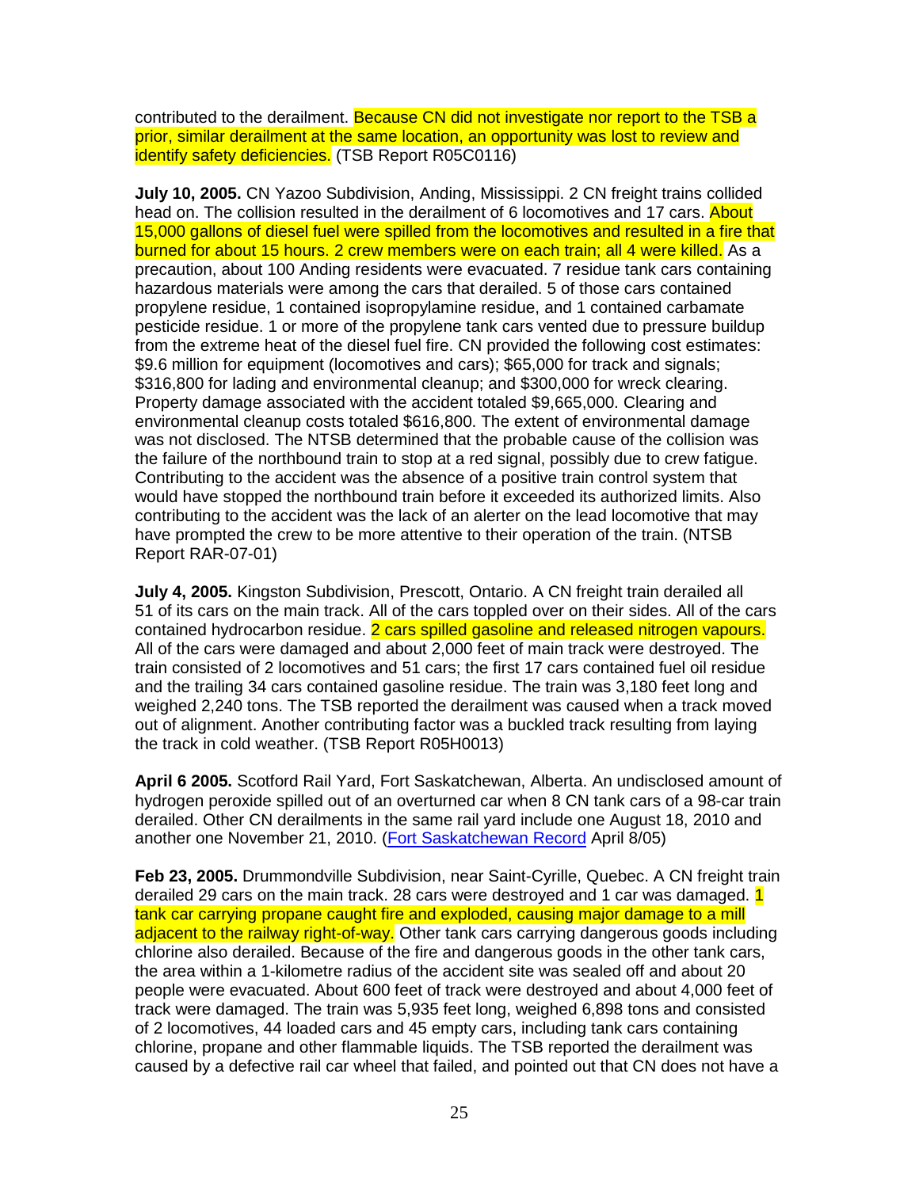contributed to the derailment. Because CN did not investigate nor report to the TSB a prior, similar derailment at the same location, an opportunity was lost to review and identify safety deficiencies. (TSB Report R05C0116)

**July 10, 2005.** CN Yazoo Subdivision, Anding, Mississippi. 2 CN freight trains collided head on. The collision resulted in the derailment of 6 locomotives and 17 cars. About 15,000 gallons of diesel fuel were spilled from the locomotives and resulted in a fire that burned for about 15 hours. 2 crew members were on each train; all 4 were killed. As a precaution, about 100 Anding residents were evacuated. 7 residue tank cars containing hazardous materials were among the cars that derailed. 5 of those cars contained propylene residue, 1 contained isopropylamine residue, and 1 contained carbamate pesticide residue. 1 or more of the propylene tank cars vented due to pressure buildup from the extreme heat of the diesel fuel fire. CN provided the following cost estimates: $9.6 million for equipment (locomotives and cars); $65,000 for track and signals; $316,800 for lading and environmental cleanup; and $300,000 for wreck clearing. Property damage associated with the accident totaled $9,665,000. Clearing and environmental cleanup costs totaled $616,800. The extent of environmental damage was not disclosed. The NTSB determined that the probable cause of the collision was the failure of the northbound train to stop at a red signal, possibly due to crew fatigue. Contributing to the accident was the absence of a positive train control system that would have stopped the northbound train before it exceeded its authorized limits. Also contributing to the accident was the lack of an alerter on the lead locomotive that may have prompted the crew to be more attentive to their operation of the train. (NTSB Report RAR-07-01)

**July 4, 2005.** Kingston Subdivision, Prescott, Ontario. A CN freight train derailed all 51 of its cars on the main track. All of the cars toppled over on their sides. All of the cars contained hydrocarbon residue. 2 cars spilled gasoline and released nitrogen vapours. All of the cars were damaged and about 2,000 feet of main track were destroyed. The train consisted of 2 locomotives and 51 cars; the first 17 cars contained fuel oil residue and the trailing 34 cars contained gasoline residue. The train was 3,180 feet long and weighed 2,240 tons. The TSB reported the derailment was caused when a track moved out of alignment. Another contributing factor was a buckled track resulting from laying the track in cold weather. (TSB Report R05H0013)

**April 6 2005.** Scotford Rail Yard, Fort Saskatchewan, Alberta. An undisclosed amount of hydrogen peroxide spilled out of an overturned car when 8 CN tank cars of a 98-car train derailed. Other CN derailments in the same rail yard include one August 18, 2010 and another one November 21, 2010. (Fort Saskatchewan Record April 8/05)

**Feb 23, 2005.** Drummondville Subdivision, near Saint-Cyrille, Quebec. A CN freight train derailed 29 cars on the main track. 28 cars were destroyed and 1 car was damaged. 1 tank car carrying propane caught fire and exploded, causing major damage to a mill adjacent to the railway right-of-way. Other tank cars carrying dangerous goods including chlorine also derailed. Because of the fire and dangerous goods in the other tank cars, the area within a 1-kilometre radius of the accident site was sealed off and about 20 people were evacuated. About 600 feet of track were destroyed and about 4,000 feet of track were damaged. The train was 5,935 feet long, weighed 6,898 tons and consisted of 2 locomotives, 44 loaded cars and 45 empty cars, including tank cars containing chlorine, propane and other flammable liquids. The TSB reported the derailment was caused by a defective rail car wheel that failed, and pointed out that CN does not have a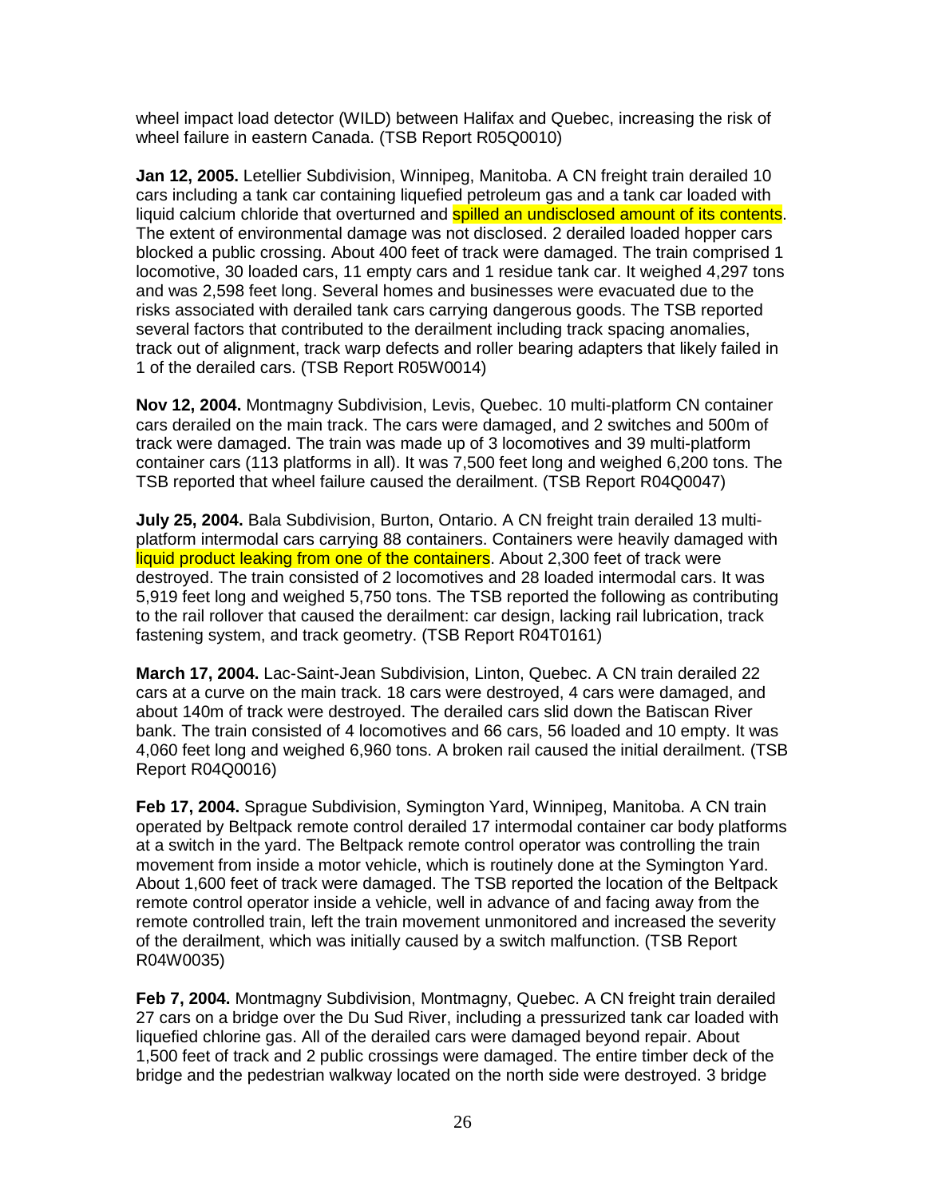wheel impact load detector (WILD) between Halifax and Quebec, increasing the risk of wheel failure in eastern Canada. (TSB Report R05Q0010)

**Jan 12, 2005.** Letellier Subdivision, Winnipeg, Manitoba. A CN freight train derailed 10 cars including a tank car containing liquefied petroleum gas and a tank car loaded with liquid calcium chloride that overturned and spilled an undisclosed amount of its contents. The extent of environmental damage was not disclosed. 2 derailed loaded hopper cars blocked a public crossing. About 400 feet of track were damaged. The train comprised 1 locomotive, 30 loaded cars, 11 empty cars and 1 residue tank car. It weighed 4,297 tons and was 2,598 feet long. Several homes and businesses were evacuated due to the risks associated with derailed tank cars carrying dangerous goods. The TSB reported several factors that contributed to the derailment including track spacing anomalies, track out of alignment, track warp defects and roller bearing adapters that likely failed in 1 of the derailed cars. (TSB Report R05W0014)

**Nov 12, 2004.** Montmagny Subdivision, Levis, Quebec. 10 multi-platform CN container cars derailed on the main track. The cars were damaged, and 2 switches and 500m of track were damaged. The train was made up of 3 locomotives and 39 multi-platform container cars (113 platforms in all). It was 7,500 feet long and weighed 6,200 tons. The TSB reported that wheel failure caused the derailment. (TSB Report R04Q0047)

**July 25, 2004.** Bala Subdivision, Burton, Ontario. A CN freight train derailed 13 multi-platform intermodal cars carrying 88 containers. Containers were heavily damaged with liquid product leaking from one of the containers. About 2,300 feet of track were destroyed. The train consisted of 2 locomotives and 28 loaded intermodal cars. It was 5,919 feet long and weighed 5,750 tons. The TSB reported the following as contributing to the rail rollover that caused the derailment: car design, lacking rail lubrication, track fastening system, and track geometry. (TSB Report R04T0161)

**March 17, 2004.** Lac-Saint-Jean Subdivision, Linton, Quebec. A CN train derailed 22 cars at a curve on the main track. 18 cars were destroyed, 4 cars were damaged, and about 140m of track were destroyed. The derailed cars slid down the Batiscan River bank. The train consisted of 4 locomotives and 66 cars, 56 loaded and 10 empty. It was 4,060 feet long and weighed 6,960 tons. A broken rail caused the initial derailment. (TSB Report R04Q0016)

**Feb 17, 2004.** Sprague Subdivision, Symington Yard, Winnipeg, Manitoba. A CN train operated by Beltpack remote control derailed 17 intermodal container car body platforms at a switch in the yard. The Beltpack remote control operator was controlling the train movement from inside a motor vehicle, which is routinely done at the Symington Yard. About 1,600 feet of track were damaged. The TSB reported the location of the Beltpack remote control operator inside a vehicle, well in advance of and facing away from the remote controlled train, left the train movement unmonitored and increased the severity of the derailment, which was initially caused by a switch malfunction. (TSB Report R04W0035)

**Feb 7, 2004.** Montmagny Subdivision, Montmagny, Quebec. A CN freight train derailed 27 cars on a bridge over the Du Sud River, including a pressurized tank car loaded with liquefied chlorine gas. All of the derailed cars were damaged beyond repair. About 1,500 feet of track and 2 public crossings were damaged. The entire timber deck of the bridge and the pedestrian walkway located on the north side were destroyed. 3 bridge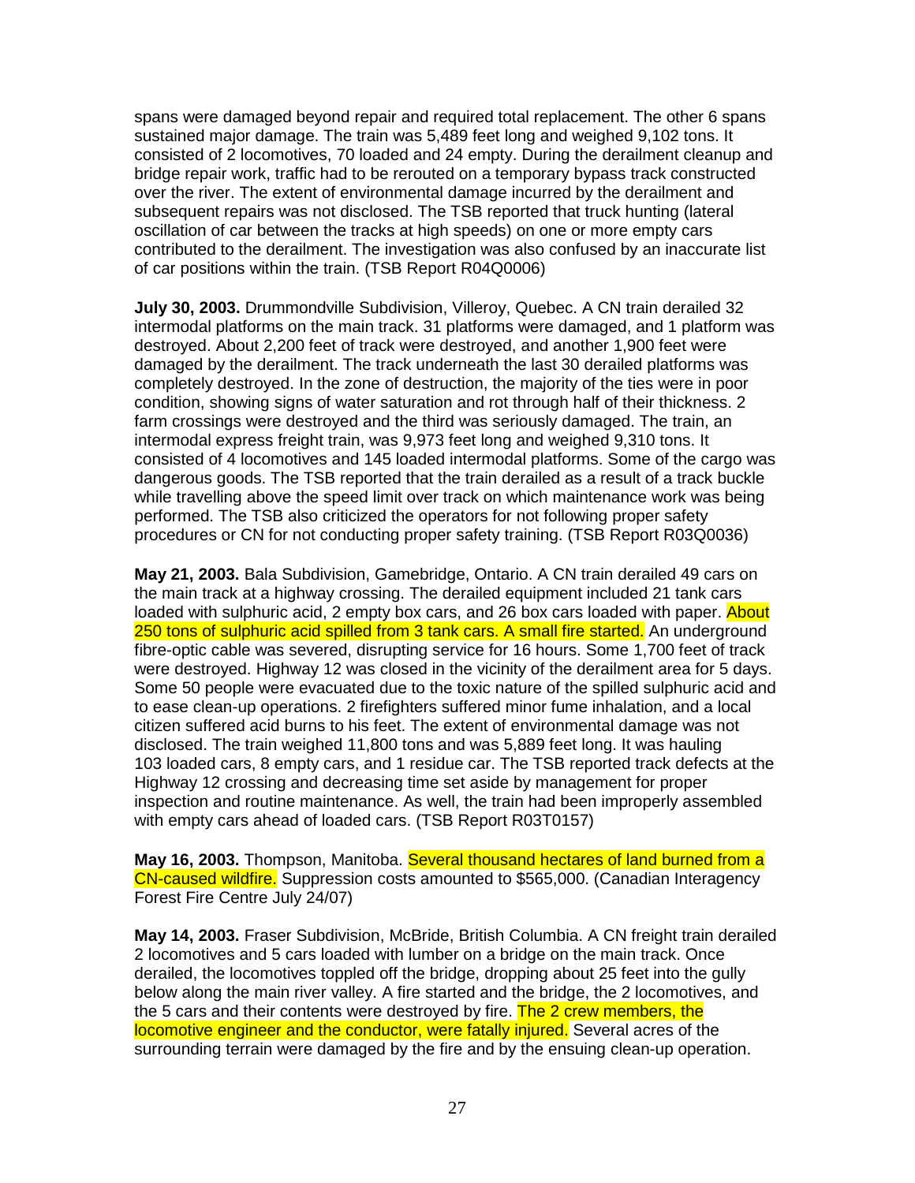spans were damaged beyond repair and required total replacement. The other 6 spans sustained major damage. The train was 5,489 feet long and weighed 9,102 tons. It consisted of 2 locomotives, 70 loaded and 24 empty. During the derailment cleanup and bridge repair work, traffic had to be rerouted on a temporary bypass track constructed over the river. The extent of environmental damage incurred by the derailment and subsequent repairs was not disclosed. The TSB reported that truck hunting (lateral oscillation of car between the tracks at high speeds) on one or more empty cars contributed to the derailment. The investigation was also confused by an inaccurate list of car positions within the train. (TSB Report R04Q0006)

**July 30, 2003.** Drummondville Subdivision, Villeroy, Quebec. A CN train derailed 32 intermodal platforms on the main track. 31 platforms were damaged, and 1 platform was destroyed. About 2,200 feet of track were destroyed, and another 1,900 feet were damaged by the derailment. The track underneath the last 30 derailed platforms was completely destroyed. In the zone of destruction, the majority of the ties were in poor condition, showing signs of water saturation and rot through half of their thickness. 2 farm crossings were destroyed and the third was seriously damaged. The train, an intermodal express freight train, was 9,973 feet long and weighed 9,310 tons. It consisted of 4 locomotives and 145 loaded intermodal platforms. Some of the cargo was dangerous goods. The TSB reported that the train derailed as a result of a track buckle while travelling above the speed limit over track on which maintenance work was being performed. The TSB also criticized the operators for not following proper safety procedures or CN for not conducting proper safety training. (TSB Report R03Q0036)

**May 21, 2003.** Bala Subdivision, Gamebridge, Ontario. A CN train derailed 49 cars on the main track at a highway crossing. The derailed equipment included 21 tank cars loaded with sulphuric acid, 2 empty box cars, and 26 box cars loaded with paper. About 250 tons of sulphuric acid spilled from 3 tank cars. A small fire started. An underground fibre-optic cable was severed, disrupting service for 16 hours. Some 1,700 feet of track were destroyed. Highway 12 was closed in the vicinity of the derailment area for 5 days. Some 50 people were evacuated due to the toxic nature of the spilled sulphuric acid and to ease clean-up operations. 2 firefighters suffered minor fume inhalation, and a local citizen suffered acid burns to his feet. The extent of environmental damage was not disclosed. The train weighed 11,800 tons and was 5,889 feet long. It was hauling 103 loaded cars, 8 empty cars, and 1 residue car. The TSB reported track defects at the Highway 12 crossing and decreasing time set aside by management for proper inspection and routine maintenance. As well, the train had been improperly assembled with empty cars ahead of loaded cars. (TSB Report R03T0157)

**May 16, 2003.** Thompson, Manitoba. Several thousand hectares of land burned from a CN-caused wildfire. Suppression costs amounted to $565,000. (Canadian Interagency Forest Fire Centre July 24/07)

**May 14, 2003.** Fraser Subdivision, McBride, British Columbia. A CN freight train derailed 2 locomotives and 5 cars loaded with lumber on a bridge on the main track. Once derailed, the locomotives toppled off the bridge, dropping about 25 feet into the gully below along the main river valley. A fire started and the bridge, the 2 locomotives, and the 5 cars and their contents were destroyed by fire. The 2 crew members, the locomotive engineer and the conductor, were fatally injured. Several acres of the surrounding terrain were damaged by the fire and by the ensuing clean-up operation.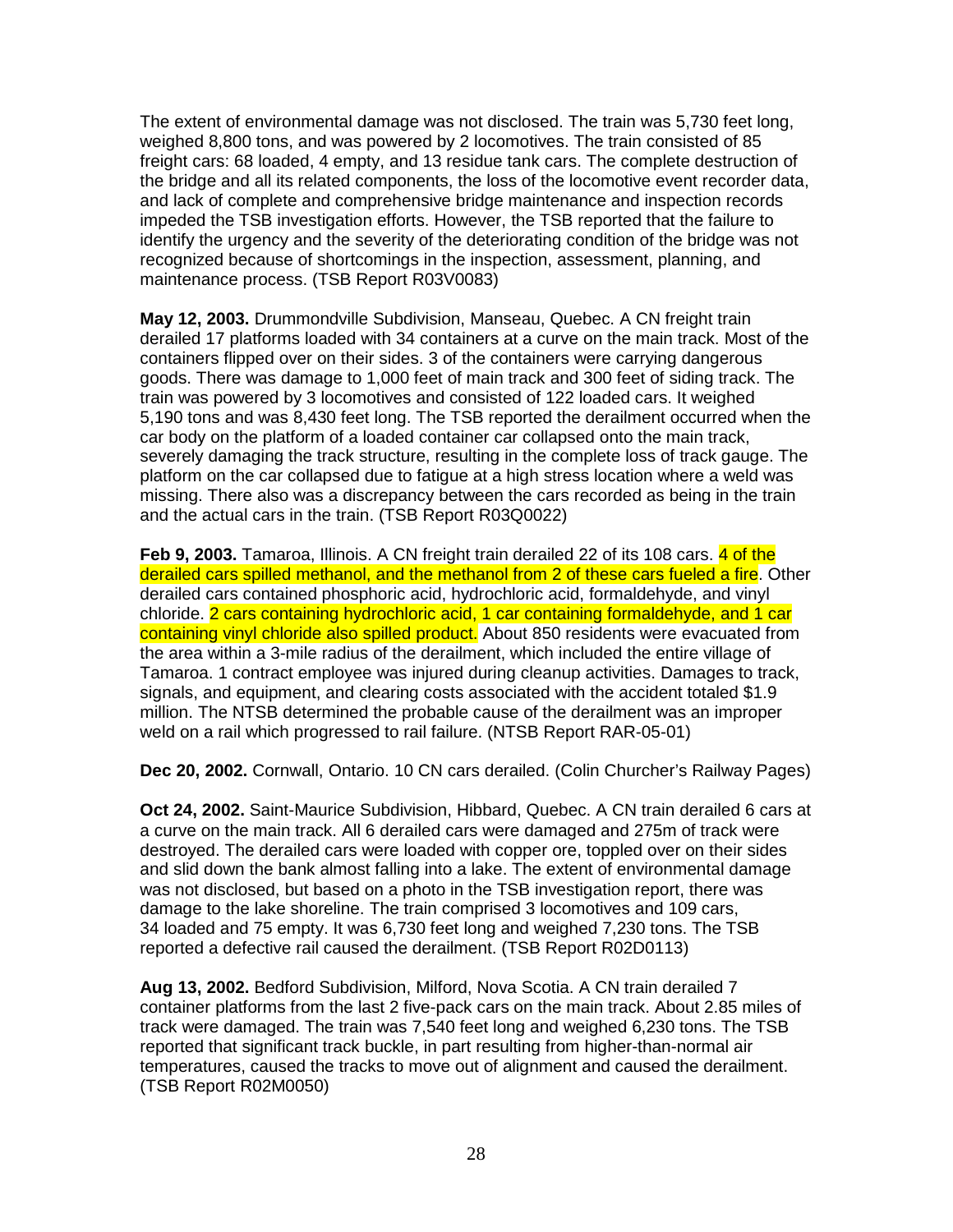The extent of environmental damage was not disclosed. The train was 5,730 feet long, weighed 8,800 tons, and was powered by 2 locomotives. The train consisted of 85 freight cars: 68 loaded, 4 empty, and 13 residue tank cars. The complete destruction of the bridge and all its related components, the loss of the locomotive event recorder data, and lack of complete and comprehensive bridge maintenance and inspection records impeded the TSB investigation efforts. However, the TSB reported that the failure to identify the urgency and the severity of the deteriorating condition of the bridge was not recognized because of shortcomings in the inspection, assessment, planning, and maintenance process. (TSB Report R03V0083)

**May 12, 2003.** Drummondville Subdivision, Manseau, Quebec. A CN freight train derailed 17 platforms loaded with 34 containers at a curve on the main track. Most of the containers flipped over on their sides. 3 of the containers were carrying dangerous goods. There was damage to 1,000 feet of main track and 300 feet of siding track. The train was powered by 3 locomotives and consisted of 122 loaded cars. It weighed 5,190 tons and was 8,430 feet long. The TSB reported the derailment occurred when the car body on the platform of a loaded container car collapsed onto the main track, severely damaging the track structure, resulting in the complete loss of track gauge. The platform on the car collapsed due to fatigue at a high stress location where a weld was missing. There also was a discrepancy between the cars recorded as being in the train and the actual cars in the train. (TSB Report R03Q0022)

**Feb 9, 2003.** Tamaroa, Illinois. A CN freight train derailed 22 of its 108 cars. 4 of the derailed cars spilled methanol, and the methanol from 2 of these cars fueled a fire. Other derailed cars contained phosphoric acid, hydrochloric acid, formaldehyde, and vinyl chloride. 2 cars containing hydrochloric acid, 1 car containing formaldehyde, and 1 car containing vinyl chloride also spilled product. About 850 residents were evacuated from the area within a 3-mile radius of the derailment, which included the entire village of Tamaroa. 1 contract employee was injured during cleanup activities. Damages to track, signals, and equipment, and clearing costs associated with the accident totaled $1.9 million. The NTSB determined the probable cause of the derailment was an improper weld on a rail which progressed to rail failure. (NTSB Report RAR-05-01)

**Dec 20, 2002.** Cornwall, Ontario. 10 CN cars derailed. (Colin Churcher's Railway Pages)

**Oct 24, 2002.** Saint-Maurice Subdivision, Hibbard, Quebec. A CN train derailed 6 cars at a curve on the main track. All 6 derailed cars were damaged and 275m of track were destroyed. The derailed cars were loaded with copper ore, toppled over on their sides and slid down the bank almost falling into a lake. The extent of environmental damage was not disclosed, but based on a photo in the TSB investigation report, there was damage to the lake shoreline. The train comprised 3 locomotives and 109 cars, 34 loaded and 75 empty. It was 6,730 feet long and weighed 7,230 tons. The TSB reported a defective rail caused the derailment. (TSB Report R02D0113)

**Aug 13, 2002.** Bedford Subdivision, Milford, Nova Scotia. A CN train derailed 7 container platforms from the last 2 five-pack cars on the main track. About 2.85 miles of track were damaged. The train was 7,540 feet long and weighed 6,230 tons. The TSB reported that significant track buckle, in part resulting from higher-than-normal air temperatures, caused the tracks to move out of alignment and caused the derailment. (TSB Report R02M0050)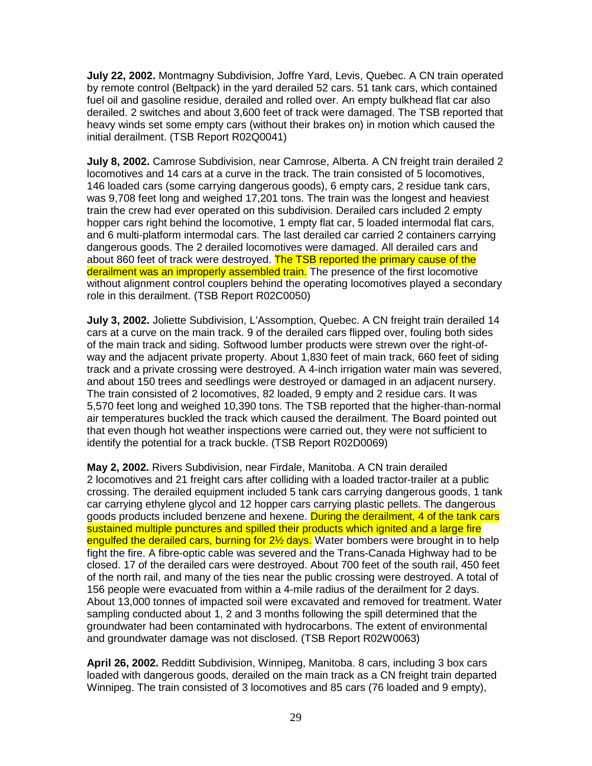**July 22, 2002.** Montmagny Subdivision, Joffre Yard, Levis, Quebec. A CN train operated by remote control (Beltpack) in the yard derailed 52 cars. 51 tank cars, which contained fuel oil and gasoline residue, derailed and rolled over. An empty bulkhead flat car also derailed. 2 switches and about 3,600 feet of track were damaged. The TSB reported that heavy winds set some empty cars (without their brakes on) in motion which caused the initial derailment. (TSB Report R02Q0041)

**July 8, 2002.** Camrose Subdivision, near Camrose, Alberta. A CN freight train derailed 2 locomotives and 14 cars at a curve in the track. The train consisted of 5 locomotives, 146 loaded cars (some carrying dangerous goods), 6 empty cars, 2 residue tank cars, was 9,708 feet long and weighed 17,201 tons. The train was the longest and heaviest train the crew had ever operated on this subdivision. Derailed cars included 2 empty hopper cars right behind the locomotive, 1 empty flat car, 5 loaded intermodal flat cars, and 6 multi-platform intermodal cars. The last derailed car carried 2 containers carrying dangerous goods. The 2 derailed locomotives were damaged. All derailed cars and about 860 feet of track were destroyed. The TSB reported the primary cause of the derailment was an improperly assembled train. The presence of the first locomotive without alignment control couplers behind the operating locomotives played a secondary role in this derailment. (TSB Report R02C0050)

**July 3, 2002.** Joliette Subdivision, L'Assomption, Quebec. A CN freight train derailed 14 cars at a curve on the main track. 9 of the derailed cars flipped over, fouling both sides of the main track and siding. Softwood lumber products were strewn over the right-of-way and the adjacent private property. About 1,830 feet of main track, 660 feet of siding track and a private crossing were destroyed. A 4-inch irrigation water main was severed, and about 150 trees and seedlings were destroyed or damaged in an adjacent nursery. The train consisted of 2 locomotives, 82 loaded, 9 empty and 2 residue cars. It was 5,570 feet long and weighed 10,390 tons. The TSB reported that the higher-than-normal air temperatures buckled the track which caused the derailment. The Board pointed out that even though hot weather inspections were carried out, they were not sufficient to identify the potential for a track buckle. (TSB Report R02D0069)

**May 2, 2002.** Rivers Subdivision, near Firdale, Manitoba. A CN train derailed 2 locomotives and 21 freight cars after colliding with a loaded tractor-trailer at a public crossing. The derailed equipment included 5 tank cars carrying dangerous goods, 1 tank car carrying ethylene glycol and 12 hopper cars carrying plastic pellets. The dangerous goods products included benzene and hexene. During the derailment, 4 of the tank cars sustained multiple punctures and spilled their products which ignited and a large fire engulfed the derailed cars, burning for 2½ days. Water bombers were brought in to help fight the fire. A fibre-optic cable was severed and the Trans-Canada Highway had to be closed. 17 of the derailed cars were destroyed. About 700 feet of the south rail, 450 feet of the north rail, and many of the ties near the public crossing were destroyed. A total of 156 people were evacuated from within a 4-mile radius of the derailment for 2 days. About 13,000 tonnes of impacted soil were excavated and removed for treatment. Water sampling conducted about 1, 2 and 3 months following the spill determined that the groundwater had been contaminated with hydrocarbons. The extent of environmental and groundwater damage was not disclosed. (TSB Report R02W0063)

**April 26, 2002.** Redditt Subdivision, Winnipeg, Manitoba. 8 cars, including 3 box cars loaded with dangerous goods, derailed on the main track as a CN freight train departed Winnipeg. The train consisted of 3 locomotives and 85 cars (76 loaded and 9 empty),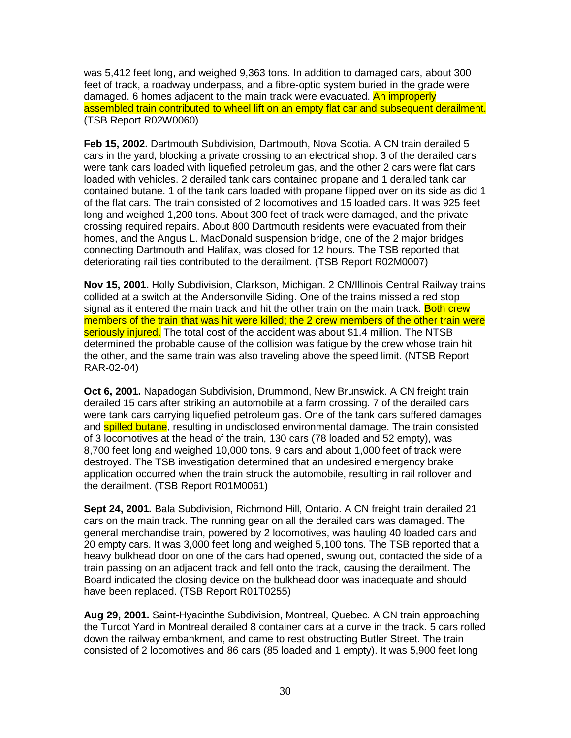was 5,412 feet long, and weighed 9,363 tons. In addition to damaged cars, about 300 feet of track, a roadway underpass, and a fibre-optic system buried in the grade were damaged. 6 homes adjacent to the main track were evacuated. An improperly assembled train contributed to wheel lift on an empty flat car and subsequent derailment. (TSB Report R02W0060)

**Feb 15, 2002.** Dartmouth Subdivision, Dartmouth, Nova Scotia. A CN train derailed 5 cars in the yard, blocking a private crossing to an electrical shop. 3 of the derailed cars were tank cars loaded with liquefied petroleum gas, and the other 2 cars were flat cars loaded with vehicles. 2 derailed tank cars contained propane and 1 derailed tank car contained butane. 1 of the tank cars loaded with propane flipped over on its side as did 1 of the flat cars. The train consisted of 2 locomotives and 15 loaded cars. It was 925 feet long and weighed 1,200 tons. About 300 feet of track were damaged, and the private crossing required repairs. About 800 Dartmouth residents were evacuated from their homes, and the Angus L. MacDonald suspension bridge, one of the 2 major bridges connecting Dartmouth and Halifax, was closed for 12 hours. The TSB reported that deteriorating rail ties contributed to the derailment. (TSB Report R02M0007)

**Nov 15, 2001.** Holly Subdivision, Clarkson, Michigan. 2 CN/Illinois Central Railway trains collided at a switch at the Andersonville Siding. One of the trains missed a red stop signal as it entered the main track and hit the other train on the main track. Both crew members of the train that was hit were killed; the 2 crew members of the other train were seriously injured. The total cost of the accident was about $1.4 million. The NTSB determined the probable cause of the collision was fatigue by the crew whose train hit the other, and the same train was also traveling above the speed limit. (NTSB Report RAR-02-04)

**Oct 6, 2001.** Napadogan Subdivision, Drummond, New Brunswick. A CN freight train derailed 15 cars after striking an automobile at a farm crossing. 7 of the derailed cars were tank cars carrying liquefied petroleum gas. One of the tank cars suffered damages and spilled butane, resulting in undisclosed environmental damage. The train consisted of 3 locomotives at the head of the train, 130 cars (78 loaded and 52 empty), was 8,700 feet long and weighed 10,000 tons. 9 cars and about 1,000 feet of track were destroyed. The TSB investigation determined that an undesired emergency brake application occurred when the train struck the automobile, resulting in rail rollover and the derailment. (TSB Report R01M0061)

**Sept 24, 2001.** Bala Subdivision, Richmond Hill, Ontario. A CN freight train derailed 21 cars on the main track. The running gear on all the derailed cars was damaged. The general merchandise train, powered by 2 locomotives, was hauling 40 loaded cars and 20 empty cars. It was 3,000 feet long and weighed 5,100 tons. The TSB reported that a heavy bulkhead door on one of the cars had opened, swung out, contacted the side of a train passing on an adjacent track and fell onto the track, causing the derailment. The Board indicated the closing device on the bulkhead door was inadequate and should have been replaced. (TSB Report R01T0255)

**Aug 29, 2001.** Saint-Hyacinthe Subdivision, Montreal, Quebec. A CN train approaching the Turcot Yard in Montreal derailed 8 container cars at a curve in the track. 5 cars rolled down the railway embankment, and came to rest obstructing Butler Street. The train consisted of 2 locomotives and 86 cars (85 loaded and 1 empty). It was 5,900 feet long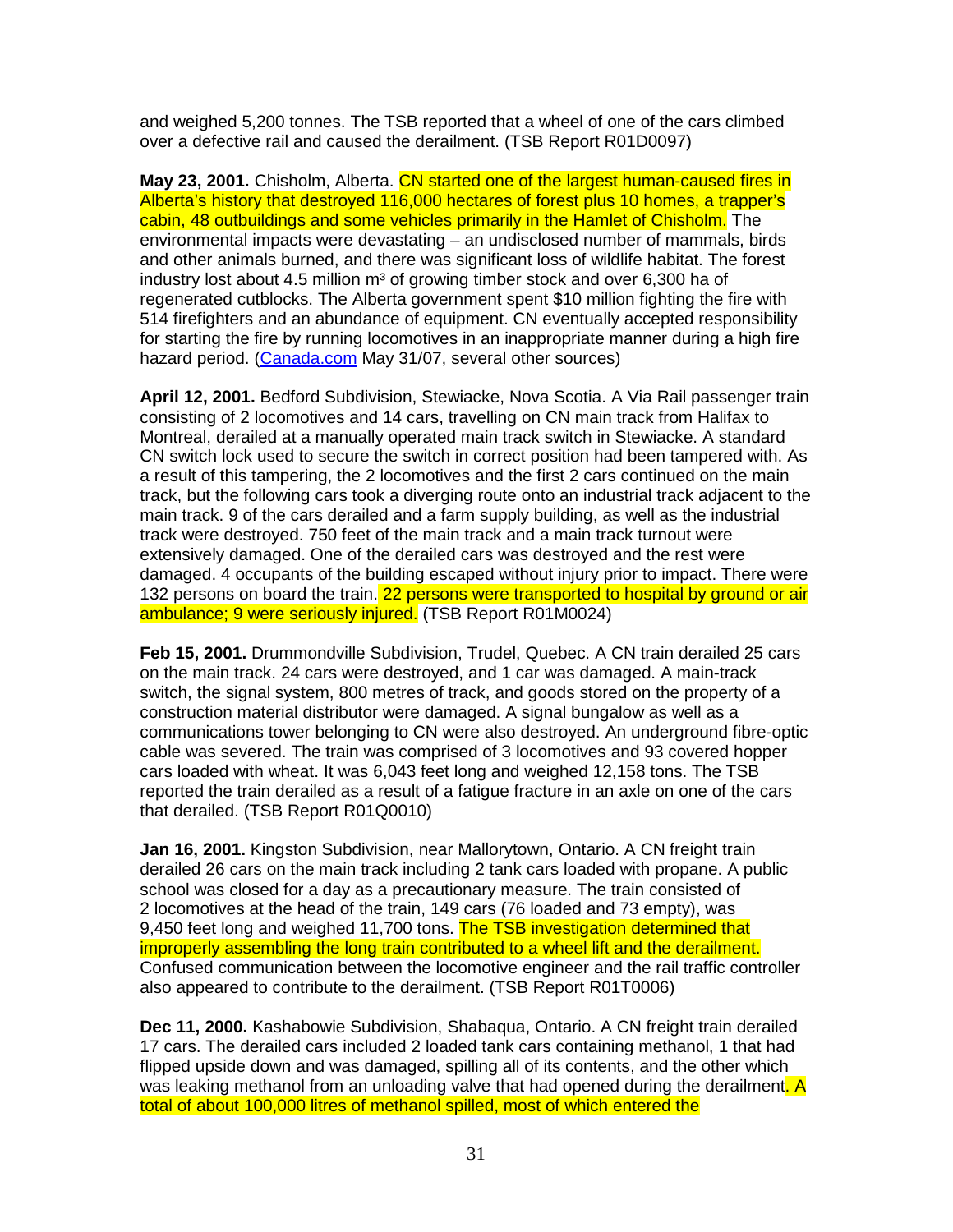and weighed 5,200 tonnes. The TSB reported that a wheel of one of the cars climbed over a defective rail and caused the derailment. (TSB Report R01D0097)

**May 23, 2001.** Chisholm, Alberta. CN started one of the largest human-caused fires in Alberta's history that destroyed 116,000 hectares of forest plus 10 homes, a trapper's cabin, 48 outbuildings and some vehicles primarily in the Hamlet of Chisholm. The environmental impacts were devastating – an undisclosed number of mammals, birds and other animals burned, and there was significant loss of wildlife habitat. The forest industry lost about 4.5 million m³ of growing timber stock and over 6,300 ha of regenerated cutblocks. The Alberta government spent $10 million fighting the fire with 514 firefighters and an abundance of equipment. CN eventually accepted responsibility for starting the fire by running locomotives in an inappropriate manner during a high fire hazard period. (Canada.com May 31/07, several other sources)

**April 12, 2001.** Bedford Subdivision, Stewiacke, Nova Scotia. A Via Rail passenger train consisting of 2 locomotives and 14 cars, travelling on CN main track from Halifax to Montreal, derailed at a manually operated main track switch in Stewiacke. A standard CN switch lock used to secure the switch in correct position had been tampered with. As a result of this tampering, the 2 locomotives and the first 2 cars continued on the main track, but the following cars took a diverging route onto an industrial track adjacent to the main track. 9 of the cars derailed and a farm supply building, as well as the industrial track were destroyed. 750 feet of the main track and a main track turnout were extensively damaged. One of the derailed cars was destroyed and the rest were damaged. 4 occupants of the building escaped without injury prior to impact. There were 132 persons on board the train. 22 persons were transported to hospital by ground or air ambulance; 9 were seriously injured. (TSB Report R01M0024)

**Feb 15, 2001.** Drummondville Subdivision, Trudel, Quebec. A CN train derailed 25 cars on the main track. 24 cars were destroyed, and 1 car was damaged. A main-track switch, the signal system, 800 metres of track, and goods stored on the property of a construction material distributor were damaged. A signal bungalow as well as a communications tower belonging to CN were also destroyed. An underground fibre-optic cable was severed. The train was comprised of 3 locomotives and 93 covered hopper cars loaded with wheat. It was 6,043 feet long and weighed 12,158 tons. The TSB reported the train derailed as a result of a fatigue fracture in an axle on one of the cars that derailed. (TSB Report R01Q0010)

**Jan 16, 2001.** Kingston Subdivision, near Mallorytown, Ontario. A CN freight train derailed 26 cars on the main track including 2 tank cars loaded with propane. A public school was closed for a day as a precautionary measure. The train consisted of 2 locomotives at the head of the train, 149 cars (76 loaded and 73 empty), was 9,450 feet long and weighed 11,700 tons. The TSB investigation determined that improperly assembling the long train contributed to a wheel lift and the derailment. Confused communication between the locomotive engineer and the rail traffic controller also appeared to contribute to the derailment. (TSB Report R01T0006)

**Dec 11, 2000.** Kashabowie Subdivision, Shabaqua, Ontario. A CN freight train derailed 17 cars. The derailed cars included 2 loaded tank cars containing methanol, 1 that had flipped upside down and was damaged, spilling all of its contents, and the other which was leaking methanol from an unloading valve that had opened during the derailment. A total of about 100,000 litres of methanol spilled, most of which entered the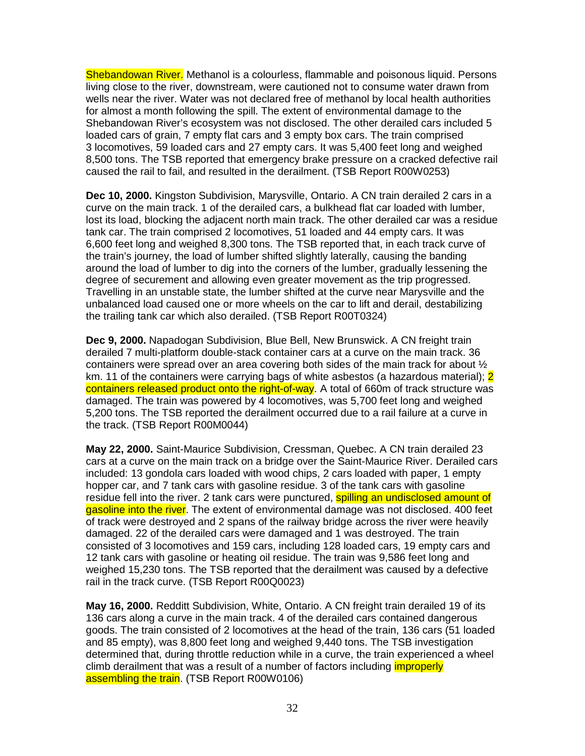Shebandowan River. Methanol is a colourless, flammable and poisonous liquid. Persons living close to the river, downstream, were cautioned not to consume water drawn from wells near the river. Water was not declared free of methanol by local health authorities for almost a month following the spill. The extent of environmental damage to the Shebandowan River's ecosystem was not disclosed. The other derailed cars included 5 loaded cars of grain, 7 empty flat cars and 3 empty box cars. The train comprised 3 locomotives, 59 loaded cars and 27 empty cars. It was 5,400 feet long and weighed 8,500 tons. The TSB reported that emergency brake pressure on a cracked defective rail caused the rail to fail, and resulted in the derailment. (TSB Report R00W0253)

**Dec 10, 2000.** Kingston Subdivision, Marysville, Ontario. A CN train derailed 2 cars in a curve on the main track. 1 of the derailed cars, a bulkhead flat car loaded with lumber, lost its load, blocking the adjacent north main track. The other derailed car was a residue tank car. The train comprised 2 locomotives, 51 loaded and 44 empty cars. It was 6,600 feet long and weighed 8,300 tons. The TSB reported that, in each track curve of the train's journey, the load of lumber shifted slightly laterally, causing the banding around the load of lumber to dig into the corners of the lumber, gradually lessening the degree of securement and allowing even greater movement as the trip progressed. Travelling in an unstable state, the lumber shifted at the curve near Marysville and the unbalanced load caused one or more wheels on the car to lift and derail, destabilizing the trailing tank car which also derailed. (TSB Report R00T0324)

**Dec 9, 2000.** Napadogan Subdivision, Blue Bell, New Brunswick. A CN freight train derailed 7 multi-platform double-stack container cars at a curve on the main track. 36 containers were spread over an area covering both sides of the main track for about ½ km. 11 of the containers were carrying bags of white asbestos (a hazardous material); 2 containers released product onto the right-of-way. A total of 660m of track structure was damaged. The train was powered by 4 locomotives, was 5,700 feet long and weighed 5,200 tons. The TSB reported the derailment occurred due to a rail failure at a curve in the track. (TSB Report R00M0044)

**May 22, 2000.** Saint-Maurice Subdivision, Cressman, Quebec. A CN train derailed 23 cars at a curve on the main track on a bridge over the Saint-Maurice River. Derailed cars included: 13 gondola cars loaded with wood chips, 2 cars loaded with paper, 1 empty hopper car, and 7 tank cars with gasoline residue. 3 of the tank cars with gasoline residue fell into the river. 2 tank cars were punctured, spilling an undisclosed amount of gasoline into the river. The extent of environmental damage was not disclosed. 400 feet of track were destroyed and 2 spans of the railway bridge across the river were heavily damaged. 22 of the derailed cars were damaged and 1 was destroyed. The train consisted of 3 locomotives and 159 cars, including 128 loaded cars, 19 empty cars and 12 tank cars with gasoline or heating oil residue. The train was 9,586 feet long and weighed 15,230 tons. The TSB reported that the derailment was caused by a defective rail in the track curve. (TSB Report R00Q0023)

**May 16, 2000.** Redditt Subdivision, White, Ontario. A CN freight train derailed 19 of its 136 cars along a curve in the main track. 4 of the derailed cars contained dangerous goods. The train consisted of 2 locomotives at the head of the train, 136 cars (51 loaded and 85 empty), was 8,800 feet long and weighed 9,440 tons. The TSB investigation determined that, during throttle reduction while in a curve, the train experienced a wheel climb derailment that was a result of a number of factors including improperly assembling the train. (TSB Report R00W0106)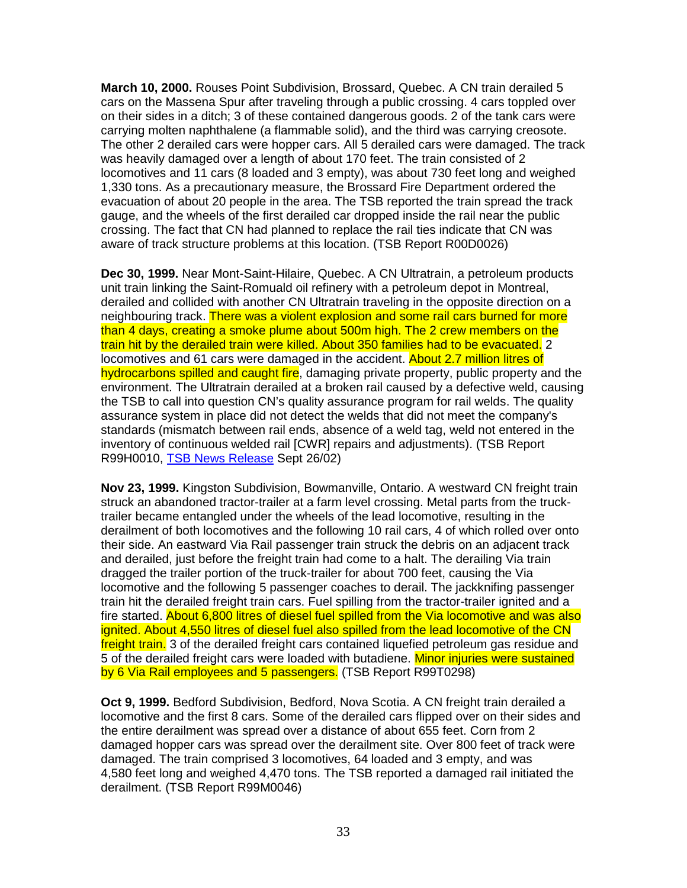**March 10, 2000.** Rouses Point Subdivision, Brossard, Quebec. A CN train derailed 5 cars on the Massena Spur after traveling through a public crossing. 4 cars toppled over on their sides in a ditch; 3 of these contained dangerous goods. 2 of the tank cars were carrying molten naphthalene (a flammable solid), and the third was carrying creosote. The other 2 derailed cars were hopper cars. All 5 derailed cars were damaged. The track was heavily damaged over a length of about 170 feet. The train consisted of 2 locomotives and 11 cars (8 loaded and 3 empty), was about 730 feet long and weighed 1,330 tons. As a precautionary measure, the Brossard Fire Department ordered the evacuation of about 20 people in the area. The TSB reported the train spread the track gauge, and the wheels of the first derailed car dropped inside the rail near the public crossing. The fact that CN had planned to replace the rail ties indicate that CN was aware of track structure problems at this location. (TSB Report R00D0026)

**Dec 30, 1999.** Near Mont-Saint-Hilaire, Quebec. A CN Ultratrain, a petroleum products unit train linking the Saint-Romuald oil refinery with a petroleum depot in Montreal, derailed and collided with another CN Ultratrain traveling in the opposite direction on a neighbouring track. There was a violent explosion and some rail cars burned for more than 4 days, creating a smoke plume about 500m high. The 2 crew members on the train hit by the derailed train were killed. About 350 families had to be evacuated. 2 locomotives and 61 cars were damaged in the accident. About 2.7 million litres of hydrocarbons spilled and caught fire, damaging private property, public property and the environment. The Ultratrain derailed at a broken rail caused by a defective weld, causing the TSB to call into question CN's quality assurance program for rail welds. The quality assurance system in place did not detect the welds that did not meet the company's standards (mismatch between rail ends, absence of a weld tag, weld not entered in the inventory of continuous welded rail [CWR] repairs and adjustments). (TSB Report R99H0010, TSB News Release Sept 26/02)

**Nov 23, 1999.** Kingston Subdivision, Bowmanville, Ontario. A westward CN freight train struck an abandoned tractor-trailer at a farm level crossing. Metal parts from the truck-trailer became entangled under the wheels of the lead locomotive, resulting in the derailment of both locomotives and the following 10 rail cars, 4 of which rolled over onto their side. An eastward Via Rail passenger train struck the debris on an adjacent track and derailed, just before the freight train had come to a halt. The derailing Via train dragged the trailer portion of the truck-trailer for about 700 feet, causing the Via locomotive and the following 5 passenger coaches to derail. The jackknifing passenger train hit the derailed freight train cars. Fuel spilling from the tractor-trailer ignited and a fire started. About 6,800 litres of diesel fuel spilled from the Via locomotive and was also ignited. About 4,550 litres of diesel fuel also spilled from the lead locomotive of the CN freight train. 3 of the derailed freight cars contained liquefied petroleum gas residue and 5 of the derailed freight cars were loaded with butadiene. Minor injuries were sustained by 6 Via Rail employees and 5 passengers. (TSB Report R99T0298)

**Oct 9, 1999.** Bedford Subdivision, Bedford, Nova Scotia. A CN freight train derailed a locomotive and the first 8 cars. Some of the derailed cars flipped over on their sides and the entire derailment was spread over a distance of about 655 feet. Corn from 2 damaged hopper cars was spread over the derailment site. Over 800 feet of track were damaged. The train comprised 3 locomotives, 64 loaded and 3 empty, and was 4,580 feet long and weighed 4,470 tons. The TSB reported a damaged rail initiated the derailment. (TSB Report R99M0046)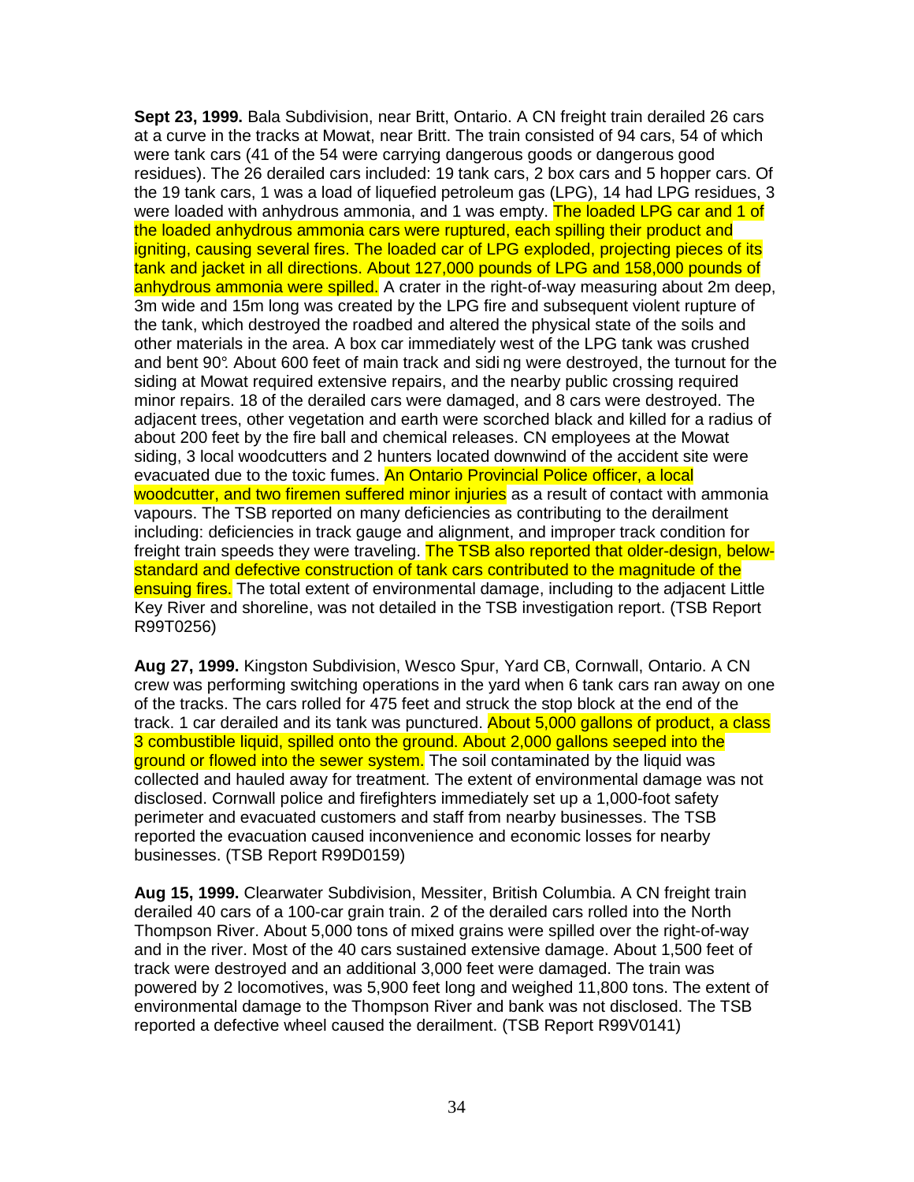**Sept 23, 1999.** Bala Subdivision, near Britt, Ontario. A CN freight train derailed 26 cars at a curve in the tracks at Mowat, near Britt. The train consisted of 94 cars, 54 of which were tank cars (41 of the 54 were carrying dangerous goods or dangerous good residues). The 26 derailed cars included: 19 tank cars, 2 box cars and 5 hopper cars. Of the 19 tank cars, 1 was a load of liquefied petroleum gas (LPG), 14 had LPG residues, 3 were loaded with anhydrous ammonia, and 1 was empty. The loaded LPG car and 1 of the loaded anhydrous ammonia cars were ruptured, each spilling their product and igniting, causing several fires. The loaded car of LPG exploded, projecting pieces of its tank and jacket in all directions. About 127,000 pounds of LPG and 158,000 pounds of anhydrous ammonia were spilled. A crater in the right-of-way measuring about 2m deep, 3m wide and 15m long was created by the LPG fire and subsequent violent rupture of the tank, which destroyed the roadbed and altered the physical state of the soils and other materials in the area. A box car immediately west of the LPG tank was crushed and bent 90°. About 600 feet of main track and sidi ng were destroyed, the turnout for the siding at Mowat required extensive repairs, and the nearby public crossing required minor repairs. 18 of the derailed cars were damaged, and 8 cars were destroyed. The adjacent trees, other vegetation and earth were scorched black and killed for a radius of about 200 feet by the fire ball and chemical releases. CN employees at the Mowat siding, 3 local woodcutters and 2 hunters located downwind of the accident site were evacuated due to the toxic fumes. An Ontario Provincial Police officer, a local woodcutter, and two firemen suffered minor injuries as a result of contact with ammonia vapours. The TSB reported on many deficiencies as contributing to the derailment including: deficiencies in track gauge and alignment, and improper track condition for freight train speeds they were traveling. The TSB also reported that older-design, below-standard and defective construction of tank cars contributed to the magnitude of the ensuing fires. The total extent of environmental damage, including to the adjacent Little Key River and shoreline, was not detailed in the TSB investigation report. (TSB Report R99T0256)

**Aug 27, 1999.** Kingston Subdivision, Wesco Spur, Yard CB, Cornwall, Ontario. A CN crew was performing switching operations in the yard when 6 tank cars ran away on one of the tracks. The cars rolled for 475 feet and struck the stop block at the end of the track. 1 car derailed and its tank was punctured. About 5,000 gallons of product, a class 3 combustible liquid, spilled onto the ground. About 2,000 gallons seeped into the ground or flowed into the sewer system. The soil contaminated by the liquid was collected and hauled away for treatment. The extent of environmental damage was not disclosed. Cornwall police and firefighters immediately set up a 1,000-foot safety perimeter and evacuated customers and staff from nearby businesses. The TSB reported the evacuation caused inconvenience and economic losses for nearby businesses. (TSB Report R99D0159)

**Aug 15, 1999.** Clearwater Subdivision, Messiter, British Columbia. A CN freight train derailed 40 cars of a 100-car grain train. 2 of the derailed cars rolled into the North Thompson River. About 5,000 tons of mixed grains were spilled over the right-of-way and in the river. Most of the 40 cars sustained extensive damage. About 1,500 feet of track were destroyed and an additional 3,000 feet were damaged. The train was powered by 2 locomotives, was 5,900 feet long and weighed 11,800 tons. The extent of environmental damage to the Thompson River and bank was not disclosed. The TSB reported a defective wheel caused the derailment. (TSB Report R99V0141)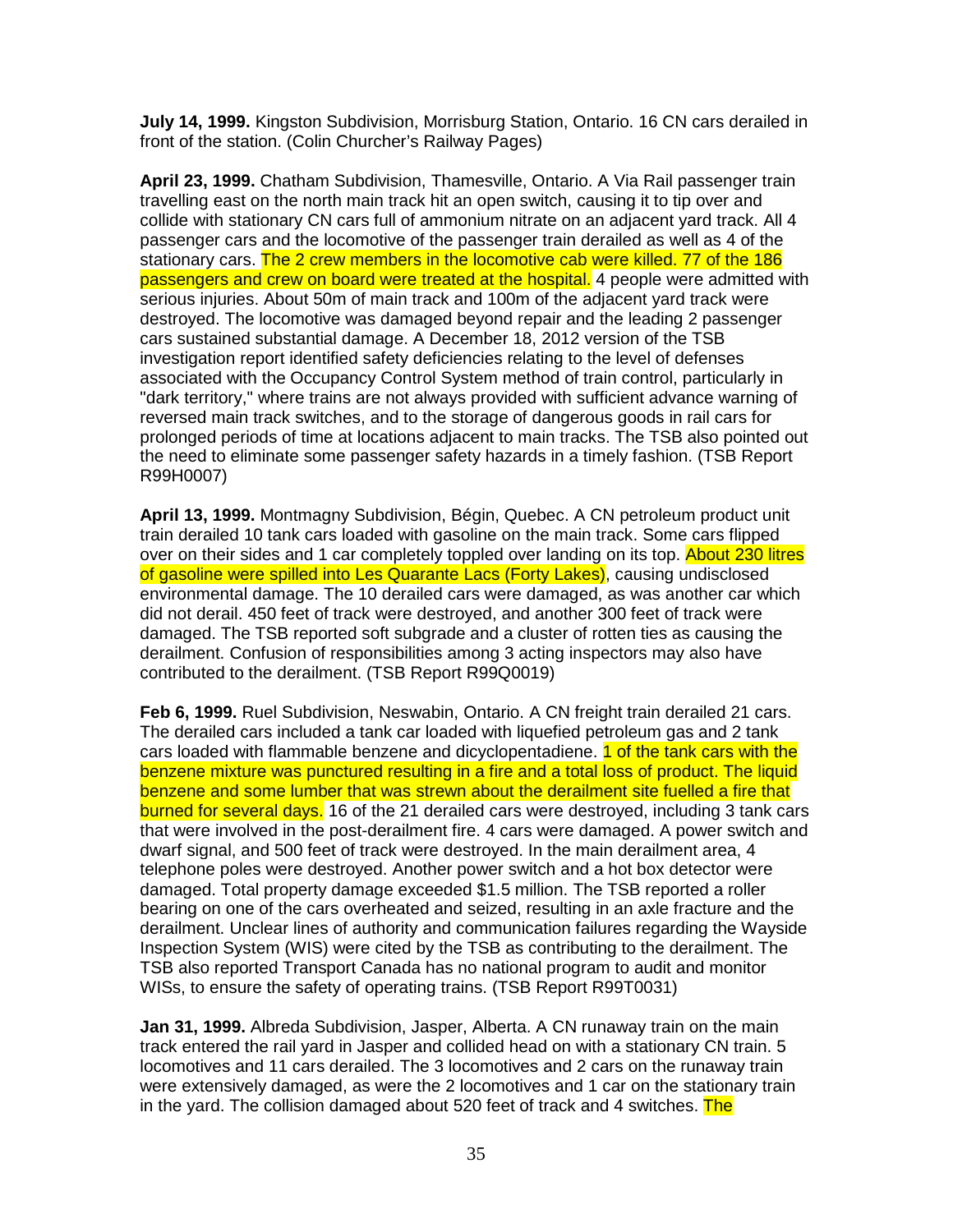**July 14, 1999.** Kingston Subdivision, Morrisburg Station, Ontario. 16 CN cars derailed in front of the station. (Colin Churcher's Railway Pages)

**April 23, 1999.** Chatham Subdivision, Thamesville, Ontario. A Via Rail passenger train travelling east on the north main track hit an open switch, causing it to tip over and collide with stationary CN cars full of ammonium nitrate on an adjacent yard track. All 4 passenger cars and the locomotive of the passenger train derailed as well as 4 of the stationary cars. The 2 crew members in the locomotive cab were killed. 77 of the 186 passengers and crew on board were treated at the hospital. 4 people were admitted with serious injuries. About 50m of main track and 100m of the adjacent yard track were destroyed. The locomotive was damaged beyond repair and the leading 2 passenger cars sustained substantial damage. A December 18, 2012 version of the TSB investigation report identified safety deficiencies relating to the level of defenses associated with the Occupancy Control System method of train control, particularly in "dark territory," where trains are not always provided with sufficient advance warning of reversed main track switches, and to the storage of dangerous goods in rail cars for prolonged periods of time at locations adjacent to main tracks. The TSB also pointed out the need to eliminate some passenger safety hazards in a timely fashion. (TSB Report R99H0007)

**April 13, 1999.** Montmagny Subdivision, Bégin, Quebec. A CN petroleum product unit train derailed 10 tank cars loaded with gasoline on the main track. Some cars flipped over on their sides and 1 car completely toppled over landing on its top. About 230 litres of gasoline were spilled into Les Quarante Lacs (Forty Lakes), causing undisclosed environmental damage. The 10 derailed cars were damaged, as was another car which did not derail. 450 feet of track were destroyed, and another 300 feet of track were damaged. The TSB reported soft subgrade and a cluster of rotten ties as causing the derailment. Confusion of responsibilities among 3 acting inspectors may also have contributed to the derailment. (TSB Report R99Q0019)

**Feb 6, 1999.** Ruel Subdivision, Neswabin, Ontario. A CN freight train derailed 21 cars. The derailed cars included a tank car loaded with liquefied petroleum gas and 2 tank cars loaded with flammable benzene and dicyclopentadiene. 1 of the tank cars with the benzene mixture was punctured resulting in a fire and a total loss of product. The liquid benzene and some lumber that was strewn about the derailment site fuelled a fire that burned for several days. 16 of the 21 derailed cars were destroyed, including 3 tank cars that were involved in the post-derailment fire. 4 cars were damaged. A power switch and dwarf signal, and 500 feet of track were destroyed. In the main derailment area, 4 telephone poles were destroyed. Another power switch and a hot box detector were damaged. Total property damage exceeded $1.5 million. The TSB reported a roller bearing on one of the cars overheated and seized, resulting in an axle fracture and the derailment. Unclear lines of authority and communication failures regarding the Wayside Inspection System (WIS) were cited by the TSB as contributing to the derailment. The TSB also reported Transport Canada has no national program to audit and monitor WISs, to ensure the safety of operating trains. (TSB Report R99T0031)

**Jan 31, 1999.** Albreda Subdivision, Jasper, Alberta. A CN runaway train on the main track entered the rail yard in Jasper and collided head on with a stationary CN train. 5 locomotives and 11 cars derailed. The 3 locomotives and 2 cars on the runaway train were extensively damaged, as were the 2 locomotives and 1 car on the stationary train in the yard. The collision damaged about 520 feet of track and 4 switches. The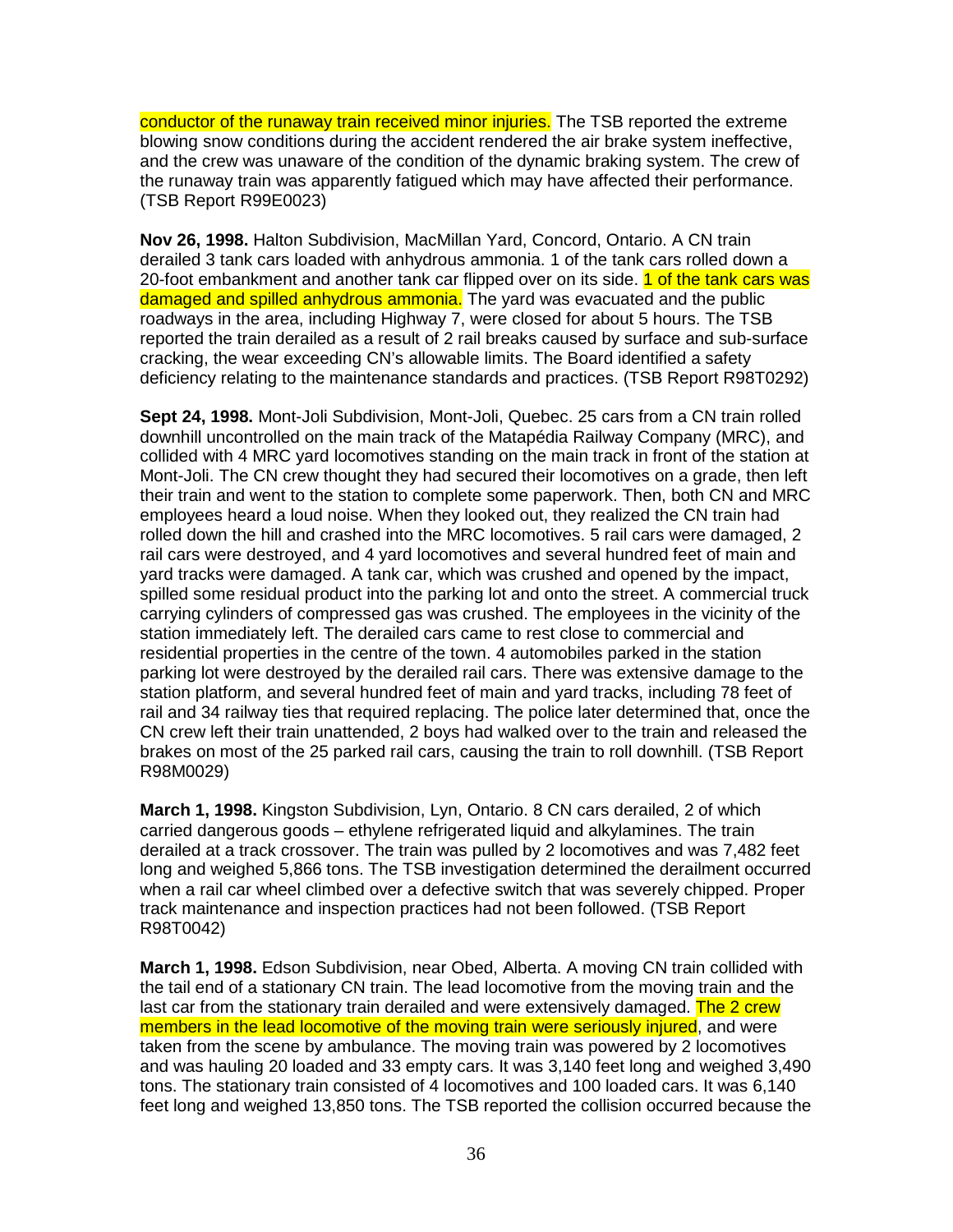conductor of the runaway train received minor injuries. The TSB reported the extreme blowing snow conditions during the accident rendered the air brake system ineffective, and the crew was unaware of the condition of the dynamic braking system. The crew of the runaway train was apparently fatigued which may have affected their performance. (TSB Report R99E0023)

**Nov 26, 1998.** Halton Subdivision, MacMillan Yard, Concord, Ontario. A CN train derailed 3 tank cars loaded with anhydrous ammonia. 1 of the tank cars rolled down a 20-foot embankment and another tank car flipped over on its side. 1 of the tank cars was damaged and spilled anhydrous ammonia. The yard was evacuated and the public roadways in the area, including Highway 7, were closed for about 5 hours. The TSB reported the train derailed as a result of 2 rail breaks caused by surface and sub-surface cracking, the wear exceeding CN's allowable limits. The Board identified a safety deficiency relating to the maintenance standards and practices. (TSB Report R98T0292)

**Sept 24, 1998.** Mont-Joli Subdivision, Mont-Joli, Quebec. 25 cars from a CN train rolled downhill uncontrolled on the main track of the Matapédia Railway Company (MRC), and collided with 4 MRC yard locomotives standing on the main track in front of the station at Mont-Joli. The CN crew thought they had secured their locomotives on a grade, then left their train and went to the station to complete some paperwork. Then, both CN and MRC employees heard a loud noise. When they looked out, they realized the CN train had rolled down the hill and crashed into the MRC locomotives. 5 rail cars were damaged, 2 rail cars were destroyed, and 4 yard locomotives and several hundred feet of main and yard tracks were damaged. A tank car, which was crushed and opened by the impact, spilled some residual product into the parking lot and onto the street. A commercial truck carrying cylinders of compressed gas was crushed. The employees in the vicinity of the station immediately left. The derailed cars came to rest close to commercial and residential properties in the centre of the town. 4 automobiles parked in the station parking lot were destroyed by the derailed rail cars. There was extensive damage to the station platform, and several hundred feet of main and yard tracks, including 78 feet of rail and 34 railway ties that required replacing. The police later determined that, once the CN crew left their train unattended, 2 boys had walked over to the train and released the brakes on most of the 25 parked rail cars, causing the train to roll downhill. (TSB Report R98M0029)

**March 1, 1998.** Kingston Subdivision, Lyn, Ontario. 8 CN cars derailed, 2 of which carried dangerous goods – ethylene refrigerated liquid and alkylamines. The train derailed at a track crossover. The train was pulled by 2 locomotives and was 7,482 feet long and weighed 5,866 tons. The TSB investigation determined the derailment occurred when a rail car wheel climbed over a defective switch that was severely chipped. Proper track maintenance and inspection practices had not been followed. (TSB Report R98T0042)

**March 1, 1998.** Edson Subdivision, near Obed, Alberta. A moving CN train collided with the tail end of a stationary CN train. The lead locomotive from the moving train and the last car from the stationary train derailed and were extensively damaged. The 2 crew members in the lead locomotive of the moving train were seriously injured, and were taken from the scene by ambulance. The moving train was powered by 2 locomotives and was hauling 20 loaded and 33 empty cars. It was 3,140 feet long and weighed 3,490 tons. The stationary train consisted of 4 locomotives and 100 loaded cars. It was 6,140 feet long and weighed 13,850 tons. The TSB reported the collision occurred because the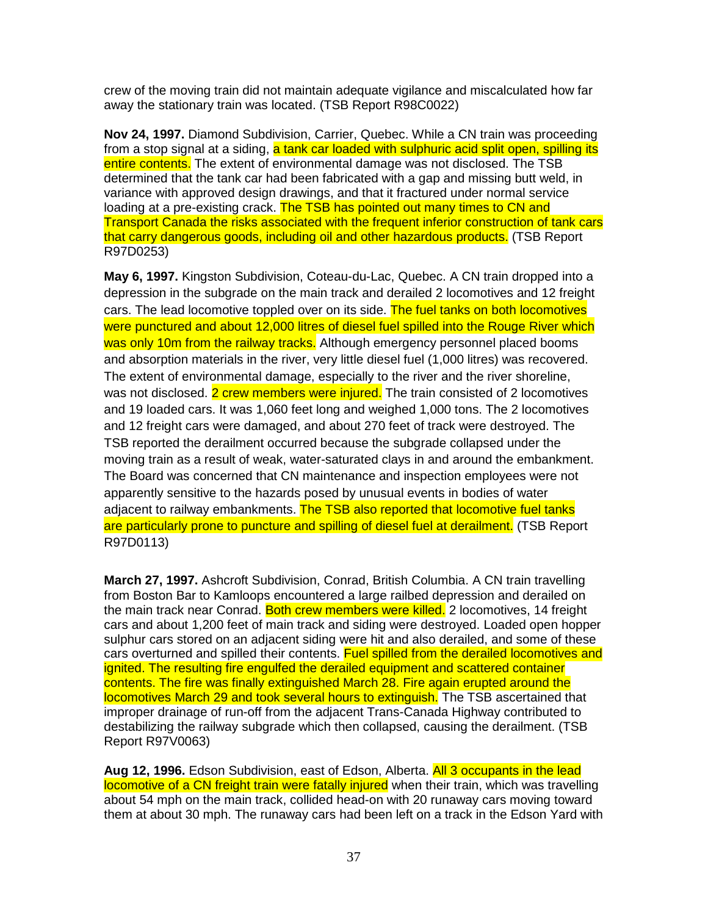crew of the moving train did not maintain adequate vigilance and miscalculated how far away the stationary train was located. (TSB Report R98C0022)

**Nov 24, 1997.** Diamond Subdivision, Carrier, Quebec. While a CN train was proceeding from a stop signal at a siding, a tank car loaded with sulphuric acid split open, spilling its entire contents. The extent of environmental damage was not disclosed. The TSB determined that the tank car had been fabricated with a gap and missing butt weld, in variance with approved design drawings, and that it fractured under normal service loading at a pre-existing crack. The TSB has pointed out many times to CN and Transport Canada the risks associated with the frequent inferior construction of tank cars that carry dangerous goods, including oil and other hazardous products. (TSB Report R97D0253)

**May 6, 1997.** Kingston Subdivision, Coteau-du-Lac, Quebec. A CN train dropped into a depression in the subgrade on the main track and derailed 2 locomotives and 12 freight cars. The lead locomotive toppled over on its side. The fuel tanks on both locomotives were punctured and about 12,000 litres of diesel fuel spilled into the Rouge River which was only 10m from the railway tracks. Although emergency personnel placed booms and absorption materials in the river, very little diesel fuel (1,000 litres) was recovered. The extent of environmental damage, especially to the river and the river shoreline, was not disclosed. 2 crew members were injured. The train consisted of 2 locomotives and 19 loaded cars. It was 1,060 feet long and weighed 1,000 tons. The 2 locomotives and 12 freight cars were damaged, and about 270 feet of track were destroyed. The TSB reported the derailment occurred because the subgrade collapsed under the moving train as a result of weak, water-saturated clays in and around the embankment. The Board was concerned that CN maintenance and inspection employees were not apparently sensitive to the hazards posed by unusual events in bodies of water adjacent to railway embankments. The TSB also reported that locomotive fuel tanks are particularly prone to puncture and spilling of diesel fuel at derailment. (TSB Report R97D0113)

**March 27, 1997.** Ashcroft Subdivision, Conrad, British Columbia. A CN train travelling from Boston Bar to Kamloops encountered a large railbed depression and derailed on the main track near Conrad. Both crew members were killed. 2 locomotives, 14 freight cars and about 1,200 feet of main track and siding were destroyed. Loaded open hopper sulphur cars stored on an adjacent siding were hit and also derailed, and some of these cars overturned and spilled their contents. Fuel spilled from the derailed locomotives and ignited. The resulting fire engulfed the derailed equipment and scattered container contents. The fire was finally extinguished March 28. Fire again erupted around the locomotives March 29 and took several hours to extinguish. The TSB ascertained that improper drainage of run-off from the adjacent Trans-Canada Highway contributed to destabilizing the railway subgrade which then collapsed, causing the derailment. (TSB Report R97V0063)

**Aug 12, 1996.** Edson Subdivision, east of Edson, Alberta. All 3 occupants in the lead locomotive of a CN freight train were fatally injured when their train, which was travelling about 54 mph on the main track, collided head-on with 20 runaway cars moving toward them at about 30 mph. The runaway cars had been left on a track in the Edson Yard with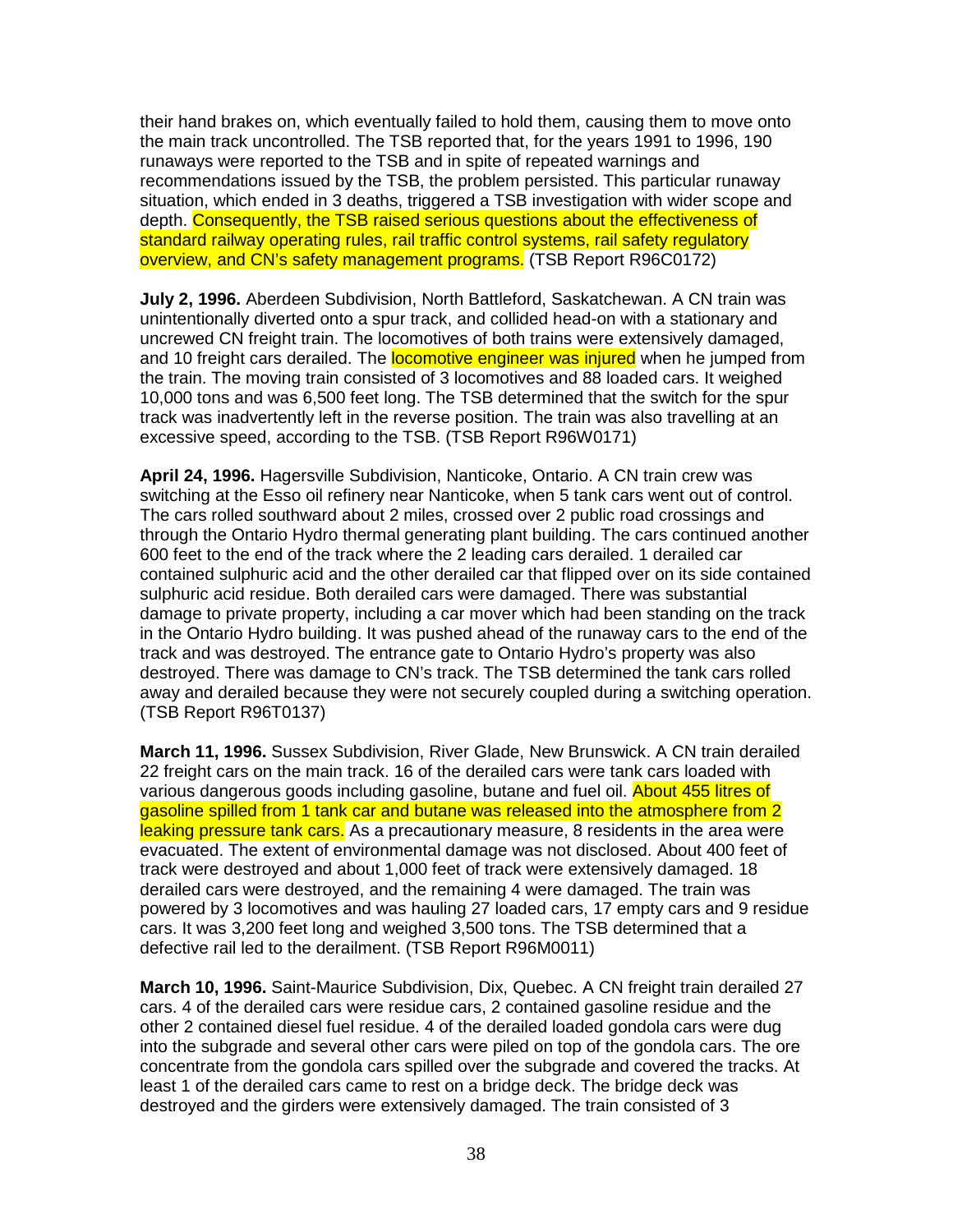their hand brakes on, which eventually failed to hold them, causing them to move onto the main track uncontrolled. The TSB reported that, for the years 1991 to 1996, 190 runaways were reported to the TSB and in spite of repeated warnings and recommendations issued by the TSB, the problem persisted. This particular runaway situation, which ended in 3 deaths, triggered a TSB investigation with wider scope and depth. Consequently, the TSB raised serious questions about the effectiveness of standard railway operating rules, rail traffic control systems, rail safety regulatory overview, and CN's safety management programs. (TSB Report R96C0172)

**July 2, 1996.** Aberdeen Subdivision, North Battleford, Saskatchewan. A CN train was unintentionally diverted onto a spur track, and collided head-on with a stationary and uncrewed CN freight train. The locomotives of both trains were extensively damaged, and 10 freight cars derailed. The locomotive engineer was injured when he jumped from the train. The moving train consisted of 3 locomotives and 88 loaded cars. It weighed 10,000 tons and was 6,500 feet long. The TSB determined that the switch for the spur track was inadvertently left in the reverse position. The train was also travelling at an excessive speed, according to the TSB. (TSB Report R96W0171)

**April 24, 1996.** Hagersville Subdivision, Nanticoke, Ontario. A CN train crew was switching at the Esso oil refinery near Nanticoke, when 5 tank cars went out of control. The cars rolled southward about 2 miles, crossed over 2 public road crossings and through the Ontario Hydro thermal generating plant building. The cars continued another 600 feet to the end of the track where the 2 leading cars derailed. 1 derailed car contained sulphuric acid and the other derailed car that flipped over on its side contained sulphuric acid residue. Both derailed cars were damaged. There was substantial damage to private property, including a car mover which had been standing on the track in the Ontario Hydro building. It was pushed ahead of the runaway cars to the end of the track and was destroyed. The entrance gate to Ontario Hydro's property was also destroyed. There was damage to CN's track. The TSB determined the tank cars rolled away and derailed because they were not securely coupled during a switching operation. (TSB Report R96T0137)

**March 11, 1996.** Sussex Subdivision, River Glade, New Brunswick. A CN train derailed 22 freight cars on the main track. 16 of the derailed cars were tank cars loaded with various dangerous goods including gasoline, butane and fuel oil. About 455 litres of gasoline spilled from 1 tank car and butane was released into the atmosphere from 2 leaking pressure tank cars. As a precautionary measure, 8 residents in the area were evacuated. The extent of environmental damage was not disclosed. About 400 feet of track were destroyed and about 1,000 feet of track were extensively damaged. 18 derailed cars were destroyed, and the remaining 4 were damaged. The train was powered by 3 locomotives and was hauling 27 loaded cars, 17 empty cars and 9 residue cars. It was 3,200 feet long and weighed 3,500 tons. The TSB determined that a defective rail led to the derailment. (TSB Report R96M0011)

**March 10, 1996.** Saint-Maurice Subdivision, Dix, Quebec. A CN freight train derailed 27 cars. 4 of the derailed cars were residue cars, 2 contained gasoline residue and the other 2 contained diesel fuel residue. 4 of the derailed loaded gondola cars were dug into the subgrade and several other cars were piled on top of the gondola cars. The ore concentrate from the gondola cars spilled over the subgrade and covered the tracks. At least 1 of the derailed cars came to rest on a bridge deck. The bridge deck was destroyed and the girders were extensively damaged. The train consisted of 3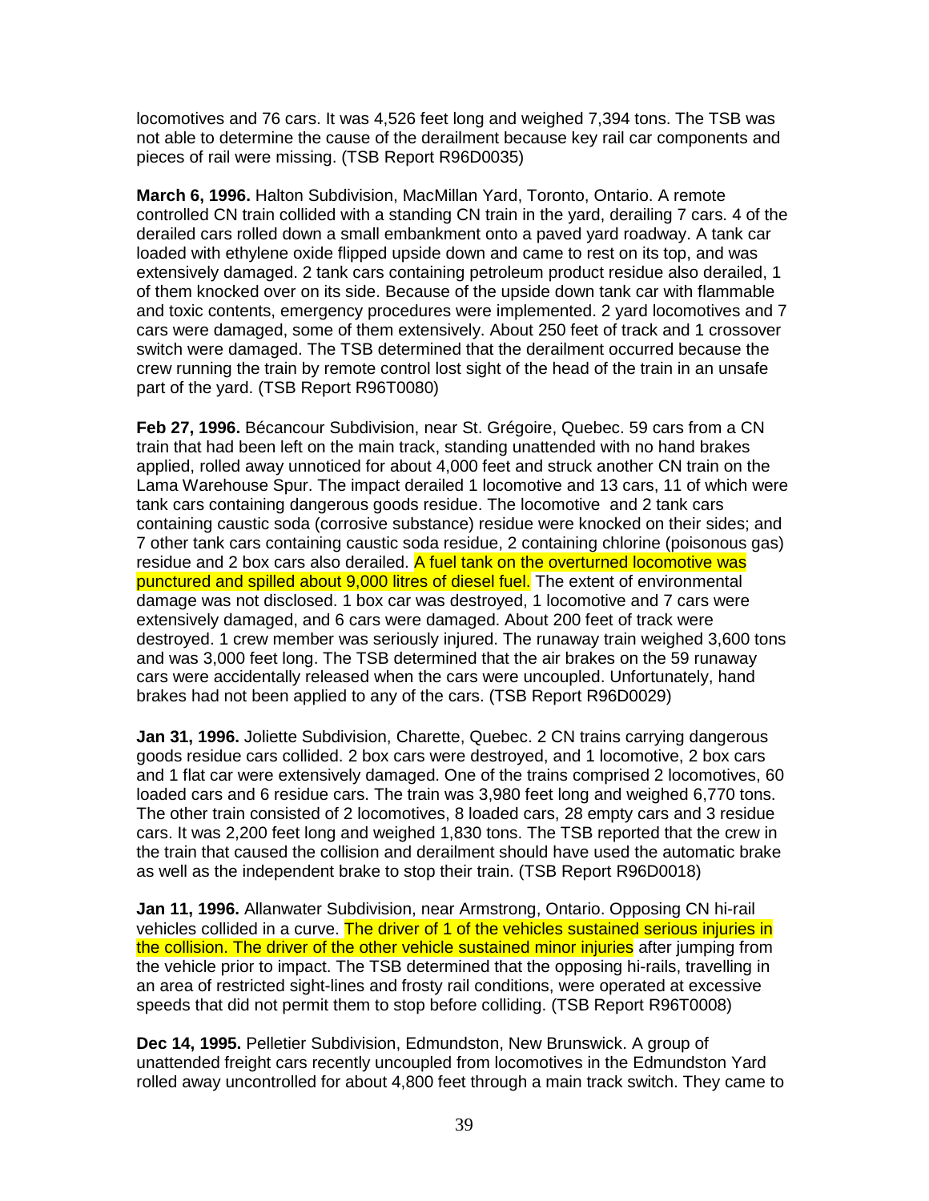locomotives and 76 cars. It was 4,526 feet long and weighed 7,394 tons. The TSB was not able to determine the cause of the derailment because key rail car components and pieces of rail were missing. (TSB Report R96D0035)

**March 6, 1996.** Halton Subdivision, MacMillan Yard, Toronto, Ontario. A remote controlled CN train collided with a standing CN train in the yard, derailing 7 cars. 4 of the derailed cars rolled down a small embankment onto a paved yard roadway. A tank car loaded with ethylene oxide flipped upside down and came to rest on its top, and was extensively damaged. 2 tank cars containing petroleum product residue also derailed, 1 of them knocked over on its side. Because of the upside down tank car with flammable and toxic contents, emergency procedures were implemented. 2 yard locomotives and 7 cars were damaged, some of them extensively. About 250 feet of track and 1 crossover switch were damaged. The TSB determined that the derailment occurred because the crew running the train by remote control lost sight of the head of the train in an unsafe part of the yard. (TSB Report R96T0080)

**Feb 27, 1996.** Bécancour Subdivision, near St. Grégoire, Quebec. 59 cars from a CN train that had been left on the main track, standing unattended with no hand brakes applied, rolled away unnoticed for about 4,000 feet and struck another CN train on the Lama Warehouse Spur. The impact derailed 1 locomotive and 13 cars, 11 of which were tank cars containing dangerous goods residue. The locomotive and 2 tank cars containing caustic soda (corrosive substance) residue were knocked on their sides; and 7 other tank cars containing caustic soda residue, 2 containing chlorine (poisonous gas) residue and 2 box cars also derailed. A fuel tank on the overturned locomotive was punctured and spilled about 9,000 litres of diesel fuel. The extent of environmental damage was not disclosed. 1 box car was destroyed, 1 locomotive and 7 cars were extensively damaged, and 6 cars were damaged. About 200 feet of track were destroyed. 1 crew member was seriously injured. The runaway train weighed 3,600 tons and was 3,000 feet long. The TSB determined that the air brakes on the 59 runaway cars were accidentally released when the cars were uncoupled. Unfortunately, hand brakes had not been applied to any of the cars. (TSB Report R96D0029)

**Jan 31, 1996.** Joliette Subdivision, Charette, Quebec. 2 CN trains carrying dangerous goods residue cars collided. 2 box cars were destroyed, and 1 locomotive, 2 box cars and 1 flat car were extensively damaged. One of the trains comprised 2 locomotives, 60 loaded cars and 6 residue cars. The train was 3,980 feet long and weighed 6,770 tons. The other train consisted of 2 locomotives, 8 loaded cars, 28 empty cars and 3 residue cars. It was 2,200 feet long and weighed 1,830 tons. The TSB reported that the crew in the train that caused the collision and derailment should have used the automatic brake as well as the independent brake to stop their train. (TSB Report R96D0018)

**Jan 11, 1996.** Allanwater Subdivision, near Armstrong, Ontario. Opposing CN hi-rail vehicles collided in a curve. The driver of 1 of the vehicles sustained serious injuries in the collision. The driver of the other vehicle sustained minor injuries after jumping from the vehicle prior to impact. The TSB determined that the opposing hi-rails, travelling in an area of restricted sight-lines and frosty rail conditions, were operated at excessive speeds that did not permit them to stop before colliding. (TSB Report R96T0008)

**Dec 14, 1995.** Pelletier Subdivision, Edmundston, New Brunswick. A group of unattended freight cars recently uncoupled from locomotives in the Edmundston Yard rolled away uncontrolled for about 4,800 feet through a main track switch. They came to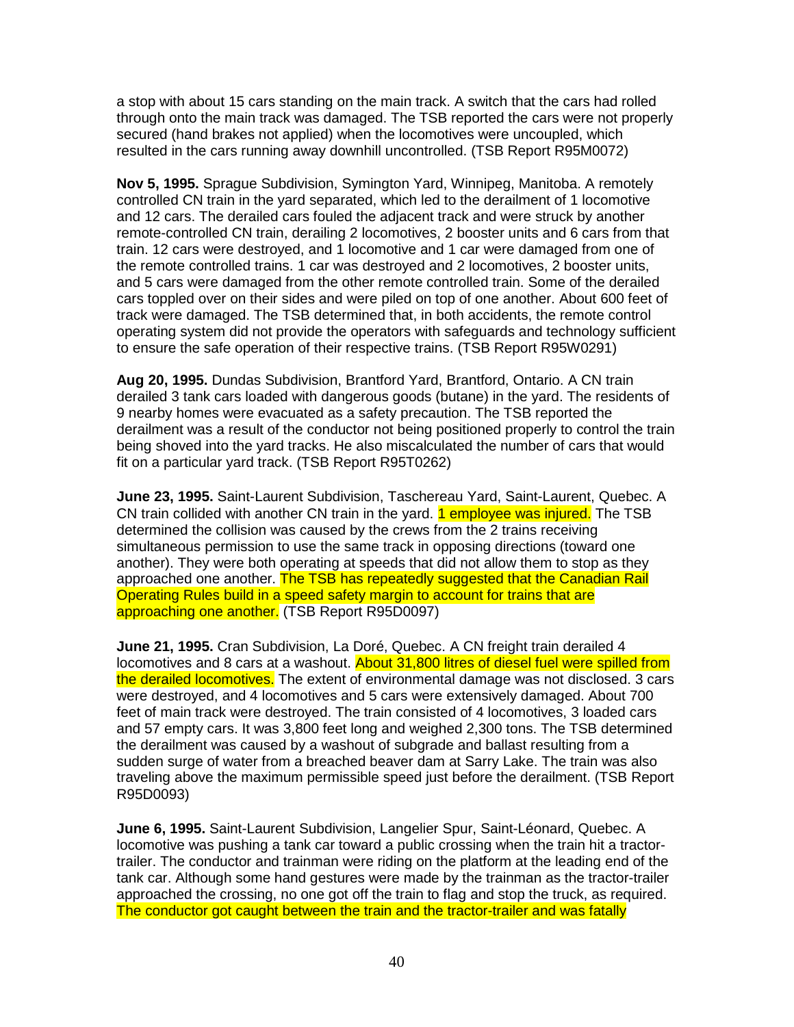a stop with about 15 cars standing on the main track. A switch that the cars had rolled through onto the main track was damaged. The TSB reported the cars were not properly secured (hand brakes not applied) when the locomotives were uncoupled, which resulted in the cars running away downhill uncontrolled. (TSB Report R95M0072)

**Nov 5, 1995.** Sprague Subdivision, Symington Yard, Winnipeg, Manitoba. A remotely controlled CN train in the yard separated, which led to the derailment of 1 locomotive and 12 cars. The derailed cars fouled the adjacent track and were struck by another remote-controlled CN train, derailing 2 locomotives, 2 booster units and 6 cars from that train. 12 cars were destroyed, and 1 locomotive and 1 car were damaged from one of the remote controlled trains. 1 car was destroyed and 2 locomotives, 2 booster units, and 5 cars were damaged from the other remote controlled train. Some of the derailed cars toppled over on their sides and were piled on top of one another. About 600 feet of track were damaged. The TSB determined that, in both accidents, the remote control operating system did not provide the operators with safeguards and technology sufficient to ensure the safe operation of their respective trains. (TSB Report R95W0291)

**Aug 20, 1995.** Dundas Subdivision, Brantford Yard, Brantford, Ontario. A CN train derailed 3 tank cars loaded with dangerous goods (butane) in the yard. The residents of 9 nearby homes were evacuated as a safety precaution. The TSB reported the derailment was a result of the conductor not being positioned properly to control the train being shoved into the yard tracks. He also miscalculated the number of cars that would fit on a particular yard track. (TSB Report R95T0262)

**June 23, 1995.** Saint-Laurent Subdivision, Taschereau Yard, Saint-Laurent, Quebec. A CN train collided with another CN train in the yard. 1 employee was injured. The TSB determined the collision was caused by the crews from the 2 trains receiving simultaneous permission to use the same track in opposing directions (toward one another). They were both operating at speeds that did not allow them to stop as they approached one another. The TSB has repeatedly suggested that the Canadian Rail Operating Rules build in a speed safety margin to account for trains that are approaching one another. (TSB Report R95D0097)

**June 21, 1995.** Cran Subdivision, La Doré, Quebec. A CN freight train derailed 4 locomotives and 8 cars at a washout. About 31,800 litres of diesel fuel were spilled from the derailed locomotives. The extent of environmental damage was not disclosed. 3 cars were destroyed, and 4 locomotives and 5 cars were extensively damaged. About 700 feet of main track were destroyed. The train consisted of 4 locomotives, 3 loaded cars and 57 empty cars. It was 3,800 feet long and weighed 2,300 tons. The TSB determined the derailment was caused by a washout of subgrade and ballast resulting from a sudden surge of water from a breached beaver dam at Sarry Lake. The train was also traveling above the maximum permissible speed just before the derailment. (TSB Report R95D0093)

**June 6, 1995.** Saint-Laurent Subdivision, Langelier Spur, Saint-Léonard, Quebec. A locomotive was pushing a tank car toward a public crossing when the train hit a tractor-trailer. The conductor and trainman were riding on the platform at the leading end of the tank car. Although some hand gestures were made by the trainman as the tractor-trailer approached the crossing, no one got off the train to flag and stop the truck, as required. The conductor got caught between the train and the tractor-trailer and was fatally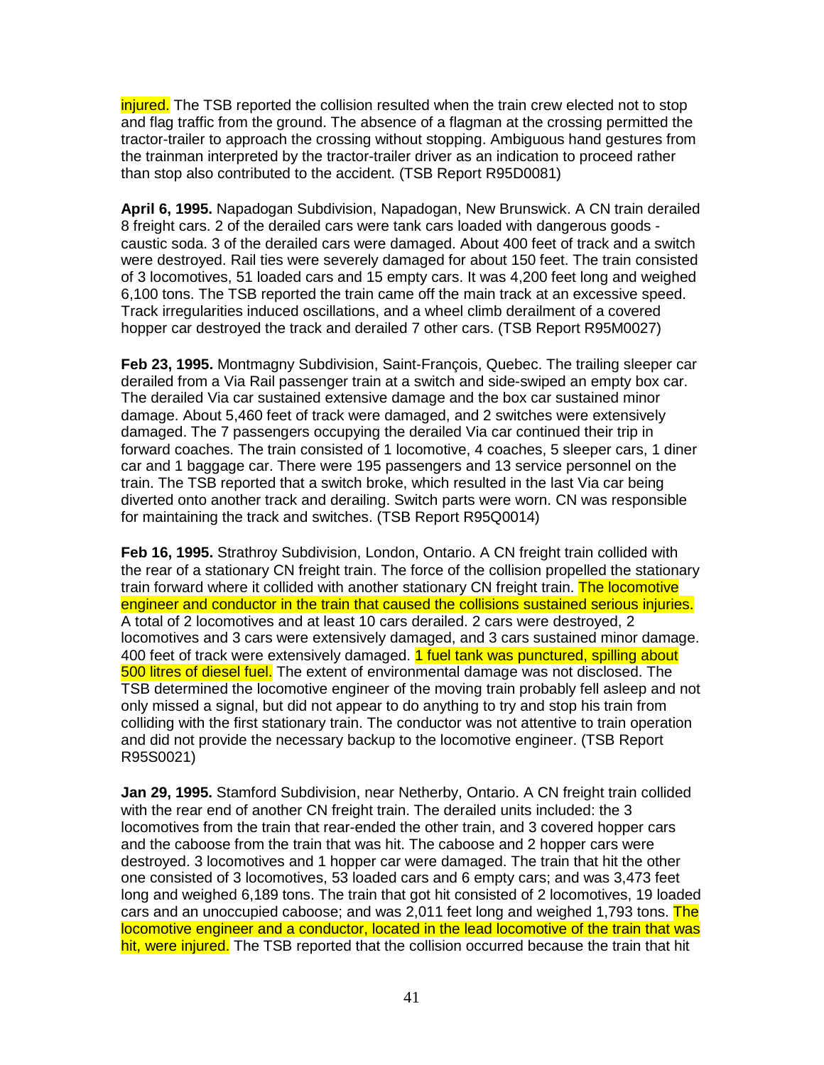injured. The TSB reported the collision resulted when the train crew elected not to stop and flag traffic from the ground. The absence of a flagman at the crossing permitted the tractor-trailer to approach the crossing without stopping. Ambiguous hand gestures from the trainman interpreted by the tractor-trailer driver as an indication to proceed rather than stop also contributed to the accident. (TSB Report R95D0081)

**April 6, 1995.** Napadogan Subdivision, Napadogan, New Brunswick. A CN train derailed 8 freight cars. 2 of the derailed cars were tank cars loaded with dangerous goods - caustic soda. 3 of the derailed cars were damaged. About 400 feet of track and a switch were destroyed. Rail ties were severely damaged for about 150 feet. The train consisted of 3 locomotives, 51 loaded cars and 15 empty cars. It was 4,200 feet long and weighed 6,100 tons. The TSB reported the train came off the main track at an excessive speed. Track irregularities induced oscillations, and a wheel climb derailment of a covered hopper car destroyed the track and derailed 7 other cars. (TSB Report R95M0027)

**Feb 23, 1995.** Montmagny Subdivision, Saint-François, Quebec. The trailing sleeper car derailed from a Via Rail passenger train at a switch and side-swiped an empty box car. The derailed Via car sustained extensive damage and the box car sustained minor damage. About 5,460 feet of track were damaged, and 2 switches were extensively damaged. The 7 passengers occupying the derailed Via car continued their trip in forward coaches. The train consisted of 1 locomotive, 4 coaches, 5 sleeper cars, 1 diner car and 1 baggage car. There were 195 passengers and 13 service personnel on the train. The TSB reported that a switch broke, which resulted in the last Via car being diverted onto another track and derailing. Switch parts were worn. CN was responsible for maintaining the track and switches. (TSB Report R95Q0014)

**Feb 16, 1995.** Strathroy Subdivision, London, Ontario. A CN freight train collided with the rear of a stationary CN freight train. The force of the collision propelled the stationary train forward where it collided with another stationary CN freight train. The locomotive engineer and conductor in the train that caused the collisions sustained serious injuries. A total of 2 locomotives and at least 10 cars derailed. 2 cars were destroyed, 2 locomotives and 3 cars were extensively damaged, and 3 cars sustained minor damage. 400 feet of track were extensively damaged. 1 fuel tank was punctured, spilling about 500 litres of diesel fuel. The extent of environmental damage was not disclosed. The TSB determined the locomotive engineer of the moving train probably fell asleep and not only missed a signal, but did not appear to do anything to try and stop his train from colliding with the first stationary train. The conductor was not attentive to train operation and did not provide the necessary backup to the locomotive engineer. (TSB Report R95S0021)

**Jan 29, 1995.** Stamford Subdivision, near Netherby, Ontario. A CN freight train collided with the rear end of another CN freight train. The derailed units included: the 3 locomotives from the train that rear-ended the other train, and 3 covered hopper cars and the caboose from the train that was hit. The caboose and 2 hopper cars were destroyed. 3 locomotives and 1 hopper car were damaged. The train that hit the other one consisted of 3 locomotives, 53 loaded cars and 6 empty cars; and was 3,473 feet long and weighed 6,189 tons. The train that got hit consisted of 2 locomotives, 19 loaded cars and an unoccupied caboose; and was 2,011 feet long and weighed 1,793 tons. The locomotive engineer and a conductor, located in the lead locomotive of the train that was hit, were injured. The TSB reported that the collision occurred because the train that hit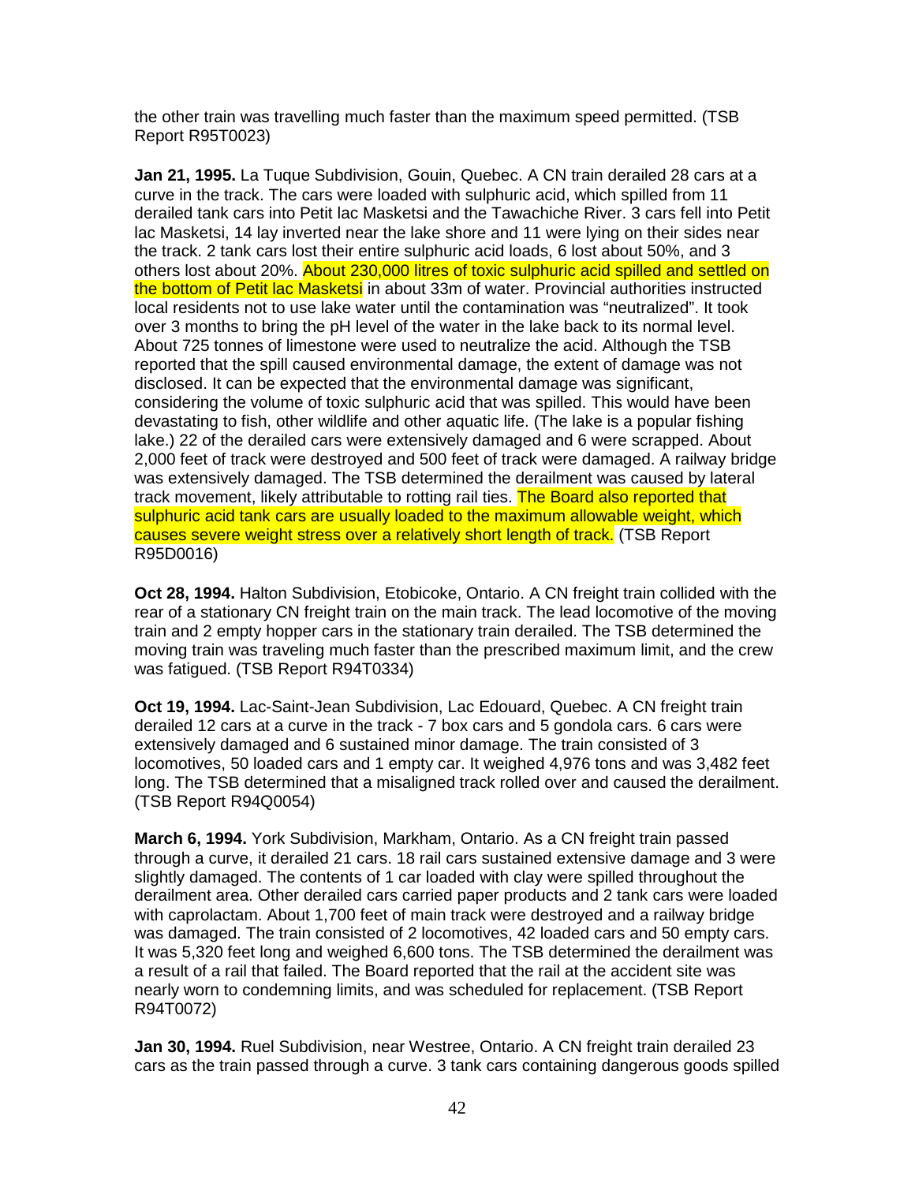the other train was travelling much faster than the maximum speed permitted. (TSB Report R95T0023)

**Jan 21, 1995.** La Tuque Subdivision, Gouin, Quebec. A CN train derailed 28 cars at a curve in the track. The cars were loaded with sulphuric acid, which spilled from 11 derailed tank cars into Petit lac Masketsi and the Tawachiche River. 3 cars fell into Petit lac Masketsi, 14 lay inverted near the lake shore and 11 were lying on their sides near the track. 2 tank cars lost their entire sulphuric acid loads, 6 lost about 50%, and 3 others lost about 20%. About 230,000 litres of toxic sulphuric acid spilled and settled on the bottom of Petit lac Masketsi in about 33m of water. Provincial authorities instructed local residents not to use lake water until the contamination was "neutralized". It took over 3 months to bring the pH level of the water in the lake back to its normal level. About 725 tonnes of limestone were used to neutralize the acid. Although the TSB reported that the spill caused environmental damage, the extent of damage was not disclosed. It can be expected that the environmental damage was significant, considering the volume of toxic sulphuric acid that was spilled. This would have been devastating to fish, other wildlife and other aquatic life. (The lake is a popular fishing lake.) 22 of the derailed cars were extensively damaged and 6 were scrapped. About 2,000 feet of track were destroyed and 500 feet of track were damaged. A railway bridge was extensively damaged. The TSB determined the derailment was caused by lateral track movement, likely attributable to rotting rail ties. The Board also reported that sulphuric acid tank cars are usually loaded to the maximum allowable weight, which causes severe weight stress over a relatively short length of track. (TSB Report R95D0016)

**Oct 28, 1994.** Halton Subdivision, Etobicoke, Ontario. A CN freight train collided with the rear of a stationary CN freight train on the main track. The lead locomotive of the moving train and 2 empty hopper cars in the stationary train derailed. The TSB determined the moving train was traveling much faster than the prescribed maximum limit, and the crew was fatigued. (TSB Report R94T0334)

**Oct 19, 1994.** Lac-Saint-Jean Subdivision, Lac Edouard, Quebec. A CN freight train derailed 12 cars at a curve in the track - 7 box cars and 5 gondola cars. 6 cars were extensively damaged and 6 sustained minor damage. The train consisted of 3 locomotives, 50 loaded cars and 1 empty car. It weighed 4,976 tons and was 3,482 feet long. The TSB determined that a misaligned track rolled over and caused the derailment. (TSB Report R94Q0054)

**March 6, 1994.** York Subdivision, Markham, Ontario. As a CN freight train passed through a curve, it derailed 21 cars. 18 rail cars sustained extensive damage and 3 were slightly damaged. The contents of 1 car loaded with clay were spilled throughout the derailment area. Other derailed cars carried paper products and 2 tank cars were loaded with caprolactam. About 1,700 feet of main track were destroyed and a railway bridge was damaged. The train consisted of 2 locomotives, 42 loaded cars and 50 empty cars. It was 5,320 feet long and weighed 6,600 tons. The TSB determined the derailment was a result of a rail that failed. The Board reported that the rail at the accident site was nearly worn to condemning limits, and was scheduled for replacement. (TSB Report R94T0072)

**Jan 30, 1994.** Ruel Subdivision, near Westree, Ontario. A CN freight train derailed 23 cars as the train passed through a curve. 3 tank cars containing dangerous goods spilled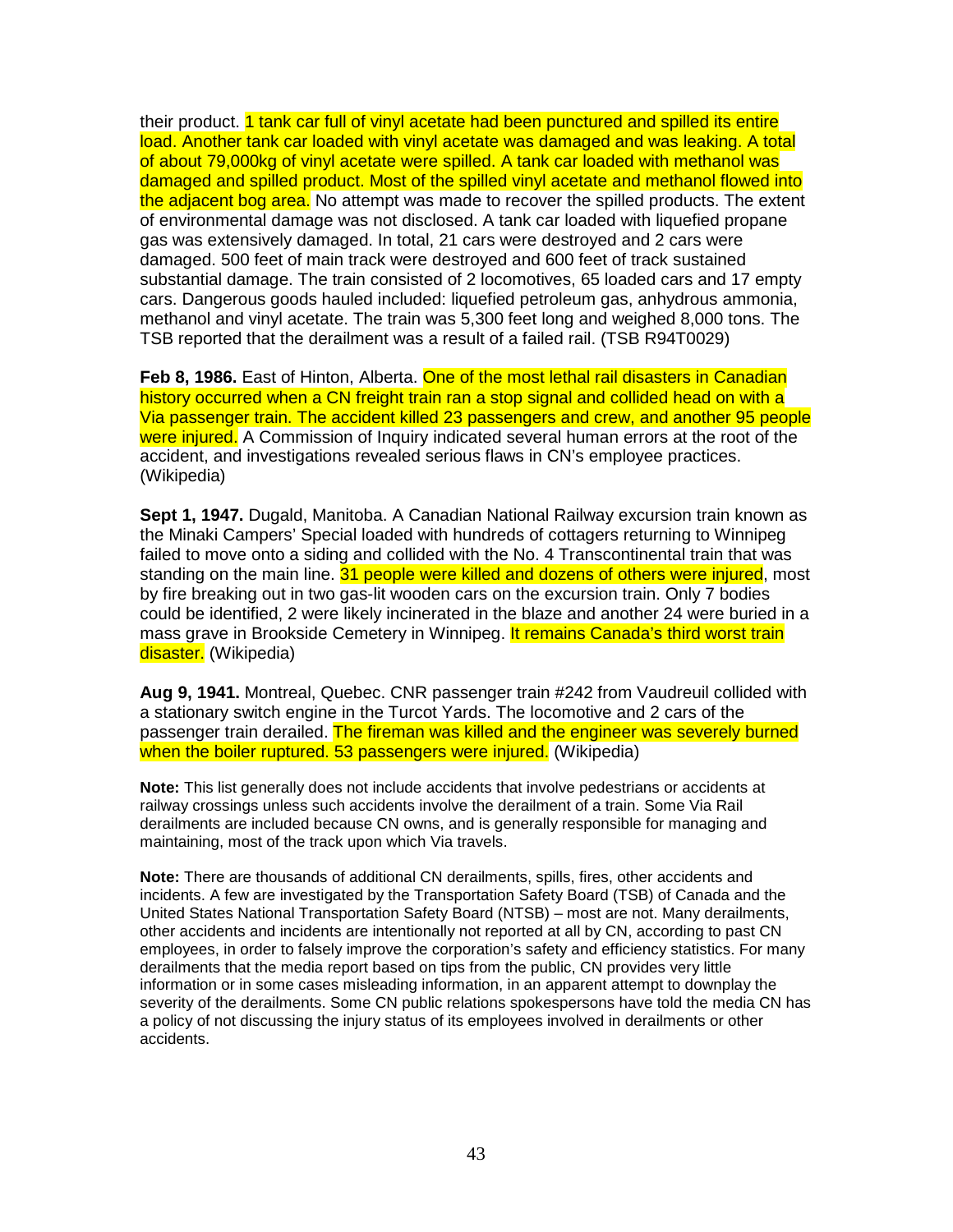their product. 1 tank car full of vinyl acetate had been punctured and spilled its entire load. Another tank car loaded with vinyl acetate was damaged and was leaking. A total of about 79,000kg of vinyl acetate were spilled. A tank car loaded with methanol was damaged and spilled product. Most of the spilled vinyl acetate and methanol flowed into the adjacent bog area. No attempt was made to recover the spilled products. The extent of environmental damage was not disclosed. A tank car loaded with liquefied propane gas was extensively damaged. In total, 21 cars were destroyed and 2 cars were damaged. 500 feet of main track were destroyed and 600 feet of track sustained substantial damage. The train consisted of 2 locomotives, 65 loaded cars and 17 empty cars. Dangerous goods hauled included: liquefied petroleum gas, anhydrous ammonia, methanol and vinyl acetate. The train was 5,300 feet long and weighed 8,000 tons. The TSB reported that the derailment was a result of a failed rail. (TSB R94T0029)

**Feb 8, 1986.** East of Hinton, Alberta. One of the most lethal rail disasters in Canadian history occurred when a CN freight train ran a stop signal and collided head on with a Via passenger train. The accident killed 23 passengers and crew, and another 95 people were injured. A Commission of Inquiry indicated several human errors at the root of the accident, and investigations revealed serious flaws in CN's employee practices. (Wikipedia)

**Sept 1, 1947.** Dugald, Manitoba. A Canadian National Railway excursion train known as the Minaki Campers' Special loaded with hundreds of cottagers returning to Winnipeg failed to move onto a siding and collided with the No. 4 Transcontinental train that was standing on the main line. 31 people were killed and dozens of others were injured, most by fire breaking out in two gas-lit wooden cars on the excursion train. Only 7 bodies could be identified, 2 were likely incinerated in the blaze and another 24 were buried in a mass grave in Brookside Cemetery in Winnipeg. It remains Canada's third worst train disaster. (Wikipedia)

**Aug 9, 1941.** Montreal, Quebec. CNR passenger train #242 from Vaudreuil collided with a stationary switch engine in the Turcot Yards. The locomotive and 2 cars of the passenger train derailed. The fireman was killed and the engineer was severely burned when the boiler ruptured. 53 passengers were injured. (Wikipedia)

**Note:** This list generally does not include accidents that involve pedestrians or accidents at railway crossings unless such accidents involve the derailment of a train. Some Via Rail derailments are included because CN owns, and is generally responsible for managing and maintaining, most of the track upon which Via travels.

**Note:** There are thousands of additional CN derailments, spills, fires, other accidents and incidents. A few are investigated by the Transportation Safety Board (TSB) of Canada and the United States National Transportation Safety Board (NTSB) – most are not. Many derailments, other accidents and incidents are intentionally not reported at all by CN, according to past CN employees, in order to falsely improve the corporation's safety and efficiency statistics. For many derailments that the media report based on tips from the public, CN provides very little information or in some cases misleading information, in an apparent attempt to downplay the severity of the derailments. Some CN public relations spokespersons have told the media CN has a policy of not discussing the injury status of its employees involved in derailments or other accidents.